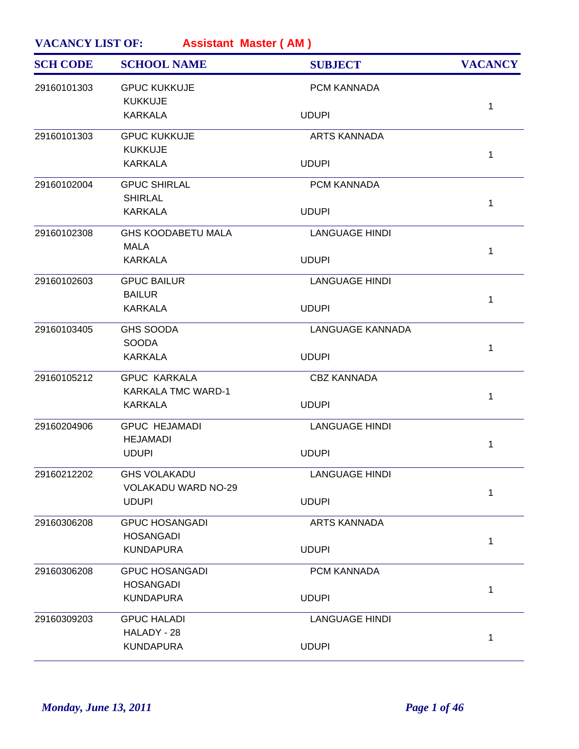**VACANCY LIST OF:** **Assistant Master ( AM )**

| SCH CODE | SCHOOL NAME | SUBJECT | VACANCY |
|---|---|---|---|
| 29160101303 | GPUC KUKKUJE<br>KUKKUJE<br>KARKALA | PCM KANNADA<br><br>UDUPI | 1 |
| 29160101303 | GPUC KUKKUJE<br>KUKKUJE<br>KARKALA | ARTS KANNADA<br><br>UDUPI | 1 |
| 29160102004 | GPUC SHIRLAL<br>SHIRLAL<br>KARKALA | PCM KANNADA<br><br>UDUPI | 1 |
| 29160102308 | GHS KOODABETU MALA<br>MALA<br>KARKALA | LANGUAGE HINDI<br><br>UDUPI | 1 |
| 29160102603 | GPUC BAILUR<br>BAILUR<br>KARKALA | LANGUAGE HINDI<br><br>UDUPI | 1 |
| 29160103405 | GHS SOODA<br>SOODA<br>KARKALA | LANGUAGE KANNADA<br><br>UDUPI | 1 |
| 29160105212 | GPUC KARKALA<br>KARKALA TMC WARD-1<br>KARKALA | CBZ KANNADA<br><br>UDUPI | 1 |
| 29160204906 | GPUC HEJAMADI<br>HEJAMADI<br>UDUPI | LANGUAGE HINDI<br><br>UDUPI | 1 |
| 29160212202 | GHS VOLAKADU<br>VOLAKADU WARD NO-29<br>UDUPI | LANGUAGE HINDI<br><br>UDUPI | 1 |
| 29160306208 | GPUC HOSANGADI<br>HOSANGADI<br>KUNDAPURA | ARTS KANNADA<br><br>UDUPI | 1 |
| 29160306208 | GPUC HOSANGADI<br>HOSANGADI<br>KUNDAPURA | PCM KANNADA<br><br>UDUPI | 1 |
| 29160309203 | GPUC HALADI<br>HALADY - 28<br>KUNDAPURA | LANGUAGE HINDI<br><br>UDUPI | 1 |

*Monday, June 13, 2011*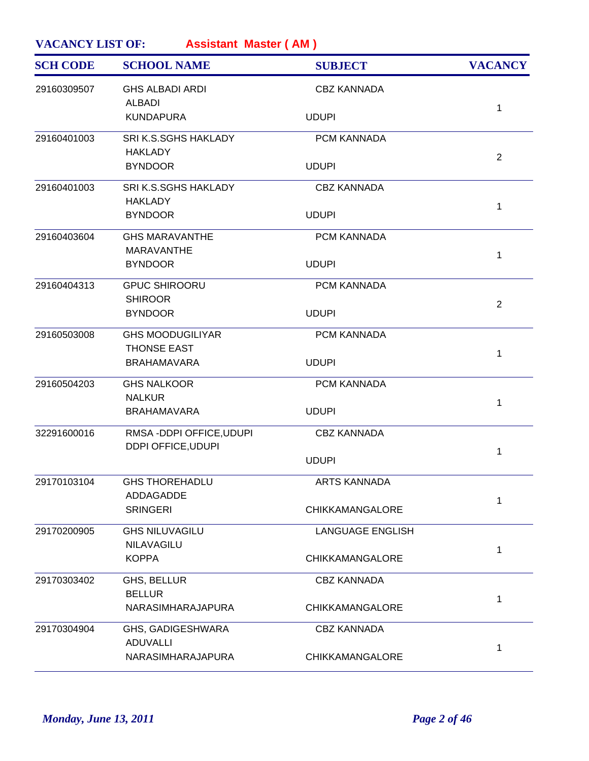**VACANCY LIST OF:** **Assistant Master ( AM )**

| SCH CODE | SCHOOL NAME | SUBJECT | VACANCY |
|---|---|---|---|
| 29160309507 | GHS ALBADI ARDI<br>ALBADI<br>KUNDAPURA | CBZ KANNADA<br><br>UDUPI | 1 |
| 29160401003 | SRI K.S.SGHS HAKLADY<br>HAKLADY<br>BYNDOOR | PCM KANNADA<br><br>UDUPI | 2 |
| 29160401003 | SRI K.S.SGHS HAKLADY<br>HAKLADY<br>BYNDOOR | CBZ KANNADA<br><br>UDUPI | 1 |
| 29160403604 | GHS MARAVANTHE<br>MARAVANTHE<br>BYNDOOR | PCM KANNADA<br><br>UDUPI | 1 |
| 29160404313 | GPUC SHIROORU<br>SHIROOR<br>BYNDOOR | PCM KANNADA<br><br>UDUPI | 2 |
| 29160503008 | GHS MOODUGILIYAR<br>THONSE EAST<br>BRAHAMAVARA | PCM KANNADA<br><br>UDUPI | 1 |
| 29160504203 | GHS NALKOOR<br>NALKUR<br>BRAHAMAVARA | PCM KANNADA<br><br>UDUPI | 1 |
| 32291600016 | RMSA -DDPI OFFICE,UDUPI<br>DDPI OFFICE,UDUPI | CBZ KANNADA<br><br>UDUPI | 1 |
| 29170103104 | GHS THOREHADLU<br>ADDAGADDE<br>SRINGERI | ARTS KANNADA<br><br>CHIKKAMANGALORE | 1 |
| 29170200905 | GHS NILUVAGILU<br>NILAVAGILU<br>KOPPA | LANGUAGE ENGLISH<br><br>CHIKKAMANGALORE | 1 |
| 29170303402 | GHS, BELLUR<br>BELLUR<br>NARASIMHARAJAPURA | CBZ KANNADA<br><br>CHIKKAMANGALORE | 1 |
| 29170304904 | GHS, GADIGESHWARA<br>ADUVALLI<br>NARASIMHARAJAPURA | CBZ KANNADA<br><br>CHIKKAMANGALORE | 1 |

*Monday, June 13, 2011*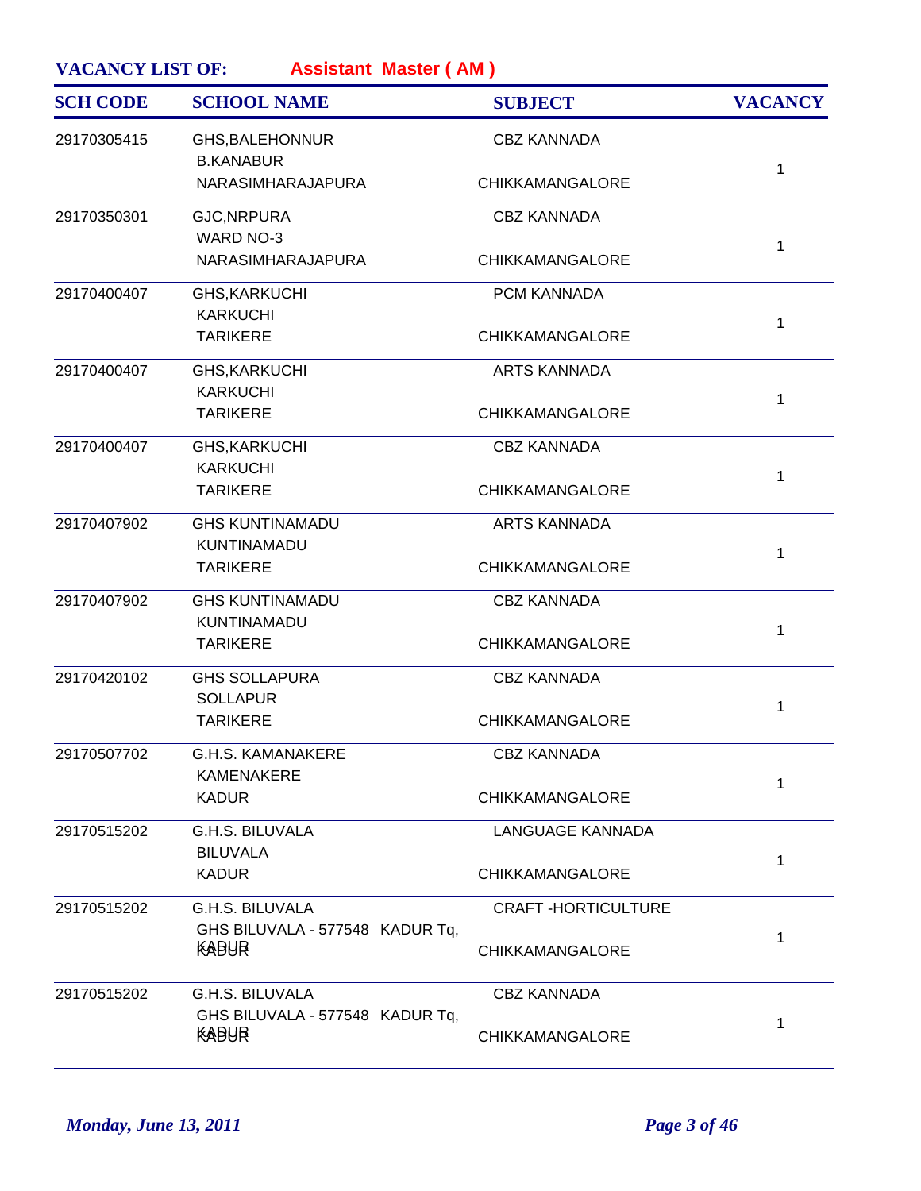**VACANCY LIST OF:** **Assistant Master ( AM )**

| SCH CODE | SCHOOL NAME | SUBJECT | VACANCY |
|---|---|---|---|
| 29170305415 | GHS,BALEHONNUR<br>B.KANABUR<br>NARASIMHARAJAPURA | CBZ KANNADA<br>CHIKKAMANGALORE | 1 |
| 29170350301 | GJC,NRPURA<br>WARD NO-3<br>NARASIMHARAJAPURA | CBZ KANNADA<br>CHIKKAMANGALORE | 1 |
| 29170400407 | GHS,KARKUCHI<br>KARKUCHI<br>TARIKERE | PCM KANNADA<br>CHIKKAMANGALORE | 1 |
| 29170400407 | GHS,KARKUCHI<br>KARKUCHI<br>TARIKERE | ARTS KANNADA<br>CHIKKAMANGALORE | 1 |
| 29170400407 | GHS,KARKUCHI<br>KARKUCHI<br>TARIKERE | CBZ KANNADA<br>CHIKKAMANGALORE | 1 |
| 29170407902 | GHS KUNTINAMADU<br>KUNTINAMADU<br>TARIKERE | ARTS KANNADA<br>CHIKKAMANGALORE | 1 |
| 29170407902 | GHS KUNTINAMADU<br>KUNTINAMADU<br>TARIKERE | CBZ KANNADA<br>CHIKKAMANGALORE | 1 |
| 29170420102 | GHS SOLLAPURA<br>SOLLAPUR<br>TARIKERE | CBZ KANNADA<br>CHIKKAMANGALORE | 1 |
| 29170507702 | G.H.S. KAMANAKERE<br>KAMENAKERE<br>KADUR | CBZ KANNADA<br>CHIKKAMANGALORE | 1 |
| 29170515202 | G.H.S. BILUVALA<br>BILUVALA<br>KADUR | LANGUAGE KANNADA<br>CHIKKAMANGALORE | 1 |
| 29170515202 | G.H.S. BILUVALA<br>GHS BILUVALA - 577548 KADUR Tq,<br>KADUR | CRAFT -HORTICULTURE<br>CHIKKAMANGALORE | 1 |
| 29170515202 | G.H.S. BILUVALA<br>GHS BILUVALA - 577548 KADUR Tq,<br>KADUR | CBZ KANNADA<br>CHIKKAMANGALORE | 1 |

*Monday, June 13, 2011*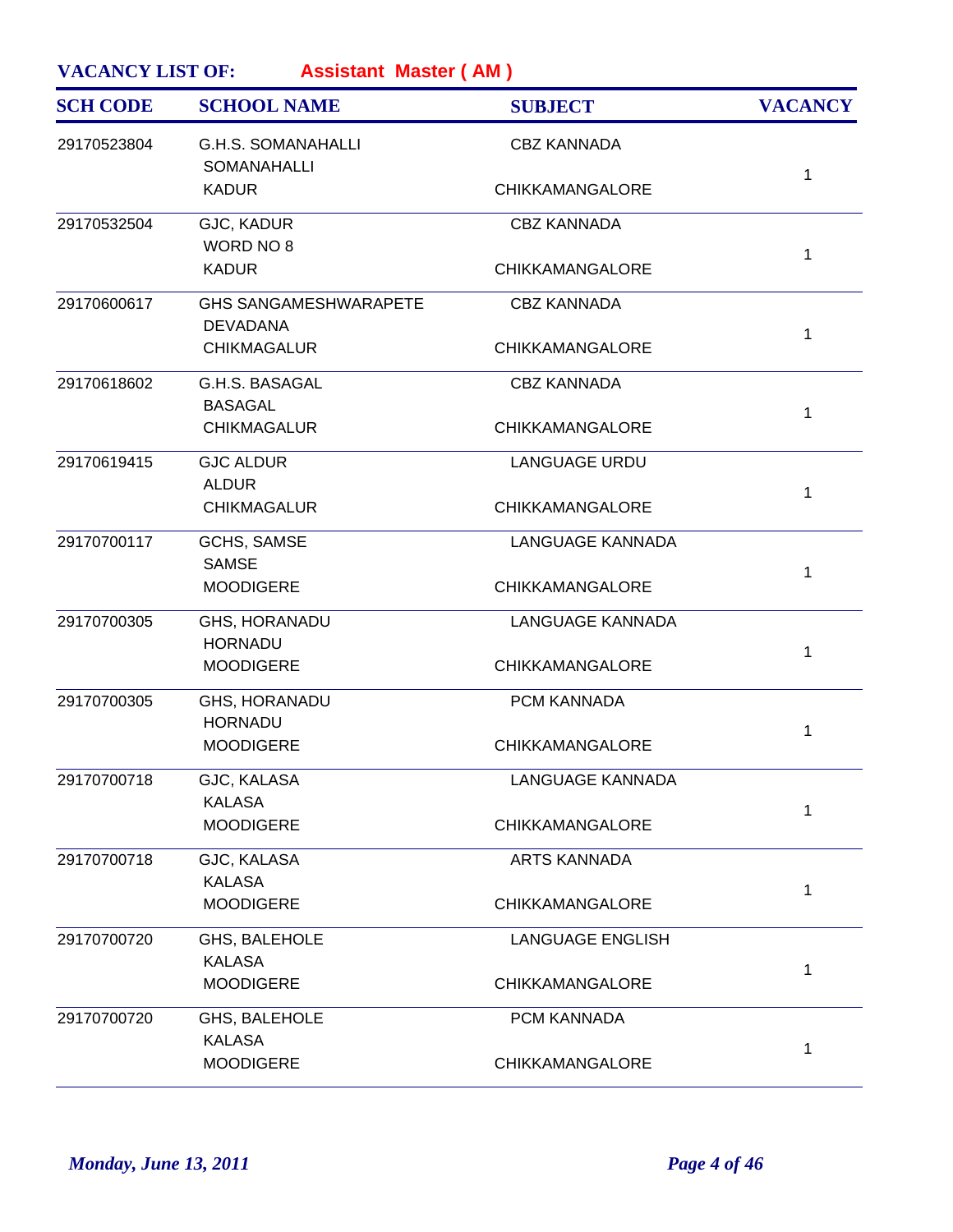**VACANCY LIST OF:** **Assistant Master ( AM )**

| SCH CODE | SCHOOL NAME | SUBJECT | VACANCY |
|---|---|---|---|
| 29170523804 | G.H.S. SOMANAHALLI<br>SOMANAHALLI<br>KADUR | CBZ KANNADA<br><br>CHIKKAMANGALORE | 1 |
| 29170532504 | GJC, KADUR<br>WORD NO 8<br>KADUR | CBZ KANNADA<br><br>CHIKKAMANGALORE | 1 |
| 29170600617 | GHS SANGAMESHWARAPETE<br>DEVADANA<br>CHIKMAGALUR | CBZ KANNADA<br><br>CHIKKAMANGALORE | 1 |
| 29170618602 | G.H.S. BASAGAL<br>BASAGAL<br>CHIKMAGALUR | CBZ KANNADA<br><br>CHIKKAMANGALORE | 1 |
| 29170619415 | GJC ALDUR<br>ALDUR<br>CHIKMAGALUR | LANGUAGE URDU<br><br>CHIKKAMANGALORE | 1 |
| 29170700117 | GCHS, SAMSE<br>SAMSE<br>MOODIGERE | LANGUAGE KANNADA<br><br>CHIKKAMANGALORE | 1 |
| 29170700305 | GHS, HORANADU<br>HORNADU<br>MOODIGERE | LANGUAGE KANNADA<br><br>CHIKKAMANGALORE | 1 |
| 29170700305 | GHS, HORANADU<br>HORNADU<br>MOODIGERE | PCM KANNADA<br><br>CHIKKAMANGALORE | 1 |
| 29170700718 | GJC, KALASA<br>KALASA<br>MOODIGERE | LANGUAGE KANNADA<br><br>CHIKKAMANGALORE | 1 |
| 29170700718 | GJC, KALASA<br>KALASA<br>MOODIGERE | ARTS KANNADA<br><br>CHIKKAMANGALORE | 1 |
| 29170700720 | GHS, BALEHOLE<br>KALASA<br>MOODIGERE | LANGUAGE ENGLISH<br><br>CHIKKAMANGALORE | 1 |
| 29170700720 | GHS, BALEHOLE<br>KALASA<br>MOODIGERE | PCM KANNADA<br><br>CHIKKAMANGALORE | 1 |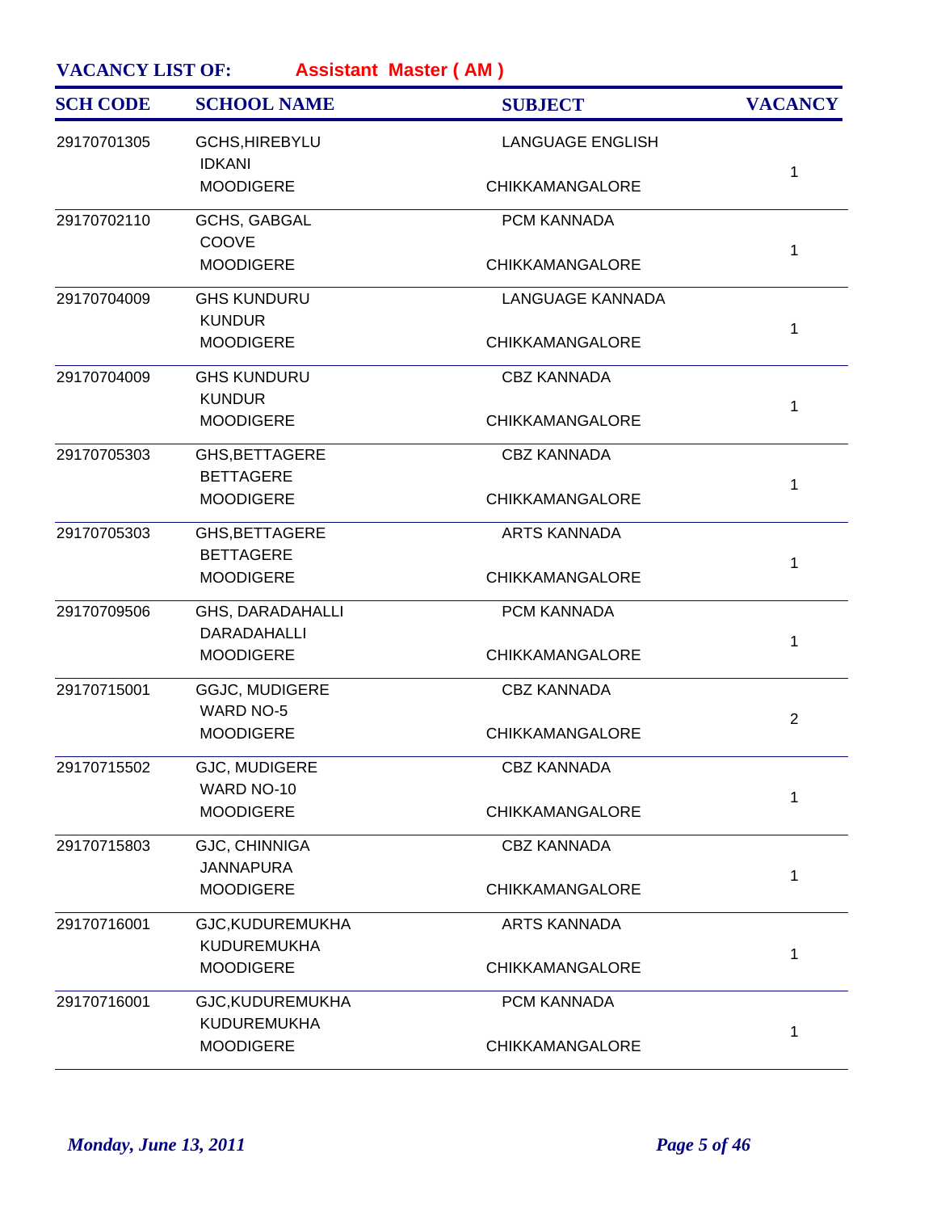**VACANCY LIST OF:** **Assistant Master ( AM )**

| SCH CODE | SCHOOL NAME | SUBJECT | VACANCY |
|---|---|---|---|
| 29170701305 | GCHS,HIREBYLU IDKANI MOODIGERE | LANGUAGE ENGLISH CHIKKAMANGALORE | 1 |
| 29170702110 | GCHS, GABGAL COOVE MOODIGERE | PCM KANNADA CHIKKAMANGALORE | 1 |
| 29170704009 | GHS KUNDURU KUNDUR MOODIGERE | LANGUAGE KANNADA CHIKKAMANGALORE | 1 |
| 29170704009 | GHS KUNDURU KUNDUR MOODIGERE | CBZ KANNADA CHIKKAMANGALORE | 1 |
| 29170705303 | GHS,BETTAGERE BETTAGERE MOODIGERE | CBZ KANNADA CHIKKAMANGALORE | 1 |
| 29170705303 | GHS,BETTAGERE BETTAGERE MOODIGERE | ARTS KANNADA CHIKKAMANGALORE | 1 |
| 29170709506 | GHS, DARADAHALLI DARADAHALLI MOODIGERE | PCM KANNADA CHIKKAMANGALORE | 1 |
| 29170715001 | GGJC, MUDIGERE WARD NO-5 MOODIGERE | CBZ KANNADA CHIKKAMANGALORE | 2 |
| 29170715502 | GJC, MUDIGERE WARD NO-10 MOODIGERE | CBZ KANNADA CHIKKAMANGALORE | 1 |
| 29170715803 | GJC, CHINNIGA JANNAPURA MOODIGERE | CBZ KANNADA CHIKKAMANGALORE | 1 |
| 29170716001 | GJC,KUDUREMUKHA KUDUREMUKHA MOODIGERE | ARTS KANNADA CHIKKAMANGALORE | 1 |
| 29170716001 | GJC,KUDUREMUKHA KUDUREMUKHA MOODIGERE | PCM KANNADA CHIKKAMANGALORE | 1 |

*Monday, June 13, 2011*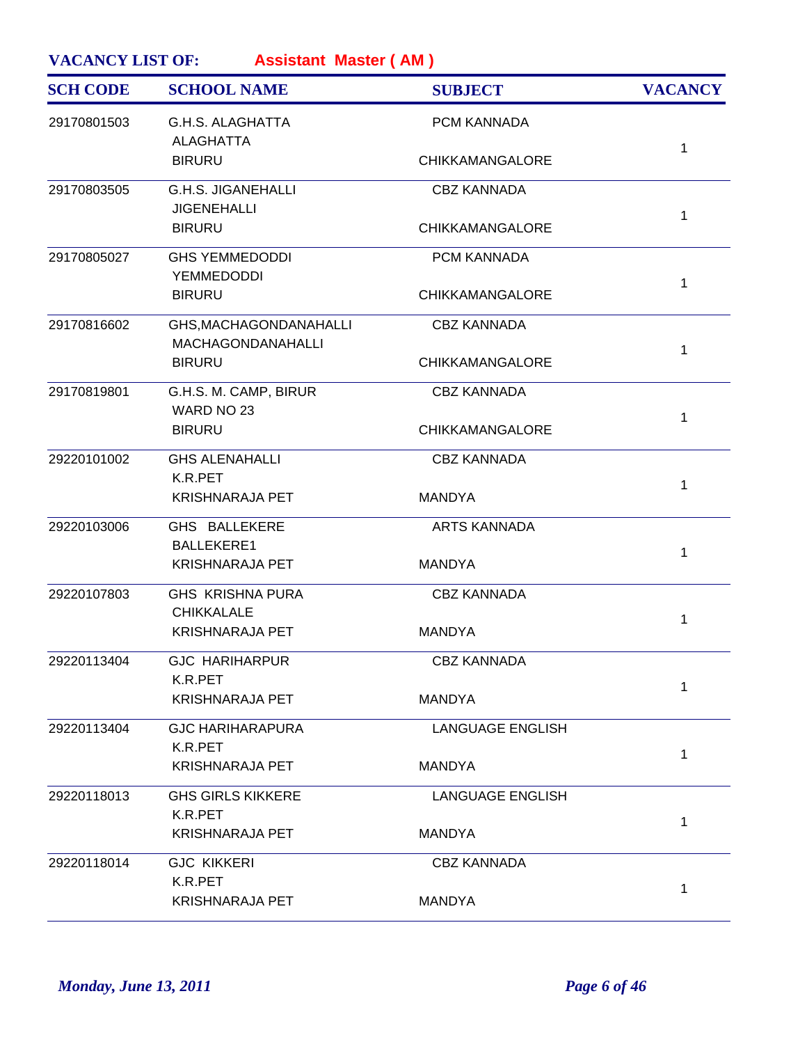**VACANCY LIST OF:** **Assistant Master ( AM )**

| SCH CODE | SCHOOL NAME | SUBJECT | VACANCY |
|---|---|---|---|
| 29170801503 | G.H.S. ALAGHATTA<br>ALAGHATTA<br>BIRURU | PCM KANNADA<br><br>CHIKKAMANGALORE | 1 |
| 29170803505 | G.H.S. JIGANEHALLI<br>JIGENEHALLI<br>BIRURU | CBZ KANNADA<br><br>CHIKKAMANGALORE | 1 |
| 29170805027 | GHS YEMMEDODDI<br>YEMMEDODDI<br>BIRURU | PCM KANNADA<br><br>CHIKKAMANGALORE | 1 |
| 29170816602 | GHS,MACHAGONDANAHALLI<br>MACHAGONDANAHALLI<br>BIRURU | CBZ KANNADA<br><br>CHIKKAMANGALORE | 1 |
| 29170819801 | G.H.S. M. CAMP, BIRUR<br>WARD NO 23<br>BIRURU | CBZ KANNADA<br><br>CHIKKAMANGALORE | 1 |
| 29220101002 | GHS ALENAHALLI<br>K.R.PET<br>KRISHNARAJA PET | CBZ KANNADA<br><br>MANDYA | 1 |
| 29220103006 | GHS BALLEKERE<br>BALLEKERE1<br>KRISHNARAJA PET | ARTS KANNADA<br><br>MANDYA | 1 |
| 29220107803 | GHS KRISHNA PURA<br>CHIKKALALE<br>KRISHNARAJA PET | CBZ KANNADA<br><br>MANDYA | 1 |
| 29220113404 | GJC HARIHARPUR<br>K.R.PET<br>KRISHNARAJA PET | CBZ KANNADA<br><br>MANDYA | 1 |
| 29220113404 | GJC HARIHARAPURA<br>K.R.PET<br>KRISHNARAJA PET | LANGUAGE ENGLISH<br><br>MANDYA | 1 |
| 29220118013 | GHS GIRLS KIKKERE<br>K.R.PET<br>KRISHNARAJA PET | LANGUAGE ENGLISH<br><br>MANDYA | 1 |
| 29220118014 | GJC KIKKERI<br>K.R.PET<br>KRISHNARAJA PET | CBZ KANNADA<br><br>MANDYA | 1 |

*Monday, June 13, 2011*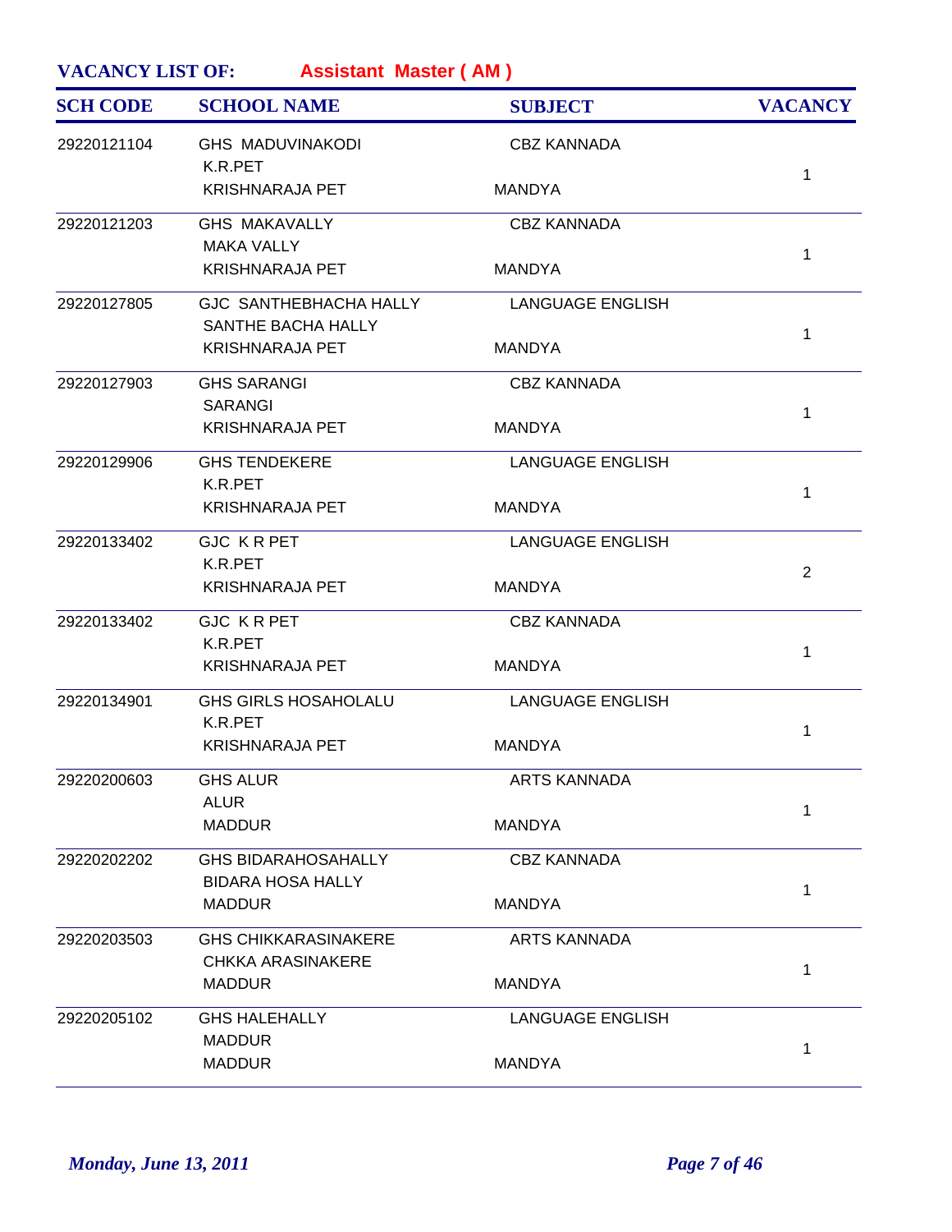**VACANCY LIST OF:** **Assistant Master ( AM )**

| SCH CODE | SCHOOL NAME | SUBJECT | VACANCY |
|---|---|---|---|
| 29220121104 | GHS MADUVINAKODI<br>K.R.PET<br>KRISHNARAJA PET | CBZ KANNADA<br><br>MANDYA | 1 |
| 29220121203 | GHS MAKAVALLY<br>MAKA VALLY<br>KRISHNARAJA PET | CBZ KANNADA<br><br>MANDYA | 1 |
| 29220127805 | GJC SANTHEBHACHA HALLY<br>SANTHE BACHA HALLY<br>KRISHNARAJA PET | LANGUAGE ENGLISH<br><br>MANDYA | 1 |
| 29220127903 | GHS SARANGI<br>SARANGI<br>KRISHNARAJA PET | CBZ KANNADA<br><br>MANDYA | 1 |
| 29220129906 | GHS TENDEKERE<br>K.R.PET<br>KRISHNARAJA PET | LANGUAGE ENGLISH<br><br>MANDYA | 1 |
| 29220133402 | GJC K R PET<br>K.R.PET<br>KRISHNARAJA PET | LANGUAGE ENGLISH<br><br>MANDYA | 2 |
| 29220133402 | GJC K R PET<br>K.R.PET<br>KRISHNARAJA PET | CBZ KANNADA<br><br>MANDYA | 1 |
| 29220134901 | GHS GIRLS HOSAHOLALU<br>K.R.PET<br>KRISHNARAJA PET | LANGUAGE ENGLISH<br><br>MANDYA | 1 |
| 29220200603 | GHS ALUR<br>ALUR<br>MADDUR | ARTS KANNADA<br><br>MANDYA | 1 |
| 29220202202 | GHS BIDARAHOSAHALLY<br>BIDARA HOSA HALLY<br>MADDUR | CBZ KANNADA<br><br>MANDYA | 1 |
| 29220203503 | GHS CHIKKARASINAKERE<br>CHKKA ARASINAKERE<br>MADDUR | ARTS KANNADA<br><br>MANDYA | 1 |
| 29220205102 | GHS HALEHALLY<br>MADDUR<br>MADDUR | LANGUAGE ENGLISH<br><br>MANDYA | 1 |

*Monday, June 13, 2011*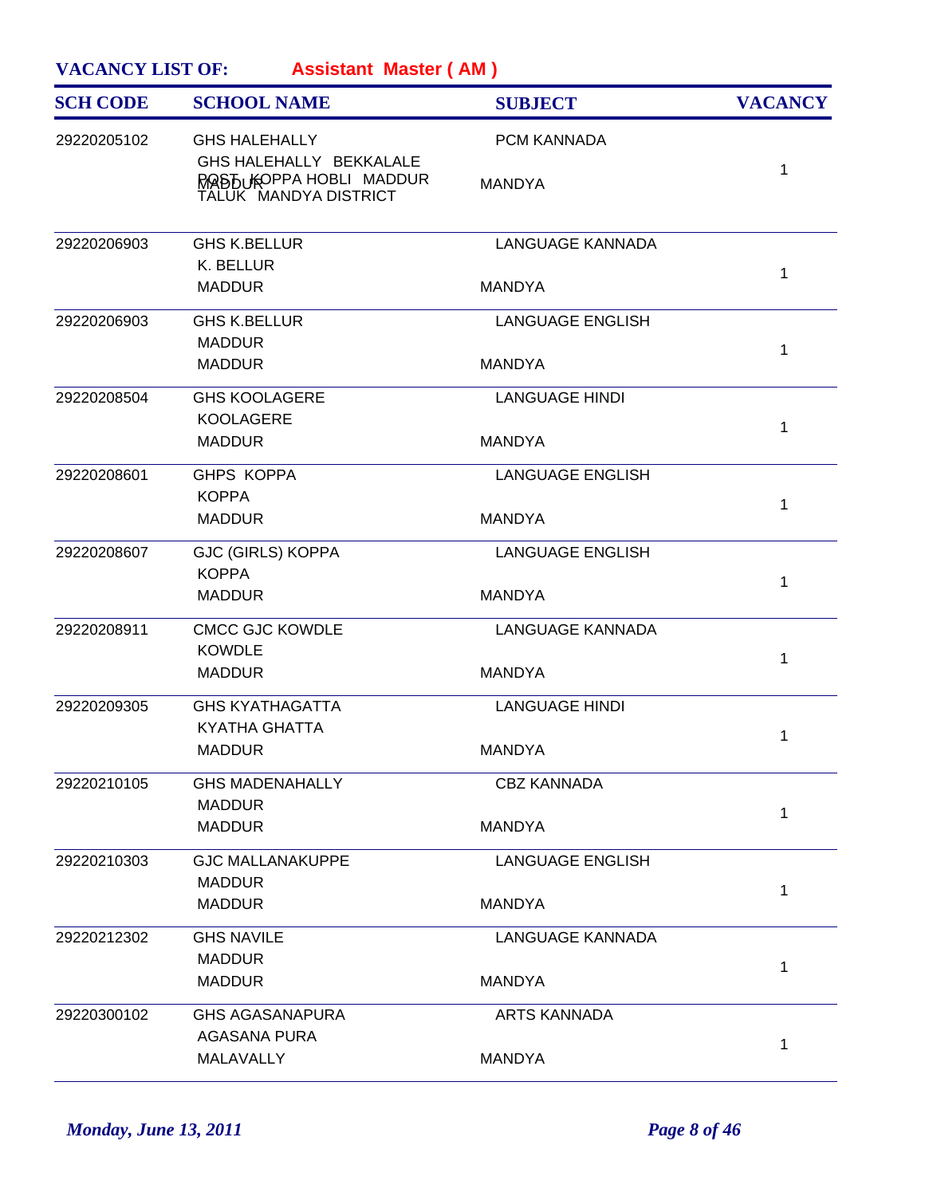**VACANCY LIST OF:** **Assistant Master ( AM )**

| SCH CODE | SCHOOL NAME | SUBJECT | VACANCY |
|---|---|---|---|
| 29220205102 | GHS HALEHALLY<br>GHS HALEHALLY BEKKALALE POST KOPPA HOBLI MADDUR TALUK MANDYA DISTRICT<br>MADDUR | PCM KANNADA<br>MANDYA | 1 |
| 29220206903 | GHS K.BELLUR<br>K. BELLUR<br>MADDUR | LANGUAGE KANNADA<br>MANDYA | 1 |
| 29220206903 | GHS K.BELLUR<br>MADDUR<br>MADDUR | LANGUAGE ENGLISH<br>MANDYA | 1 |
| 29220208504 | GHS KOOLAGERE<br>KOOLAGERE<br>MADDUR | LANGUAGE HINDI<br>MANDYA | 1 |
| 29220208601 | GHPS KOPPA<br>KOPPA<br>MADDUR | LANGUAGE ENGLISH<br>MANDYA | 1 |
| 29220208607 | GJC (GIRLS) KOPPA<br>KOPPA<br>MADDUR | LANGUAGE ENGLISH<br>MANDYA | 1 |
| 29220208911 | CMCC GJC KOWDLE<br>KOWDLE<br>MADDUR | LANGUAGE KANNADA<br>MANDYA | 1 |
| 29220209305 | GHS KYATHAGATTA<br>KYATHA GHATTA<br>MADDUR | LANGUAGE HINDI<br>MANDYA | 1 |
| 29220210105 | GHS MADENAHALLY<br>MADDUR<br>MADDUR | CBZ KANNADA<br>MANDYA | 1 |
| 29220210303 | GJC MALLANAKUPPE<br>MADDUR<br>MADDUR | LANGUAGE ENGLISH<br>MANDYA | 1 |
| 29220212302 | GHS NAVILE<br>MADDUR<br>MADDUR | LANGUAGE KANNADA<br>MANDYA | 1 |
| 29220300102 | GHS AGASANAPURA<br>AGASANA PURA<br>MALAVALLY | ARTS KANNADA<br>MANDYA | 1 |

*Monday, June 13, 2011*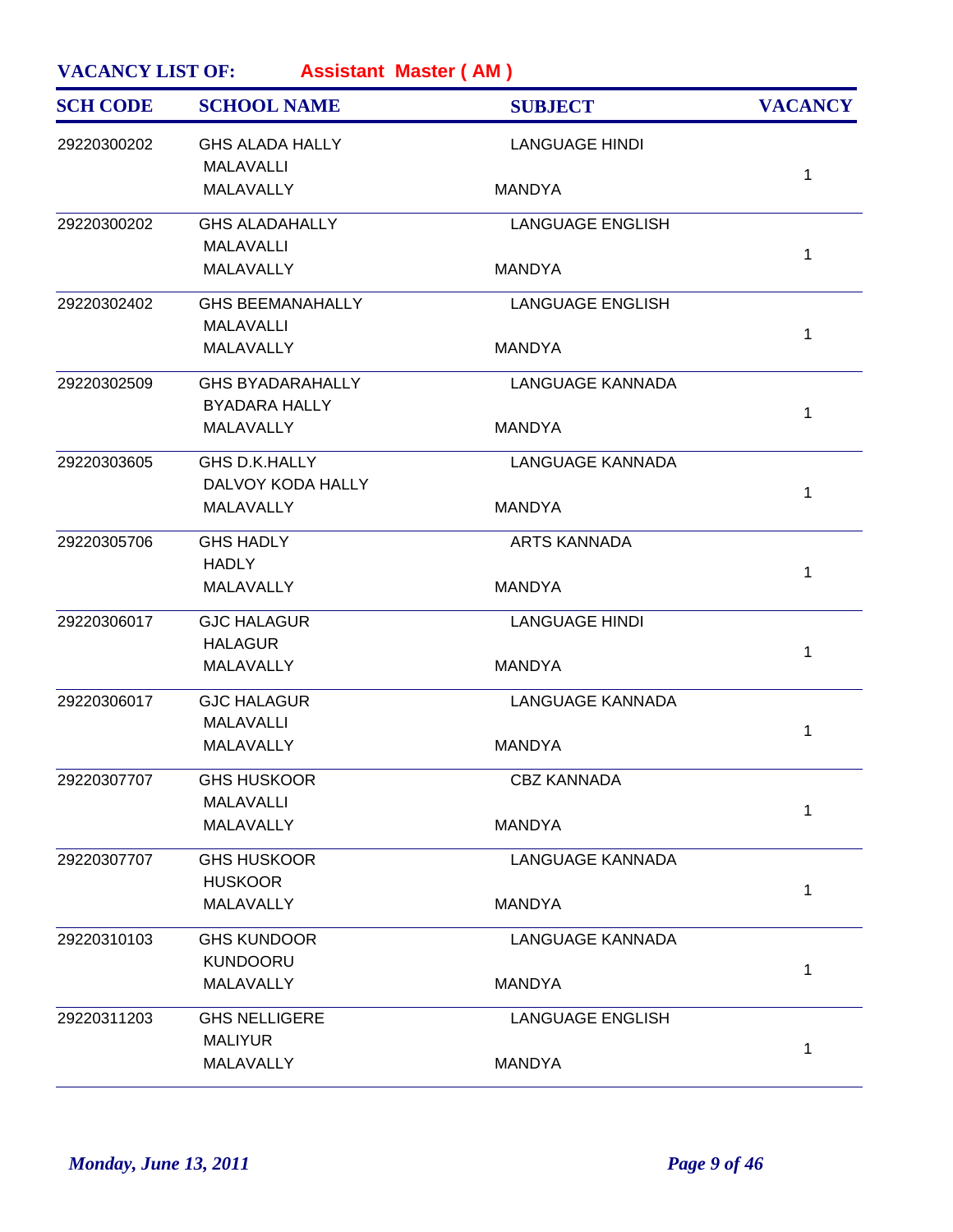**VACANCY LIST OF:** **Assistant Master ( AM )**

| SCH CODE | SCHOOL NAME | SUBJECT | VACANCY |
|---|---|---|---|
| 29220300202 | GHS ALADA HALLY<br>MALAVALLI<br>MALAVALLY | LANGUAGE HINDI<br><br>MANDYA | 1 |
| 29220300202 | GHS ALADAHALLY<br>MALAVALLI<br>MALAVALLY | LANGUAGE ENGLISH<br><br>MANDYA | 1 |
| 29220302402 | GHS BEEMANAHALLY<br>MALAVALLI<br>MALAVALLY | LANGUAGE ENGLISH<br><br>MANDYA | 1 |
| 29220302509 | GHS BYADARAHALLY<br>BYADARA HALLY<br>MALAVALLY | LANGUAGE KANNADA<br><br>MANDYA | 1 |
| 29220303605 | GHS D.K.HALLY<br>DALVOY KODA HALLY<br>MALAVALLY | LANGUAGE KANNADA<br><br>MANDYA | 1 |
| 29220305706 | GHS HADLY<br>HADLY<br>MALAVALLY | ARTS KANNADA<br><br>MANDYA | 1 |
| 29220306017 | GJC HALAGUR<br>HALAGUR<br>MALAVALLY | LANGUAGE HINDI<br><br>MANDYA | 1 |
| 29220306017 | GJC HALAGUR<br>MALAVALLI<br>MALAVALLY | LANGUAGE KANNADA<br><br>MANDYA | 1 |
| 29220307707 | GHS HUSKOOR<br>MALAVALLI<br>MALAVALLY | CBZ KANNADA<br><br>MANDYA | 1 |
| 29220307707 | GHS HUSKOOR<br>HUSKOOR<br>MALAVALLY | LANGUAGE KANNADA<br><br>MANDYA | 1 |
| 29220310103 | GHS KUNDOOR<br>KUNDOORU<br>MALAVALLY | LANGUAGE KANNADA<br><br>MANDYA | 1 |
| 29220311203 | GHS NELLIGERE<br>MALIYUR<br>MALAVALLY | LANGUAGE ENGLISH<br><br>MANDYA | 1 |

*Monday, June 13, 2011*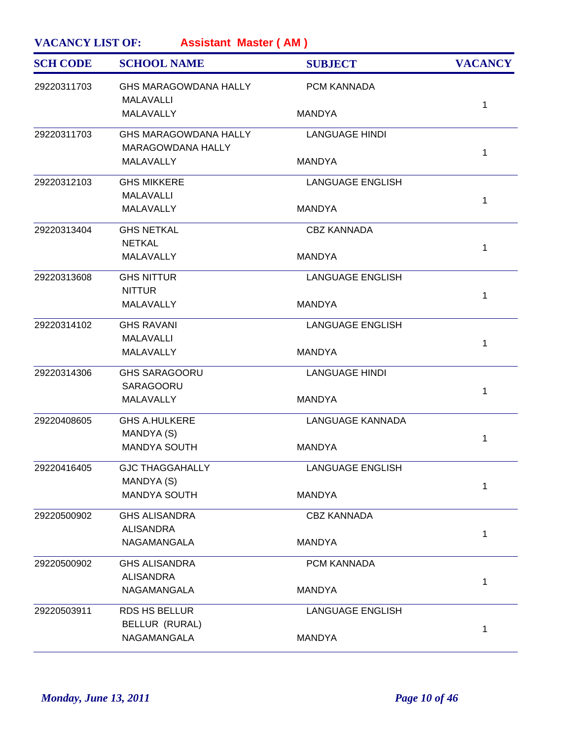**VACANCY LIST OF:** **Assistant Master ( AM )**

| SCH CODE | SCHOOL NAME | SUBJECT | VACANCY |
|---|---|---|---|
| 29220311703 | GHS MARAGOWDANA HALLY<br>MALAVALLI<br>MALAVALLY | PCM KANNADA<br><br>MANDYA | 1 |
| 29220311703 | GHS MARAGOWDANA HALLY<br>MARAGOWDANA HALLY<br>MALAVALLY | LANGUAGE HINDI<br><br>MANDYA | 1 |
| 29220312103 | GHS MIKKERE<br>MALAVALLI<br>MALAVALLY | LANGUAGE ENGLISH<br><br>MANDYA | 1 |
| 29220313404 | GHS NETKAL<br>NETKAL<br>MALAVALLY | CBZ KANNADA<br><br>MANDYA | 1 |
| 29220313608 | GHS NITTUR<br>NITTUR<br>MALAVALLY | LANGUAGE ENGLISH<br><br>MANDYA | 1 |
| 29220314102 | GHS RAVANI<br>MALAVALLI<br>MALAVALLY | LANGUAGE ENGLISH<br><br>MANDYA | 1 |
| 29220314306 | GHS SARAGOORU<br>SARAGOORU<br>MALAVALLY | LANGUAGE HINDI<br><br>MANDYA | 1 |
| 29220408605 | GHS A.HULKERE<br>MANDYA (S)<br>MANDYA SOUTH | LANGUAGE KANNADA<br><br>MANDYA | 1 |
| 29220416405 | GJC THAGGAHALLY<br>MANDYA (S)<br>MANDYA SOUTH | LANGUAGE ENGLISH<br><br>MANDYA | 1 |
| 29220500902 | GHS ALISANDRA<br>ALISANDRA<br>NAGAMANGALA | CBZ KANNADA<br><br>MANDYA | 1 |
| 29220500902 | GHS ALISANDRA<br>ALISANDRA<br>NAGAMANGALA | PCM KANNADA<br><br>MANDYA | 1 |
| 29220503911 | RDS HS BELLUR<br>BELLUR (RURAL)<br>NAGAMANGALA | LANGUAGE ENGLISH<br><br>MANDYA | 1 |

*Monday, June 13, 2011*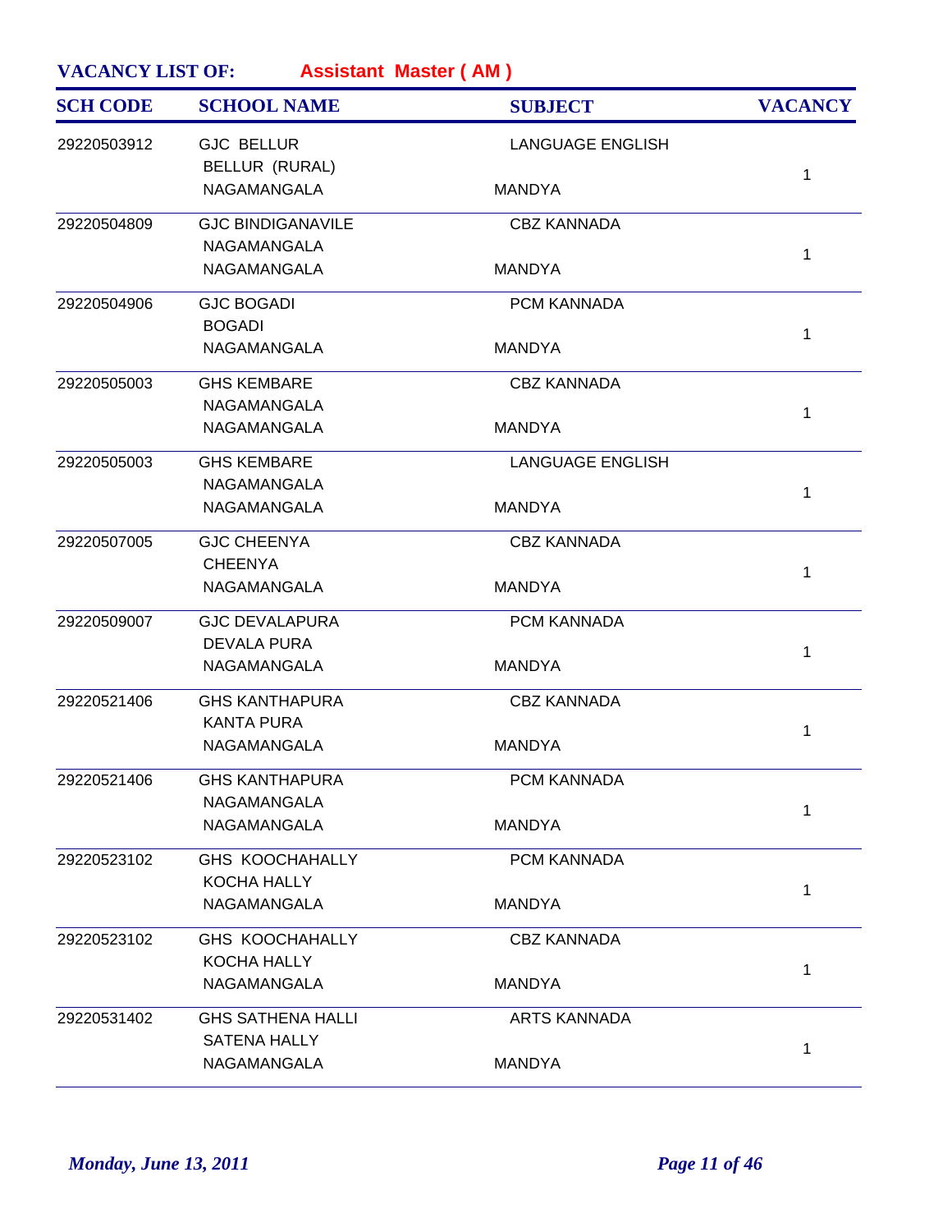**VACANCY LIST OF:** **Assistant Master ( AM )**

| SCH CODE | SCHOOL NAME | SUBJECT | VACANCY |
|---|---|---|---|
| 29220503912 | GJC BELLUR<br>BELLUR (RURAL)<br>NAGAMANGALA | LANGUAGE ENGLISH<br>MANDYA | 1 |
| 29220504809 | GJC BINDIGANAVILE<br>NAGAMANGALA<br>NAGAMANGALA | CBZ KANNADA<br>MANDYA | 1 |
| 29220504906 | GJC BOGADI<br>BOGADI<br>NAGAMANGALA | PCM KANNADA<br>MANDYA | 1 |
| 29220505003 | GHS KEMBARE<br>NAGAMANGALA<br>NAGAMANGALA | CBZ KANNADA<br>MANDYA | 1 |
| 29220505003 | GHS KEMBARE<br>NAGAMANGALA<br>NAGAMANGALA | LANGUAGE ENGLISH<br>MANDYA | 1 |
| 29220507005 | GJC CHEENYA<br>CHEENYA<br>NAGAMANGALA | CBZ KANNADA<br>MANDYA | 1 |
| 29220509007 | GJC DEVALAPURA<br>DEVALA PURA<br>NAGAMANGALA | PCM KANNADA<br>MANDYA | 1 |
| 29220521406 | GHS KANTHAPURA<br>KANTA PURA<br>NAGAMANGALA | CBZ KANNADA<br>MANDYA | 1 |
| 29220521406 | GHS KANTHAPURA<br>NAGAMANGALA<br>NAGAMANGALA | PCM KANNADA<br>MANDYA | 1 |
| 29220523102 | GHS KOOCHAHALLY<br>KOCHA HALLY<br>NAGAMANGALA | PCM KANNADA<br>MANDYA | 1 |
| 29220523102 | GHS KOOCHAHALLY<br>KOCHA HALLY<br>NAGAMANGALA | CBZ KANNADA<br>MANDYA | 1 |
| 29220531402 | GHS SATHENA HALLI<br>SATENA HALLY<br>NAGAMANGALA | ARTS KANNADA<br>MANDYA | 1 |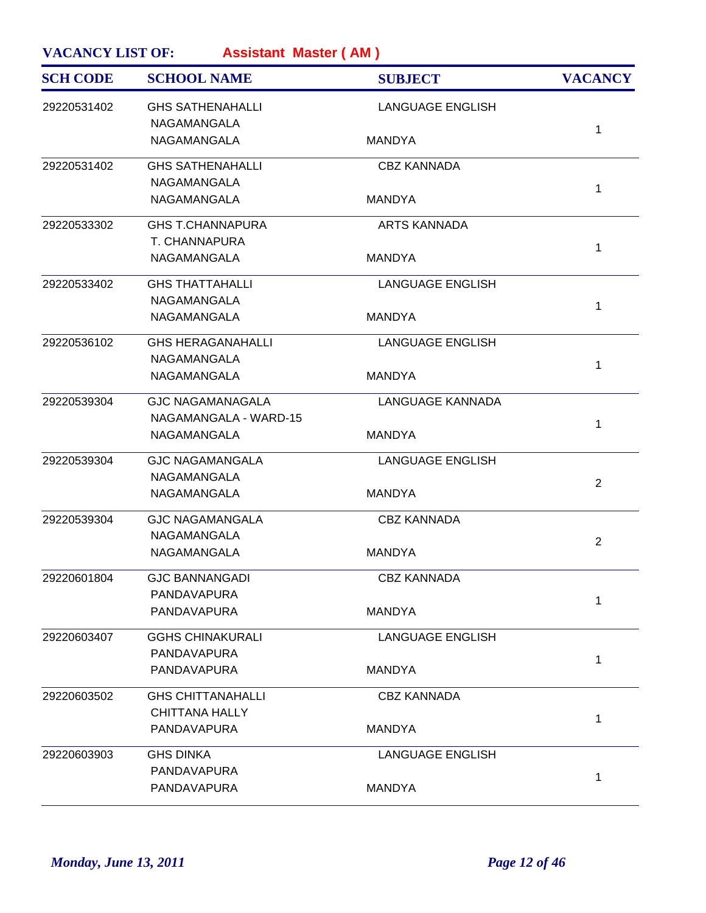**VACANCY LIST OF:** **Assistant Master ( AM )**

| SCH CODE | SCHOOL NAME | SUBJECT | VACANCY |
|---|---|---|---|
| 29220531402 | GHS SATHENAHALLI<br>NAGAMANGALA<br>NAGAMANGALA | LANGUAGE ENGLISH<br>MANDYA | 1 |
| 29220531402 | GHS SATHENAHALLI<br>NAGAMANGALA<br>NAGAMANGALA | CBZ KANNADA<br>MANDYA | 1 |
| 29220533302 | GHS T.CHANNAPURA<br>T. CHANNAPURA<br>NAGAMANGALA | ARTS KANNADA<br>MANDYA | 1 |
| 29220533402 | GHS THATTAHALLI<br>NAGAMANGALA<br>NAGAMANGALA | LANGUAGE ENGLISH<br>MANDYA | 1 |
| 29220536102 | GHS HERAGANAHALLI<br>NAGAMANGALA<br>NAGAMANGALA | LANGUAGE ENGLISH<br>MANDYA | 1 |
| 29220539304 | GJC NAGAMANAGALA<br>NAGAMANGALA - WARD-15<br>NAGAMANGALA | LANGUAGE KANNADA<br>MANDYA | 1 |
| 29220539304 | GJC NAGAMANGALA<br>NAGAMANGALA<br>NAGAMANGALA | LANGUAGE ENGLISH<br>MANDYA | 2 |
| 29220539304 | GJC NAGAMANGALA<br>NAGAMANGALA<br>NAGAMANGALA | CBZ KANNADA<br>MANDYA | 2 |
| 29220601804 | GJC BANNANGADI<br>PANDAVAPURA<br>PANDAVAPURA | CBZ KANNADA<br>MANDYA | 1 |
| 29220603407 | GGHS CHINAKURALI<br>PANDAVAPURA<br>PANDAVAPURA | LANGUAGE ENGLISH<br>MANDYA | 1 |
| 29220603502 | GHS CHITTANAHALLI<br>CHITTANA HALLY<br>PANDAVAPURA | CBZ KANNADA<br>MANDYA | 1 |
| 29220603903 | GHS DINKA<br>PANDAVAPURA<br>PANDAVAPURA | LANGUAGE ENGLISH<br>MANDYA | 1 |

*Monday, June 13, 2011*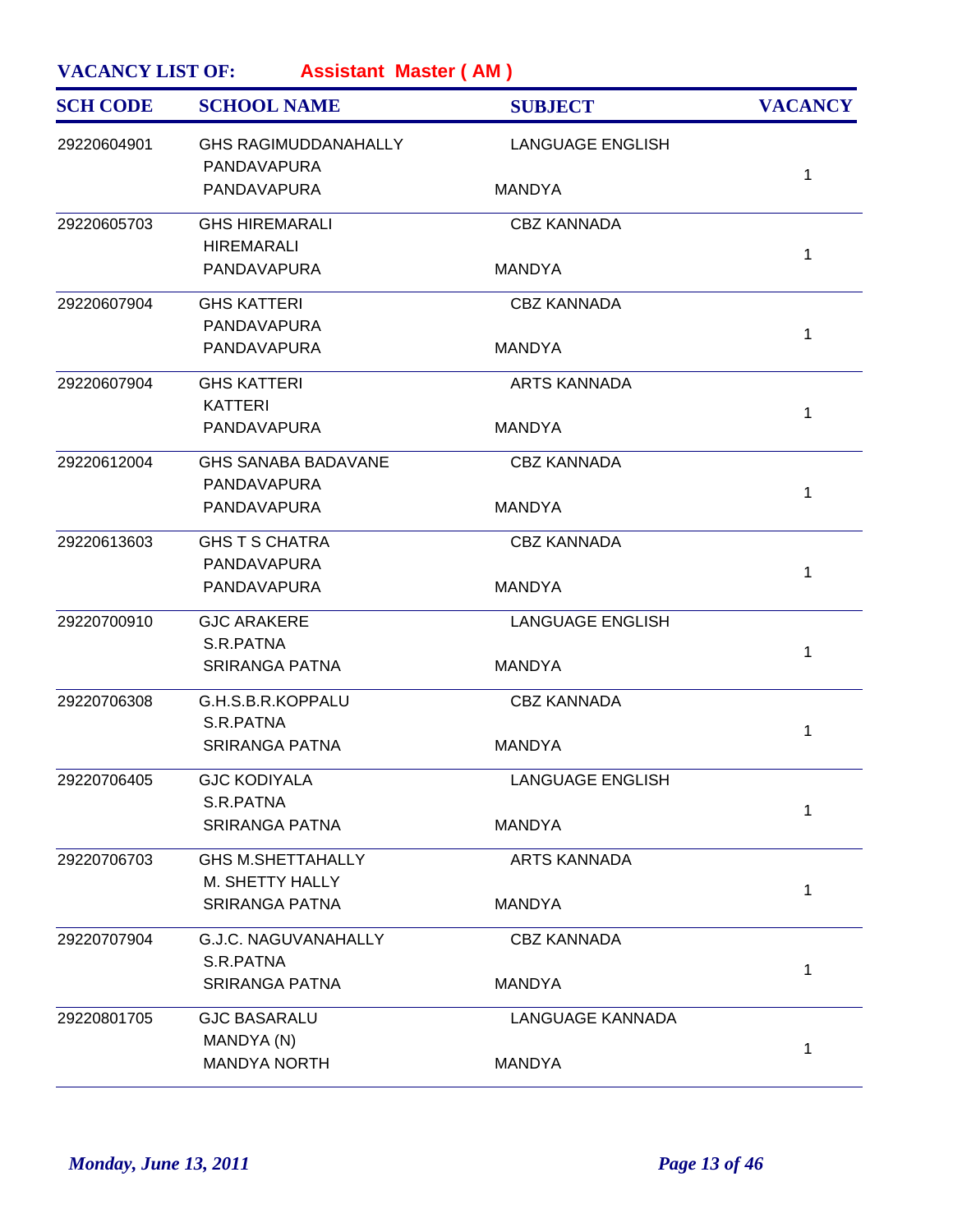**VACANCY LIST OF:** **Assistant Master ( AM )**

| SCH CODE | SCHOOL NAME | SUBJECT | VACANCY |
|---|---|---|---|
| 29220604901 | GHS RAGIMUDDANAHALLY<br>PANDAVAPURA<br>PANDAVAPURA | LANGUAGE ENGLISH<br><br>MANDYA | 1 |
| 29220605703 | GHS HIREMARALI<br>HIREMARALI<br>PANDAVAPURA | CBZ KANNADA<br><br>MANDYA | 1 |
| 29220607904 | GHS KATTERI<br>PANDAVAPURA<br>PANDAVAPURA | CBZ KANNADA<br><br>MANDYA | 1 |
| 29220607904 | GHS KATTERI<br>KATTERI<br>PANDAVAPURA | ARTS KANNADA<br><br>MANDYA | 1 |
| 29220612004 | GHS SANABA BADAVANE<br>PANDAVAPURA<br>PANDAVAPURA | CBZ KANNADA<br><br>MANDYA | 1 |
| 29220613603 | GHS T S CHATRA<br>PANDAVAPURA<br>PANDAVAPURA | CBZ KANNADA<br><br>MANDYA | 1 |
| 29220700910 | GJC ARAKERE<br>S.R.PATNA<br>SRIRANGA PATNA | LANGUAGE ENGLISH<br><br>MANDYA | 1 |
| 29220706308 | G.H.S.B.R.KOPPALU<br>S.R.PATNA<br>SRIRANGA PATNA | CBZ KANNADA<br><br>MANDYA | 1 |
| 29220706405 | GJC KODIYALA<br>S.R.PATNA<br>SRIRANGA PATNA | LANGUAGE ENGLISH<br><br>MANDYA | 1 |
| 29220706703 | GHS M.SHETTAHALLY<br>M. SHETTY HALLY<br>SRIRANGA PATNA | ARTS KANNADA<br><br>MANDYA | 1 |
| 29220707904 | G.J.C. NAGUVANAHALLY<br>S.R.PATNA<br>SRIRANGA PATNA | CBZ KANNADA<br><br>MANDYA | 1 |
| 29220801705 | GJC BASARALU<br>MANDYA (N)<br>MANDYA NORTH | LANGUAGE KANNADA<br><br>MANDYA | 1 |

*Monday, June 13, 2011*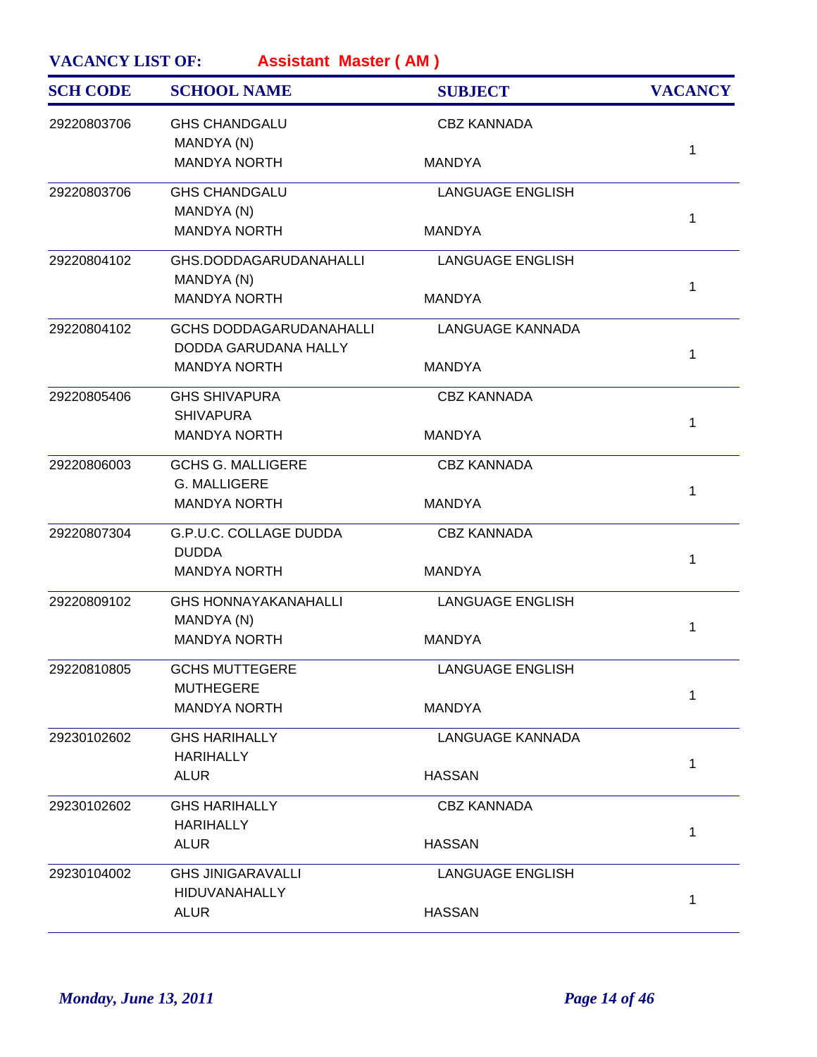**VACANCY LIST OF:** **Assistant Master ( AM )**

| SCH CODE | SCHOOL NAME | SUBJECT | VACANCY |
|---|---|---|---|
| 29220803706 | GHS CHANDGALU<br>MANDYA (N)<br>MANDYA NORTH | CBZ KANNADA<br><br>MANDYA | 1 |
| 29220803706 | GHS CHANDGALU<br>MANDYA (N)<br>MANDYA NORTH | LANGUAGE ENGLISH<br><br>MANDYA | 1 |
| 29220804102 | GHS.DODDAGARUDANAHALLI<br>MANDYA (N)<br>MANDYA NORTH | LANGUAGE ENGLISH<br><br>MANDYA | 1 |
| 29220804102 | GCHS DODDAGARUDANAHALLI<br>DODDA GARUDANA HALLY<br>MANDYA NORTH | LANGUAGE KANNADA<br><br>MANDYA | 1 |
| 29220805406 | GHS SHIVAPURA<br>SHIVAPURA<br>MANDYA NORTH | CBZ KANNADA<br><br>MANDYA | 1 |
| 29220806003 | GCHS G. MALLIGERE<br>G. MALLIGERE<br>MANDYA NORTH | CBZ KANNADA<br><br>MANDYA | 1 |
| 29220807304 | G.P.U.C. COLLAGE DUDDA<br>DUDDA<br>MANDYA NORTH | CBZ KANNADA<br><br>MANDYA | 1 |
| 29220809102 | GHS HONNAYAKANAHALLI<br>MANDYA (N)<br>MANDYA NORTH | LANGUAGE ENGLISH<br><br>MANDYA | 1 |
| 29220810805 | GCHS MUTTEGERE<br>MUTHEGERE<br>MANDYA NORTH | LANGUAGE ENGLISH<br><br>MANDYA | 1 |
| 29230102602 | GHS HARIHALLY<br>HARIHALLY<br>ALUR | LANGUAGE KANNADA<br><br>HASSAN | 1 |
| 29230102602 | GHS HARIHALLY<br>HARIHALLY<br>ALUR | CBZ KANNADA<br><br>HASSAN | 1 |
| 29230104002 | GHS JINIGARAVALLI<br>HIDUVANAHALLY<br>ALUR | LANGUAGE ENGLISH<br><br>HASSAN | 1 |

*Monday, June 13, 2011*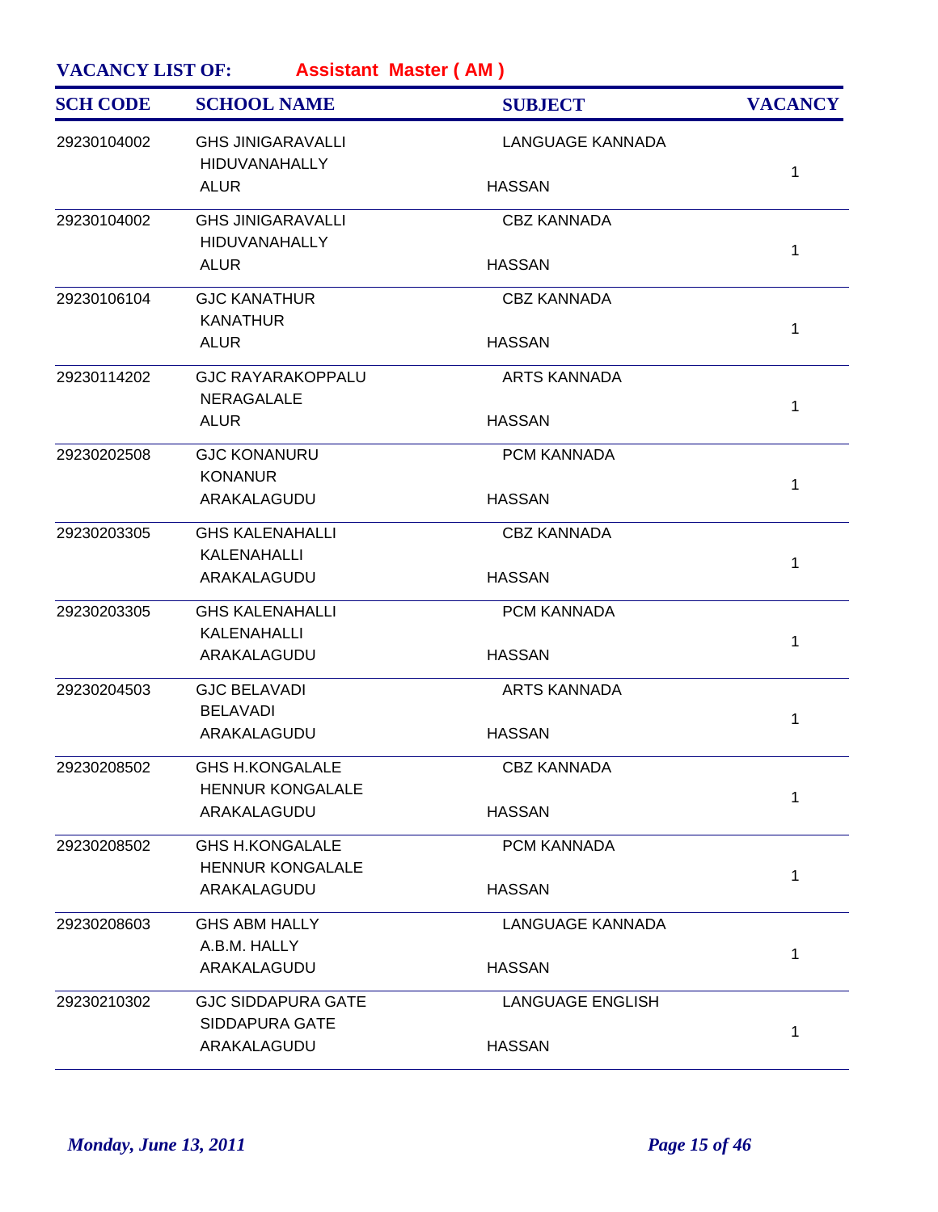**VACANCY LIST OF:** **Assistant Master ( AM )**

| SCH CODE | SCHOOL NAME | SUBJECT | VACANCY |
|---|---|---|---|
| 29230104002 | GHS JINIGARAVALLI<br>HIDUVANAHALLY<br>ALUR | LANGUAGE KANNADA<br><br>HASSAN | 1 |
| 29230104002 | GHS JINIGARAVALLI<br>HIDUVANAHALLY<br>ALUR | CBZ KANNADA<br><br>HASSAN | 1 |
| 29230106104 | GJC KANATHUR<br>KANATHUR<br>ALUR | CBZ KANNADA<br><br>HASSAN | 1 |
| 29230114202 | GJC RAYARAKOPPALU<br>NERAGALALE<br>ALUR | ARTS KANNADA<br><br>HASSAN | 1 |
| 29230202508 | GJC KONANURU<br>KONANUR<br>ARAKALAGUDU | PCM KANNADA<br><br>HASSAN | 1 |
| 29230203305 | GHS KALENAHALLI<br>KALENAHALLI<br>ARAKALAGUDU | CBZ KANNADA<br><br>HASSAN | 1 |
| 29230203305 | GHS KALENAHALLI<br>KALENAHALLI<br>ARAKALAGUDU | PCM KANNADA<br><br>HASSAN | 1 |
| 29230204503 | GJC BELAVADI<br>BELAVADI<br>ARAKALAGUDU | ARTS KANNADA<br><br>HASSAN | 1 |
| 29230208502 | GHS H.KONGALALE<br>HENNUR KONGALALE<br>ARAKALAGUDU | CBZ KANNADA<br><br>HASSAN | 1 |
| 29230208502 | GHS H.KONGALALE<br>HENNUR KONGALALE<br>ARAKALAGUDU | PCM KANNADA<br><br>HASSAN | 1 |
| 29230208603 | GHS ABM HALLY<br>A.B.M. HALLY<br>ARAKALAGUDU | LANGUAGE KANNADA<br><br>HASSAN | 1 |
| 29230210302 | GJC SIDDAPURA GATE<br>SIDDAPURA GATE<br>ARAKALAGUDU | LANGUAGE ENGLISH<br><br>HASSAN | 1 |

*Monday, June 13, 2011*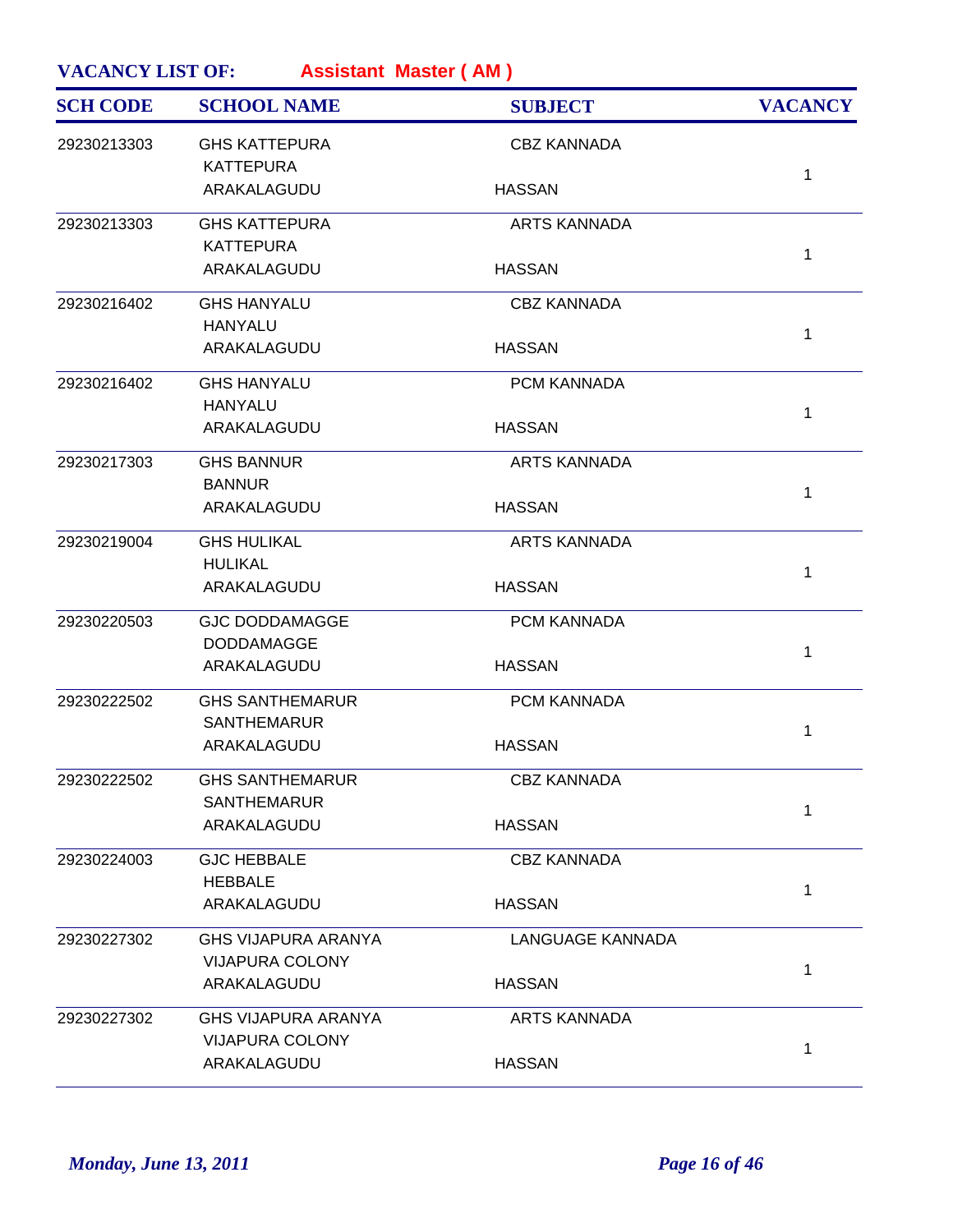**VACANCY LIST OF:** **Assistant Master ( AM )**

| SCH CODE | SCHOOL NAME | SUBJECT | VACANCY |
|---|---|---|---|
| 29230213303 | GHS KATTEPURA<br>KATTEPURA<br>ARAKALAGUDU | CBZ KANNADA<br><br>HASSAN | 1 |
| 29230213303 | GHS KATTEPURA<br>KATTEPURA<br>ARAKALAGUDU | ARTS KANNADA<br><br>HASSAN | 1 |
| 29230216402 | GHS HANYALU<br>HANYALU<br>ARAKALAGUDU | CBZ KANNADA<br><br>HASSAN | 1 |
| 29230216402 | GHS HANYALU<br>HANYALU<br>ARAKALAGUDU | PCM KANNADA<br><br>HASSAN | 1 |
| 29230217303 | GHS BANNUR<br>BANNUR<br>ARAKALAGUDU | ARTS KANNADA<br><br>HASSAN | 1 |
| 29230219004 | GHS HULIKAL<br>HULIKAL<br>ARAKALAGUDU | ARTS KANNADA<br><br>HASSAN | 1 |
| 29230220503 | GJC DODDAMAGGE<br>DODDAMAGGE<br>ARAKALAGUDU | PCM KANNADA<br><br>HASSAN | 1 |
| 29230222502 | GHS SANTHEMARUR<br>SANTHEMARUR<br>ARAKALAGUDU | PCM KANNADA<br><br>HASSAN | 1 |
| 29230222502 | GHS SANTHEMARUR<br>SANTHEMARUR<br>ARAKALAGUDU | CBZ KANNADA<br><br>HASSAN | 1 |
| 29230224003 | GJC HEBBALE<br>HEBBALE<br>ARAKALAGUDU | CBZ KANNADA<br><br>HASSAN | 1 |
| 29230227302 | GHS VIJAPURA ARANYA<br>VIJAPURA COLONY<br>ARAKALAGUDU | LANGUAGE KANNADA<br><br>HASSAN | 1 |
| 29230227302 | GHS VIJAPURA ARANYA<br>VIJAPURA COLONY<br>ARAKALAGUDU | ARTS KANNADA<br><br>HASSAN | 1 |

*Monday, June 13, 2011*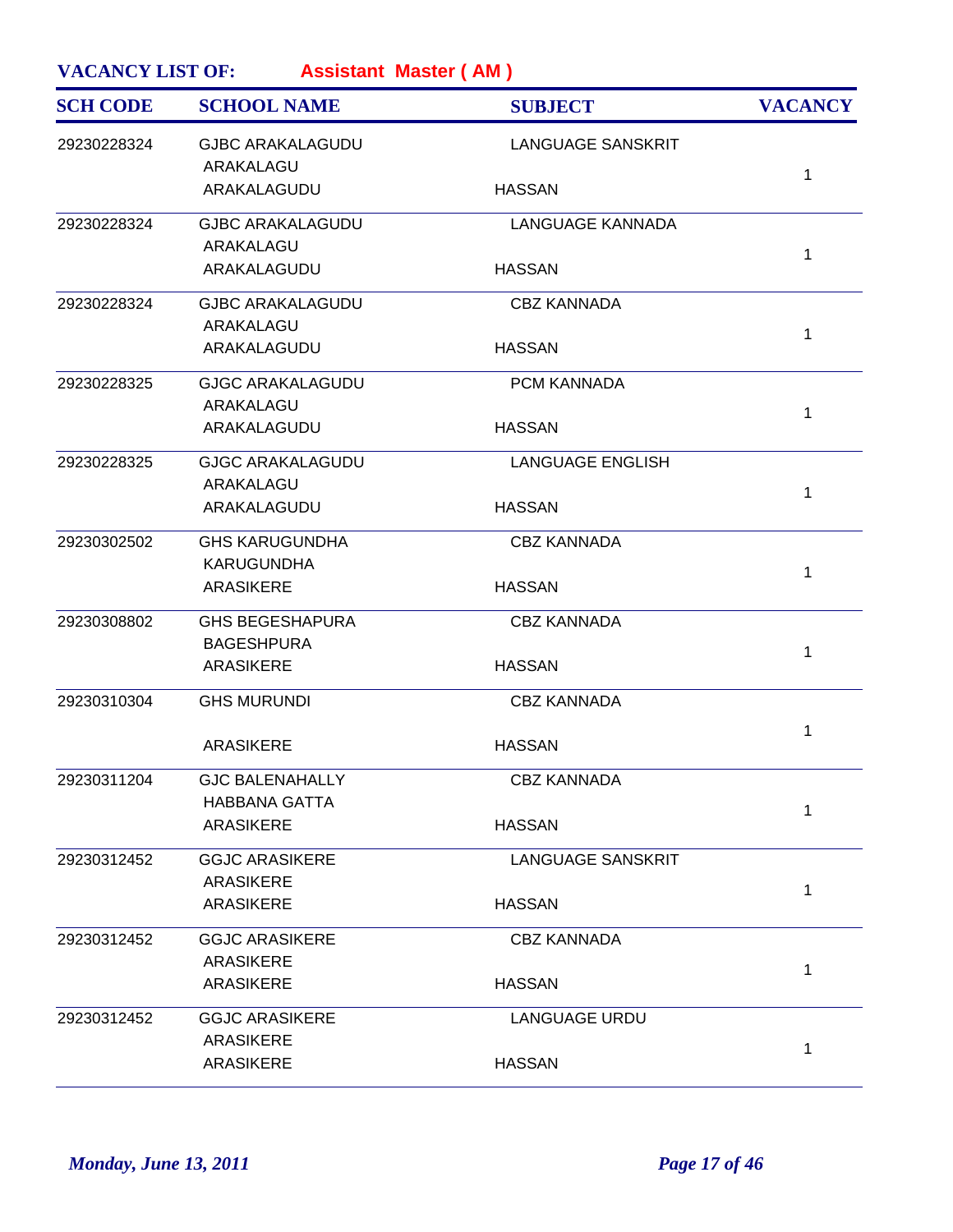**VACANCY LIST OF:** **Assistant Master ( AM )**

| SCH CODE | SCHOOL NAME | SUBJECT | VACANCY |
|---|---|---|---|
| 29230228324 | GJBC ARAKALAGUDU<br>ARAKALAGU<br>ARAKALAGUDU | LANGUAGE SANSKRIT<br>HASSAN | 1 |
| 29230228324 | GJBC ARAKALAGUDU<br>ARAKALAGU<br>ARAKALAGUDU | LANGUAGE KANNADA<br>HASSAN | 1 |
| 29230228324 | GJBC ARAKALAGUDU<br>ARAKALAGU<br>ARAKALAGUDU | CBZ KANNADA<br>HASSAN | 1 |
| 29230228325 | GJGC ARAKALAGUDU<br>ARAKALAGU<br>ARAKALAGUDU | PCM KANNADA<br>HASSAN | 1 |
| 29230228325 | GJGC ARAKALAGUDU<br>ARAKALAGU<br>ARAKALAGUDU | LANGUAGE ENGLISH<br>HASSAN | 1 |
| 29230302502 | GHS KARUGUNDHA<br>KARUGUNDHA<br>ARASIKERE | CBZ KANNADA<br>HASSAN | 1 |
| 29230308802 | GHS BEGESHAPURA<br>BAGESHPURA<br>ARASIKERE | CBZ KANNADA<br>HASSAN | 1 |
| 29230310304 | GHS MURUNDI<br>ARASIKERE | CBZ KANNADA<br>HASSAN | 1 |
| 29230311204 | GJC BALENAHALLY<br>HABBANA GATTA<br>ARASIKERE | CBZ KANNADA<br>HASSAN | 1 |
| 29230312452 | GGJC ARASIKERE<br>ARASIKERE<br>ARASIKERE | LANGUAGE SANSKRIT<br>HASSAN | 1 |
| 29230312452 | GGJC ARASIKERE<br>ARASIKERE<br>ARASIKERE | CBZ KANNADA<br>HASSAN | 1 |
| 29230312452 | GGJC ARASIKERE<br>ARASIKERE<br>ARASIKERE | LANGUAGE URDU<br>HASSAN | 1 |

*Monday, June 13, 2011*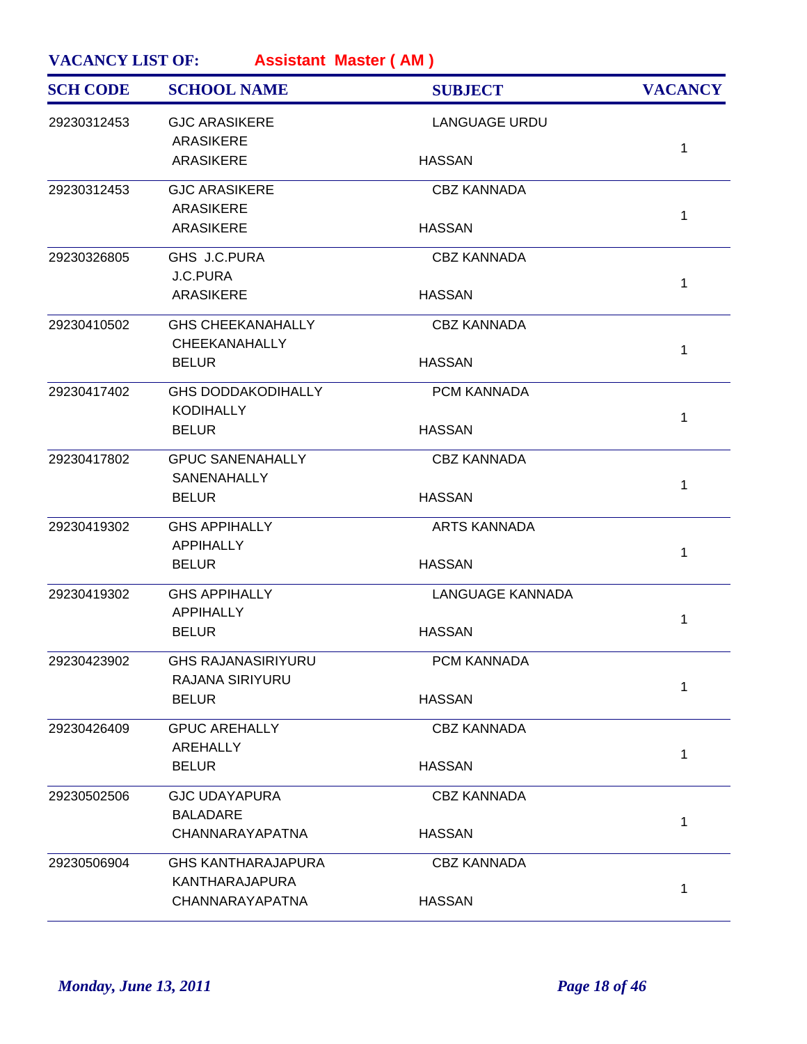**VACANCY LIST OF:** **Assistant Master ( AM )**

| SCH CODE | SCHOOL NAME | SUBJECT | VACANCY |
|---|---|---|---|
| 29230312453 | GJC ARASIKERE<br>ARASIKERE<br>ARASIKERE | LANGUAGE URDU<br><br>HASSAN | 1 |
| 29230312453 | GJC ARASIKERE<br>ARASIKERE<br>ARASIKERE | CBZ KANNADA<br><br>HASSAN | 1 |
| 29230326805 | GHS J.C.PURA<br>J.C.PURA<br>ARASIKERE | CBZ KANNADA<br><br>HASSAN | 1 |
| 29230410502 | GHS CHEEKANAHALLY<br>CHEEKANAHALLY<br>BELUR | CBZ KANNADA<br><br>HASSAN | 1 |
| 29230417402 | GHS DODDAKODIHALLY<br>KODIHALLY<br>BELUR | PCM KANNADA<br><br>HASSAN | 1 |
| 29230417802 | GPUC SANENAHALLY<br>SANENAHALLY<br>BELUR | CBZ KANNADA<br><br>HASSAN | 1 |
| 29230419302 | GHS APPIHALLY<br>APPIHALLY<br>BELUR | ARTS KANNADA<br><br>HASSAN | 1 |
| 29230419302 | GHS APPIHALLY<br>APPIHALLY<br>BELUR | LANGUAGE KANNADA<br><br>HASSAN | 1 |
| 29230423902 | GHS RAJANASIRIYURU<br>RAJANA SIRIYURU<br>BELUR | PCM KANNADA<br><br>HASSAN | 1 |
| 29230426409 | GPUC AREHALLY<br>AREHALLY<br>BELUR | CBZ KANNADA<br><br>HASSAN | 1 |
| 29230502506 | GJC UDAYAPURA<br>BALADARE<br>CHANNARAYAPATNA | CBZ KANNADA<br><br>HASSAN | 1 |
| 29230506904 | GHS KANTHARAJAPURA<br>KANTHARAJAPURA<br>CHANNARAYAPATNA | CBZ KANNADA<br><br>HASSAN | 1 |

*Monday, June 13, 2011*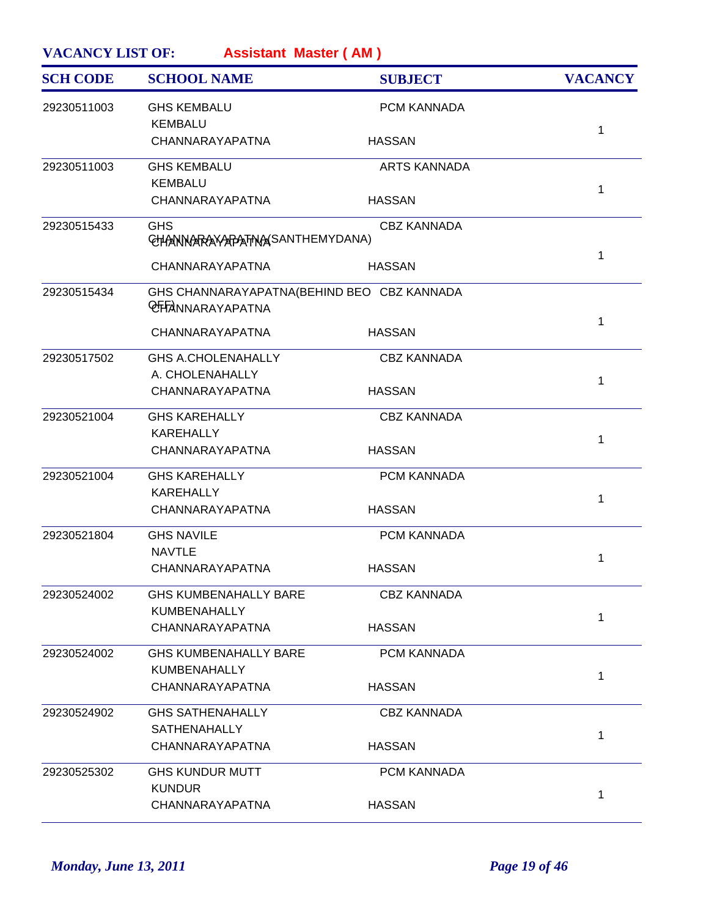**VACANCY LIST OF:** **Assistant Master ( AM )**

| SCH CODE | SCHOOL NAME | SUBJECT | VACANCY |
|---|---|---|---|
| 29230511003 | GHS KEMBALU<br>KEMBALU<br>CHANNARAYAPATNA | PCM KANNADA<br>HASSAN | 1 |
| 29230511003 | GHS KEMBALU<br>KEMBALU<br>CHANNARAYAPATNA | ARTS KANNADA<br>HASSAN | 1 |
| 29230515433 | GHS<br>CHANNARAYAPATNA(SANTHEMYDANA)<br>CHANNARAYAPATNA | CBZ KANNADA<br>HASSAN | 1 |
| 29230515434 | GHS CHANNARAYAPATNA(BEHIND BEO OFF)<br>CHANNARAYAPATNA<br>CHANNARAYAPATNA | CBZ KANNADA<br>HASSAN | 1 |
| 29230517502 | GHS A.CHOLENAHALLY<br>A. CHOLENAHALLY<br>CHANNARAYAPATNA | CBZ KANNADA<br>HASSAN | 1 |
| 29230521004 | GHS KAREHALLY<br>KAREHALLY<br>CHANNARAYAPATNA | CBZ KANNADA<br>HASSAN | 1 |
| 29230521004 | GHS KAREHALLY<br>KAREHALLY<br>CHANNARAYAPATNA | PCM KANNADA<br>HASSAN | 1 |
| 29230521804 | GHS NAVILE<br>NAVTLE<br>CHANNARAYAPATNA | PCM KANNADA<br>HASSAN | 1 |
| 29230524002 | GHS KUMBENAHALLY BARE<br>KUMBENAHALLY<br>CHANNARAYAPATNA | CBZ KANNADA<br>HASSAN | 1 |
| 29230524002 | GHS KUMBENAHALLY BARE<br>KUMBENAHALLY<br>CHANNARAYAPATNA | PCM KANNADA<br>HASSAN | 1 |
| 29230524902 | GHS SATHENAHALLY<br>SATHENAHALLY<br>CHANNARAYAPATNA | CBZ KANNADA<br>HASSAN | 1 |
| 29230525302 | GHS KUNDUR MUTT<br>KUNDUR<br>CHANNARAYAPATNA | PCM KANNADA<br>HASSAN | 1 |

*Monday, June 13, 2011*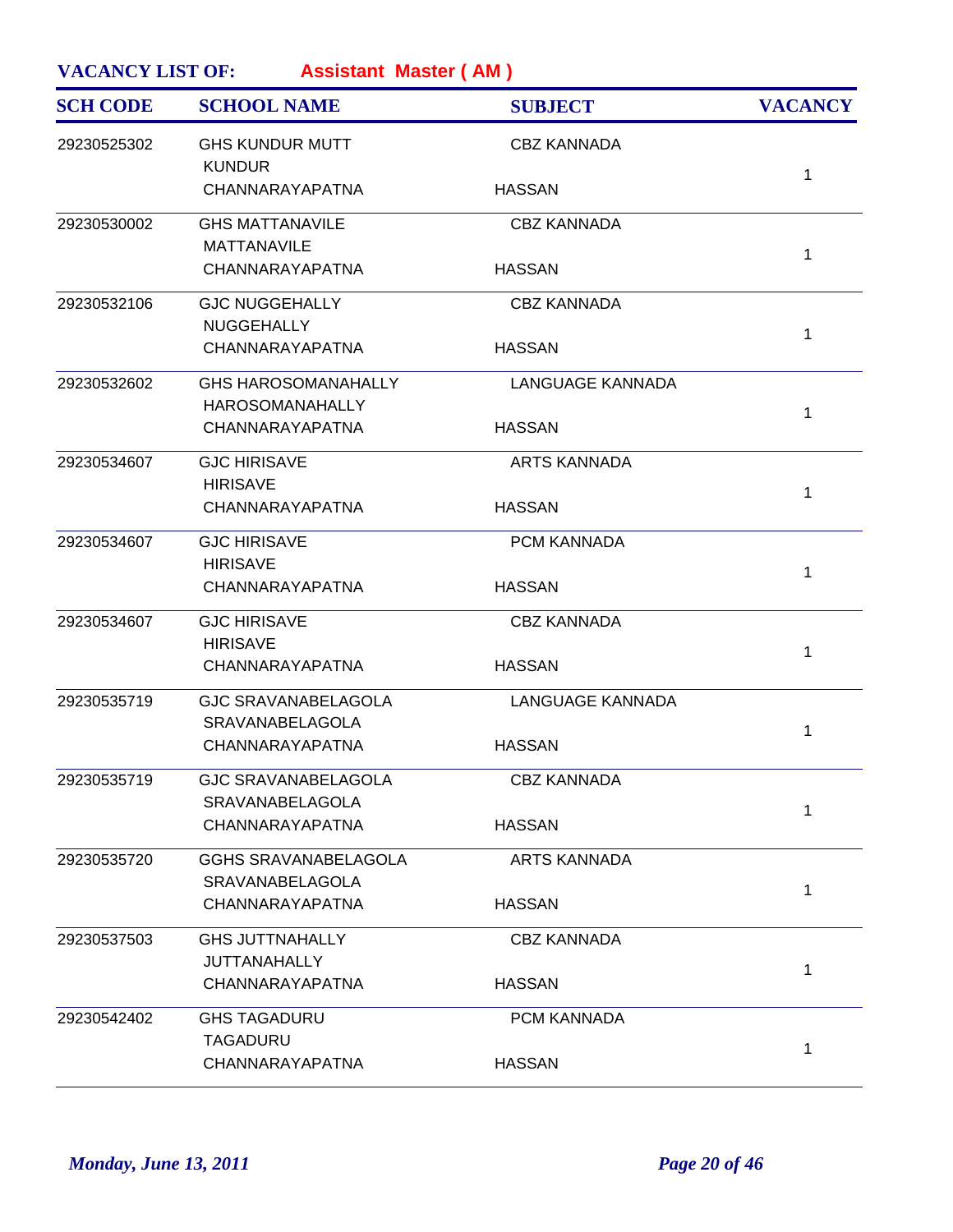**VACANCY LIST OF:** **Assistant Master ( AM )**

| SCH CODE | SCHOOL NAME | SUBJECT | VACANCY |
|---|---|---|---|
| 29230525302 | GHS KUNDUR MUTT<br>KUNDUR<br>CHANNARAYAPATNA | CBZ KANNADA<br><br>HASSAN | 1 |
| 29230530002 | GHS MATTANAVILE<br>MATTANAVILE<br>CHANNARAYAPATNA | CBZ KANNADA<br><br>HASSAN | 1 |
| 29230532106 | GJC NUGGEHALLY<br>NUGGEHALLY<br>CHANNARAYAPATNA | CBZ KANNADA<br><br>HASSAN | 1 |
| 29230532602 | GHS HAROSOMANAHALLY<br>HAROSOMANAHALLY<br>CHANNARAYAPATNA | LANGUAGE KANNADA<br><br>HASSAN | 1 |
| 29230534607 | GJC HIRISAVE<br>HIRISAVE<br>CHANNARAYAPATNA | ARTS KANNADA<br><br>HASSAN | 1 |
| 29230534607 | GJC HIRISAVE<br>HIRISAVE<br>CHANNARAYAPATNA | PCM KANNADA<br><br>HASSAN | 1 |
| 29230534607 | GJC HIRISAVE<br>HIRISAVE<br>CHANNARAYAPATNA | CBZ KANNADA<br><br>HASSAN | 1 |
| 29230535719 | GJC SRAVANABELAGOLA<br>SRAVANABELAGOLA<br>CHANNARAYAPATNA | LANGUAGE KANNADA<br><br>HASSAN | 1 |
| 29230535719 | GJC SRAVANABELAGOLA<br>SRAVANABELAGOLA<br>CHANNARAYAPATNA | CBZ KANNADA<br><br>HASSAN | 1 |
| 29230535720 | GGHS SRAVANABELAGOLA<br>SRAVANABELAGOLA<br>CHANNARAYAPATNA | ARTS KANNADA<br><br>HASSAN | 1 |
| 29230537503 | GHS JUTTNAHALLY<br>JUTTANAHALLY<br>CHANNARAYAPATNA | CBZ KANNADA<br><br>HASSAN | 1 |
| 29230542402 | GHS TAGADURU<br>TAGADURU<br>CHANNARAYAPATNA | PCM KANNADA<br><br>HASSAN | 1 |

*Monday, June 13, 2011*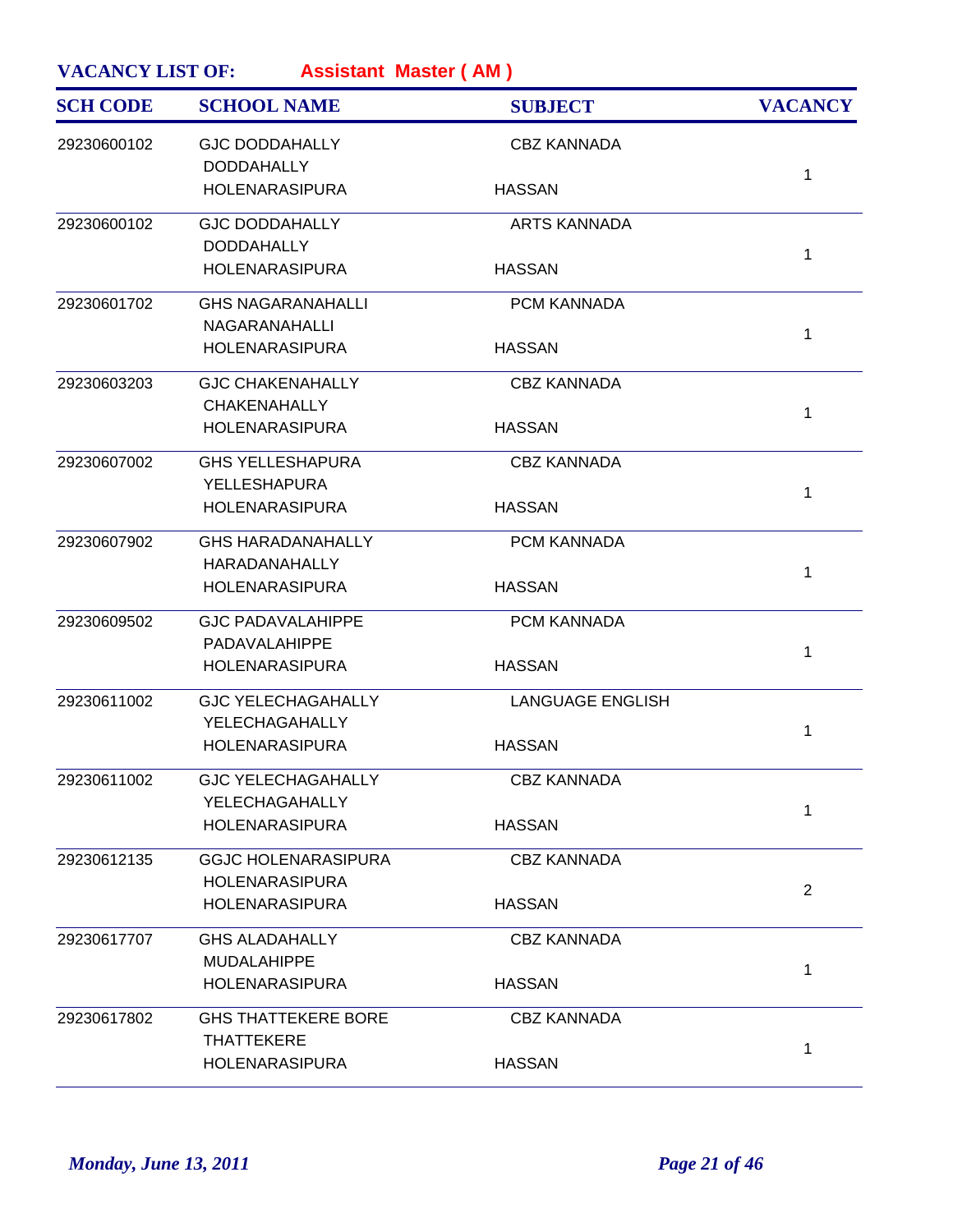**VACANCY LIST OF:** **Assistant Master ( AM )**

| SCH CODE | SCHOOL NAME | SUBJECT | VACANCY |
|---|---|---|---|
| 29230600102 | GJC DODDAHALLY<br>DODDAHALLY<br>HOLENARASIPURA | CBZ KANNADA<br><br>HASSAN | 1 |
| 29230600102 | GJC DODDAHALLY<br>DODDAHALLY<br>HOLENARASIPURA | ARTS KANNADA<br><br>HASSAN | 1 |
| 29230601702 | GHS NAGARANAHALLI<br>NAGARANAHALLI<br>HOLENARASIPURA | PCM KANNADA<br><br>HASSAN | 1 |
| 29230603203 | GJC CHAKENAHALLY<br>CHAKENAHALLY<br>HOLENARASIPURA | CBZ KANNADA<br><br>HASSAN | 1 |
| 29230607002 | GHS YELLESHAPURA<br>YELLESHAPURA<br>HOLENARASIPURA | CBZ KANNADA<br><br>HASSAN | 1 |
| 29230607902 | GHS HARADANAHALLY<br>HARADANAHALLY<br>HOLENARASIPURA | PCM KANNADA<br><br>HASSAN | 1 |
| 29230609502 | GJC PADAVALAHIPPE<br>PADAVALAHIPPE<br>HOLENARASIPURA | PCM KANNADA<br><br>HASSAN | 1 |
| 29230611002 | GJC YELECHAGAHALLY<br>YELECHAGAHALLY<br>HOLENARASIPURA | LANGUAGE ENGLISH<br><br>HASSAN | 1 |
| 29230611002 | GJC YELECHAGAHALLY<br>YELECHAGAHALLY<br>HOLENARASIPURA | CBZ KANNADA<br><br>HASSAN | 1 |
| 29230612135 | GGJC HOLENARASIPURA<br>HOLENARASIPURA<br>HOLENARASIPURA | CBZ KANNADA<br><br>HASSAN | 2 |
| 29230617707 | GHS ALADAHALLY<br>MUDALAHIPPE<br>HOLENARASIPURA | CBZ KANNADA<br><br>HASSAN | 1 |
| 29230617802 | GHS THATTEKERE BORE<br>THATTEKERE<br>HOLENARASIPURA | CBZ KANNADA<br><br>HASSAN | 1 |

*Monday, June 13, 2011*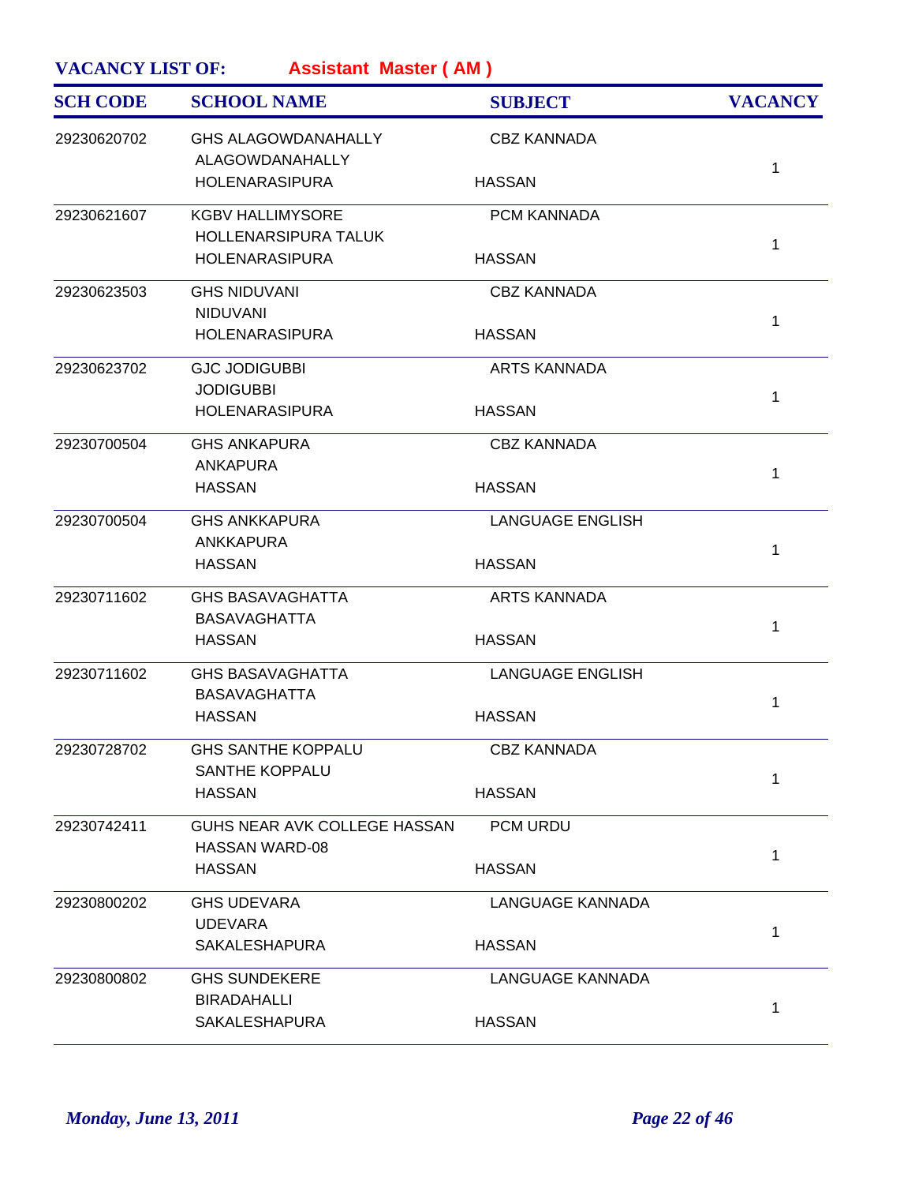**VACANCY LIST OF:** **Assistant Master ( AM )**

| SCH CODE | SCHOOL NAME | SUBJECT | VACANCY |
|---|---|---|---|
| 29230620702 | GHS ALAGOWDANAHALLY<br>ALAGOWDANAHALLY<br>HOLENARASIPURA | CBZ KANNADA<br><br>HASSAN | 1 |
| 29230621607 | KGBV HALLIMYSORE<br>HOLLENARSIPURA TALUK<br>HOLENARASIPURA | PCM KANNADA<br><br>HASSAN | 1 |
| 29230623503 | GHS NIDUVANI<br>NIDUVANI<br>HOLENARASIPURA | CBZ KANNADA<br><br>HASSAN | 1 |
| 29230623702 | GJC JODIGUBBI<br>JODIGUBBI<br>HOLENARASIPURA | ARTS KANNADA<br><br>HASSAN | 1 |
| 29230700504 | GHS ANKAPURA<br>ANKAPURA<br>HASSAN | CBZ KANNADA<br><br>HASSAN | 1 |
| 29230700504 | GHS ANKKAPURA<br>ANKKAPURA<br>HASSAN | LANGUAGE ENGLISH<br><br>HASSAN | 1 |
| 29230711602 | GHS BASAVAGHATTA<br>BASAVAGHATTA<br>HASSAN | ARTS KANNADA<br><br>HASSAN | 1 |
| 29230711602 | GHS BASAVAGHATTA<br>BASAVAGHATTA<br>HASSAN | LANGUAGE ENGLISH<br><br>HASSAN | 1 |
| 29230728702 | GHS SANTHE KOPPALU<br>SANTHE KOPPALU<br>HASSAN | CBZ KANNADA<br><br>HASSAN | 1 |
| 29230742411 | GUHS NEAR AVK COLLEGE HASSAN<br>HASSAN WARD-08<br>HASSAN | PCM URDU<br><br>HASSAN | 1 |
| 29230800202 | GHS UDEVARA<br>UDEVARA<br>SAKALESHAPURA | LANGUAGE KANNADA<br><br>HASSAN | 1 |
| 29230800802 | GHS SUNDEKERE<br>BIRADAHALLI<br>SAKALESHAPURA | LANGUAGE KANNADA<br><br>HASSAN | 1 |

*Monday, June 13, 2011*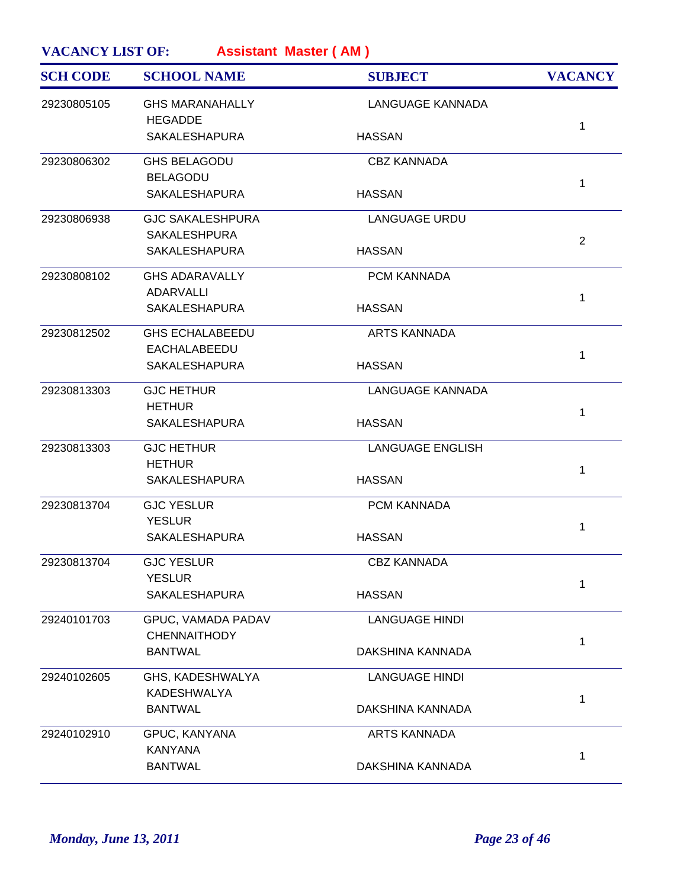**VACANCY LIST OF:** **Assistant Master ( AM )**

| SCH CODE | SCHOOL NAME | SUBJECT | VACANCY |
|---|---|---|---|
| 29230805105 | GHS MARANAHALLY<br>HEGADDE<br>SAKALESHAPURA | LANGUAGE KANNADA<br>HASSAN | 1 |
| 29230806302 | GHS BELAGODU<br>BELAGODU<br>SAKALESHAPURA | CBZ KANNADA<br>HASSAN | 1 |
| 29230806938 | GJC SAKALESHPURA<br>SAKALESHPURA<br>SAKALESHAPURA | LANGUAGE URDU<br>HASSAN | 2 |
| 29230808102 | GHS ADARAVALLY<br>ADARVALLI<br>SAKALESHAPURA | PCM KANNADA<br>HASSAN | 1 |
| 29230812502 | GHS ECHALABEEDU<br>EACHALABEEDU<br>SAKALESHAPURA | ARTS KANNADA<br>HASSAN | 1 |
| 29230813303 | GJC HETHUR<br>HETHUR<br>SAKALESHAPURA | LANGUAGE KANNADA<br>HASSAN | 1 |
| 29230813303 | GJC HETHUR<br>HETHUR<br>SAKALESHAPURA | LANGUAGE ENGLISH<br>HASSAN | 1 |
| 29230813704 | GJC YESLUR<br>YESLUR<br>SAKALESHAPURA | PCM KANNADA<br>HASSAN | 1 |
| 29230813704 | GJC YESLUR<br>YESLUR<br>SAKALESHAPURA | CBZ KANNADA<br>HASSAN | 1 |
| 29240101703 | GPUC, VAMADA PADAV<br>CHENNAITHODY<br>BANTWAL | LANGUAGE HINDI<br>DAKSHINA KANNADA | 1 |
| 29240102605 | GHS, KADESHWALYA<br>KADESHWALYA<br>BANTWAL | LANGUAGE HINDI<br>DAKSHINA KANNADA | 1 |
| 29240102910 | GPUC, KANYANA<br>KANYANA<br>BANTWAL | ARTS KANNADA<br>DAKSHINA KANNADA | 1 |

*Monday, June 13, 2011*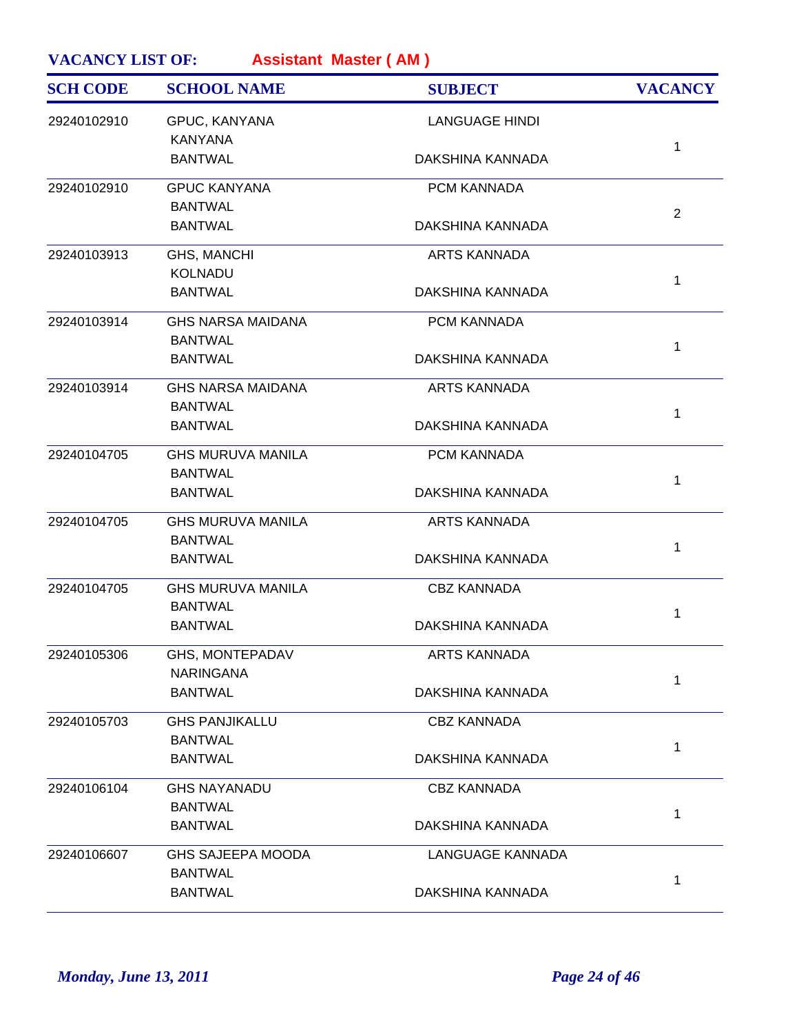**VACANCY LIST OF:** **Assistant Master ( AM )**

| SCH CODE | SCHOOL NAME | SUBJECT | VACANCY |
|---|---|---|---|
| 29240102910 | GPUC, KANYANA<br>KANYANA<br>BANTWAL | LANGUAGE HINDI<br><br>DAKSHINA KANNADA | 1 |
| 29240102910 | GPUC KANYANA<br>BANTWAL<br>BANTWAL | PCM KANNADA<br><br>DAKSHINA KANNADA | 2 |
| 29240103913 | GHS, MANCHI<br>KOLNADU<br>BANTWAL | ARTS KANNADA<br><br>DAKSHINA KANNADA | 1 |
| 29240103914 | GHS NARSA MAIDANA<br>BANTWAL<br>BANTWAL | PCM KANNADA<br><br>DAKSHINA KANNADA | 1 |
| 29240103914 | GHS NARSA MAIDANA<br>BANTWAL<br>BANTWAL | ARTS KANNADA<br><br>DAKSHINA KANNADA | 1 |
| 29240104705 | GHS MURUVA MANILA<br>BANTWAL<br>BANTWAL | PCM KANNADA<br><br>DAKSHINA KANNADA | 1 |
| 29240104705 | GHS MURUVA MANILA<br>BANTWAL<br>BANTWAL | ARTS KANNADA<br><br>DAKSHINA KANNADA | 1 |
| 29240104705 | GHS MURUVA MANILA<br>BANTWAL<br>BANTWAL | CBZ KANNADA<br><br>DAKSHINA KANNADA | 1 |
| 29240105306 | GHS, MONTEPADAV<br>NARINGANA<br>BANTWAL | ARTS KANNADA<br><br>DAKSHINA KANNADA | 1 |
| 29240105703 | GHS PANJIKALLU<br>BANTWAL<br>BANTWAL | CBZ KANNADA<br><br>DAKSHINA KANNADA | 1 |
| 29240106104 | GHS NAYANADU<br>BANTWAL<br>BANTWAL | CBZ KANNADA<br><br>DAKSHINA KANNADA | 1 |
| 29240106607 | GHS SAJEEPA MOODA<br>BANTWAL<br>BANTWAL | LANGUAGE KANNADA<br><br>DAKSHINA KANNADA | 1 |

*Monday, June 13, 2011*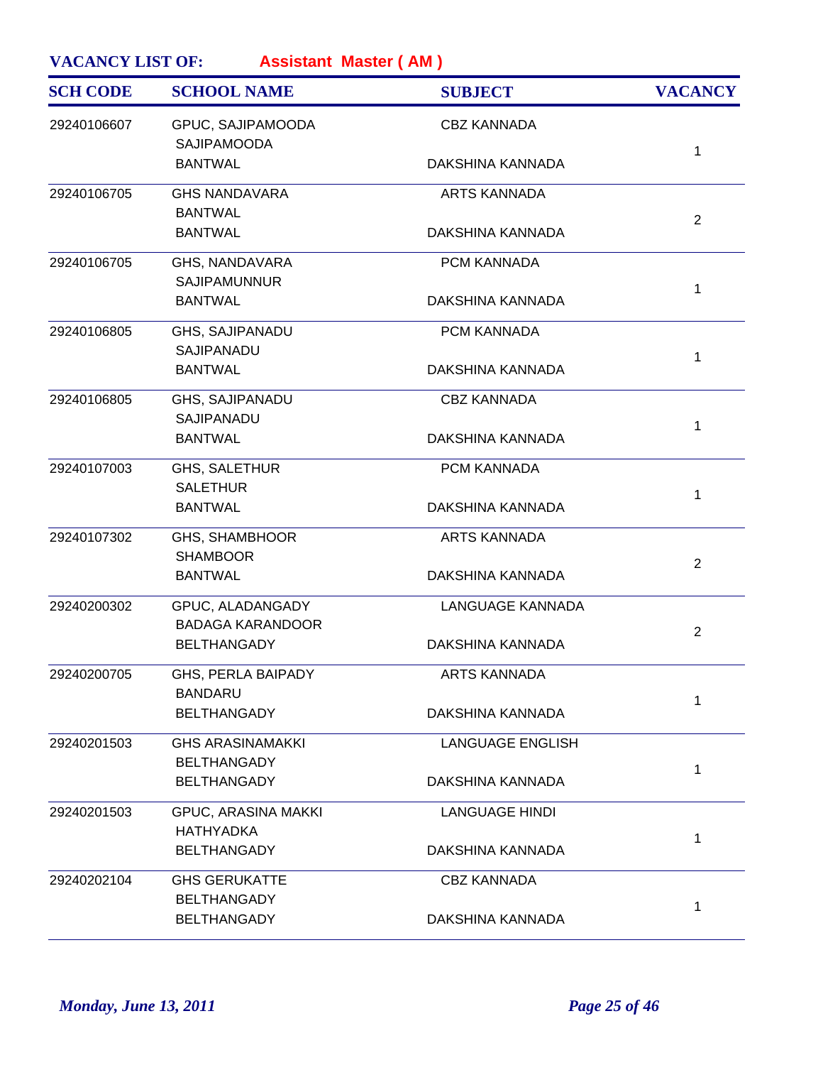**VACANCY LIST OF:** **Assistant Master ( AM )**

| SCH CODE | SCHOOL NAME | SUBJECT | VACANCY |
|---|---|---|---|
| 29240106607 | GPUC, SAJIPAMOODA<br>SAJIPAMOODA<br>BANTWAL | CBZ KANNADA<br><br>DAKSHINA KANNADA | 1 |
| 29240106705 | GHS NANDAVARA<br>BANTWAL<br>BANTWAL | ARTS KANNADA<br><br>DAKSHINA KANNADA | 2 |
| 29240106705 | GHS, NANDAVARA<br>SAJIPAMUNNUR<br>BANTWAL | PCM KANNADA<br><br>DAKSHINA KANNADA | 1 |
| 29240106805 | GHS, SAJIPANADU<br>SAJIPANADU<br>BANTWAL | PCM KANNADA<br><br>DAKSHINA KANNADA | 1 |
| 29240106805 | GHS, SAJIPANADU<br>SAJIPANADU<br>BANTWAL | CBZ KANNADA<br><br>DAKSHINA KANNADA | 1 |
| 29240107003 | GHS, SALETHUR<br>SALETHUR<br>BANTWAL | PCM KANNADA<br><br>DAKSHINA KANNADA | 1 |
| 29240107302 | GHS, SHAMBHOOR<br>SHAMBOOR<br>BANTWAL | ARTS KANNADA<br><br>DAKSHINA KANNADA | 2 |
| 29240200302 | GPUC, ALADANGADY<br>BADAGA KARANDOOR<br>BELTHANGADY | LANGUAGE KANNADA<br><br>DAKSHINA KANNADA | 2 |
| 29240200705 | GHS, PERLA BAIPADY<br>BANDARU<br>BELTHANGADY | ARTS KANNADA<br><br>DAKSHINA KANNADA | 1 |
| 29240201503 | GHS ARASINAMAKKI<br>BELTHANGADY<br>BELTHANGADY | LANGUAGE ENGLISH<br><br>DAKSHINA KANNADA | 1 |
| 29240201503 | GPUC, ARASINA MAKKI<br>HATHYADKA<br>BELTHANGADY | LANGUAGE HINDI<br><br>DAKSHINA KANNADA | 1 |
| 29240202104 | GHS GERUKATTE<br>BELTHANGADY<br>BELTHANGADY | CBZ KANNADA<br><br>DAKSHINA KANNADA | 1 |

*Monday, June 13, 2011*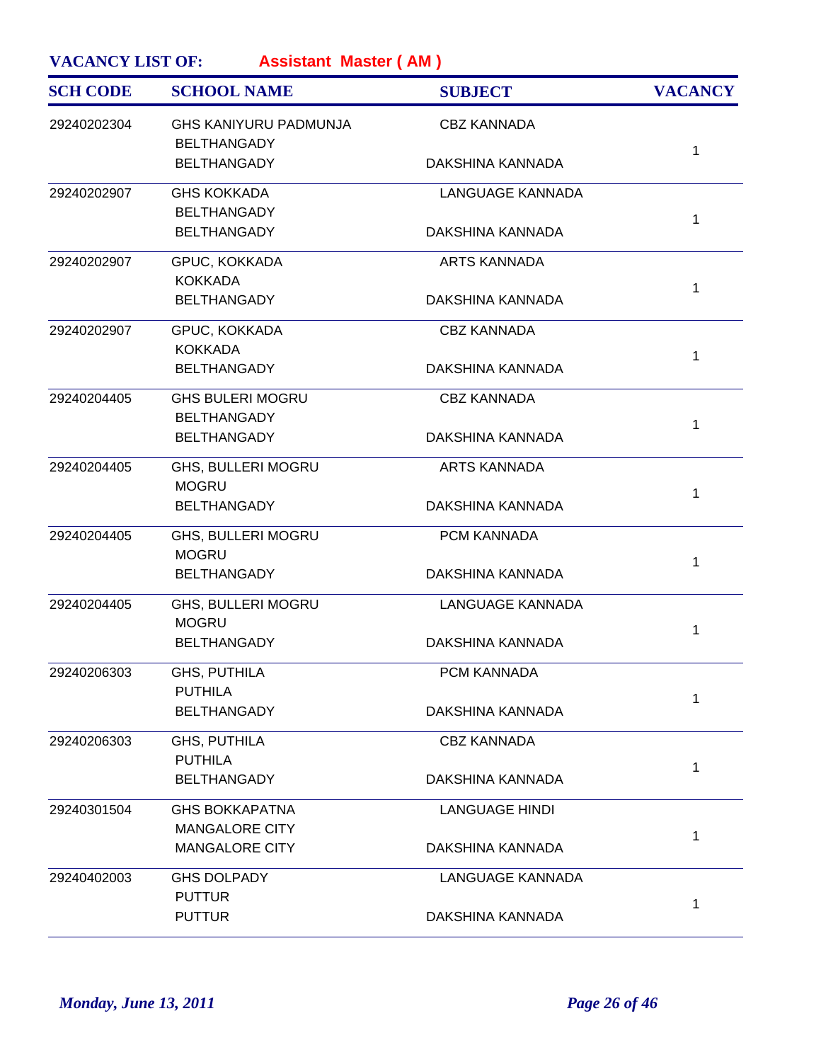**VACANCY LIST OF:** **Assistant Master ( AM )**

| SCH CODE | SCHOOL NAME | SUBJECT | VACANCY |
|---|---|---|---|
| 29240202304 | GHS KANIYURU PADMUNJA<br>BELTHANGADY<br>BELTHANGADY | CBZ KANNADA<br><br>DAKSHINA KANNADA | 1 |
| 29240202907 | GHS KOKKADA<br>BELTHANGADY<br>BELTHANGADY | LANGUAGE KANNADA<br><br>DAKSHINA KANNADA | 1 |
| 29240202907 | GPUC, KOKKADA<br>KOKKADA<br>BELTHANGADY | ARTS KANNADA<br><br>DAKSHINA KANNADA | 1 |
| 29240202907 | GPUC, KOKKADA<br>KOKKADA<br>BELTHANGADY | CBZ KANNADA<br><br>DAKSHINA KANNADA | 1 |
| 29240204405 | GHS BULERI MOGRU<br>BELTHANGADY<br>BELTHANGADY | CBZ KANNADA<br><br>DAKSHINA KANNADA | 1 |
| 29240204405 | GHS, BULLERI MOGRU<br>MOGRU<br>BELTHANGADY | ARTS KANNADA<br><br>DAKSHINA KANNADA | 1 |
| 29240204405 | GHS, BULLERI MOGRU<br>MOGRU<br>BELTHANGADY | PCM KANNADA<br><br>DAKSHINA KANNADA | 1 |
| 29240204405 | GHS, BULLERI MOGRU<br>MOGRU<br>BELTHANGADY | LANGUAGE KANNADA<br><br>DAKSHINA KANNADA | 1 |
| 29240206303 | GHS, PUTHILA<br>PUTHILA<br>BELTHANGADY | PCM KANNADA<br><br>DAKSHINA KANNADA | 1 |
| 29240206303 | GHS, PUTHILA<br>PUTHILA<br>BELTHANGADY | CBZ KANNADA<br><br>DAKSHINA KANNADA | 1 |
| 29240301504 | GHS BOKKAPATNA<br>MANGALORE CITY<br>MANGALORE CITY | LANGUAGE HINDI<br><br>DAKSHINA KANNADA | 1 |
| 29240402003 | GHS DOLPADY<br>PUTTUR<br>PUTTUR | LANGUAGE KANNADA<br><br>DAKSHINA KANNADA | 1 |

*Monday, June 13, 2011*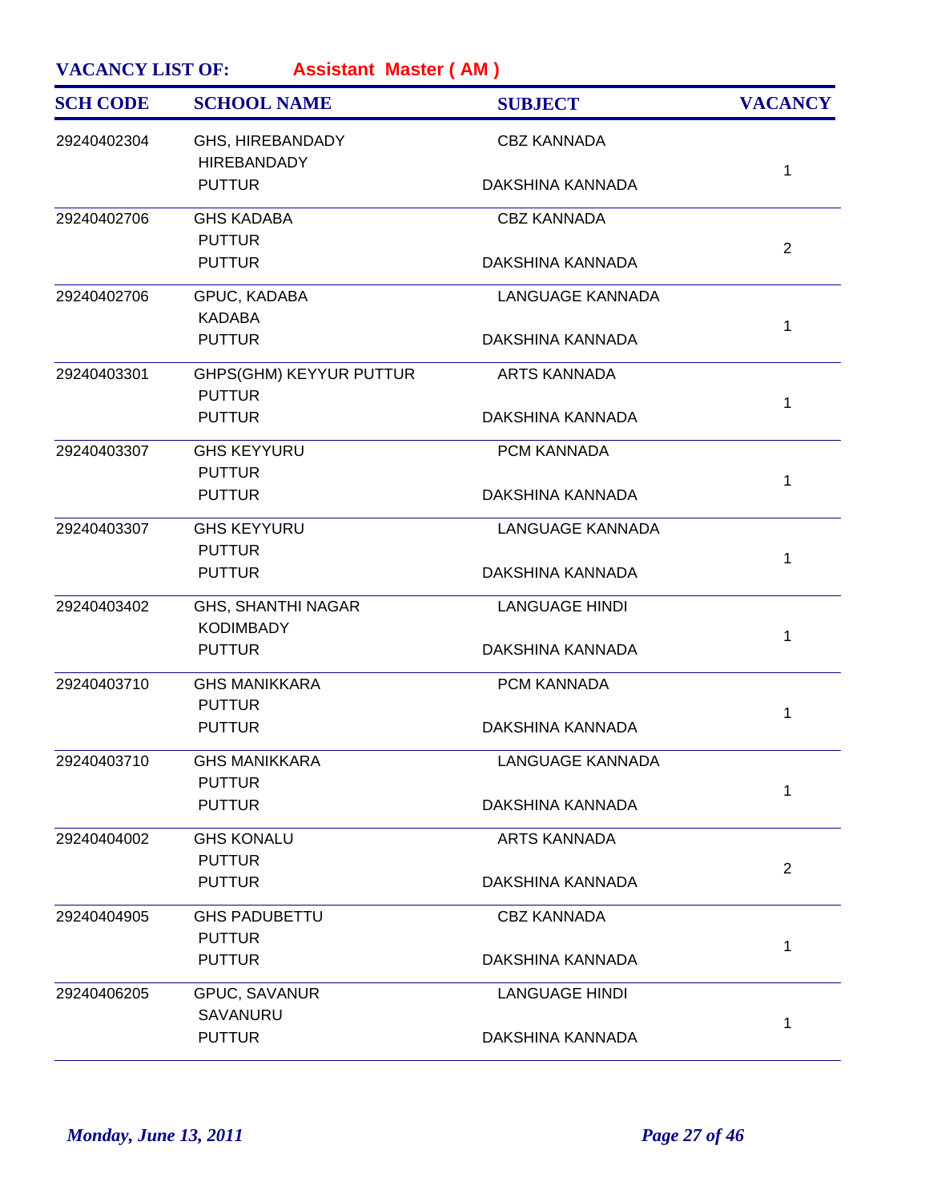**VACANCY LIST OF:** **Assistant Master ( AM )**

| SCH CODE | SCHOOL NAME | SUBJECT | VACANCY |
|---|---|---|---|
| 29240402304 | GHS, HIREBANDADY<br>HIREBANDADY<br>PUTTUR | CBZ KANNADA<br><br>DAKSHINA KANNADA | 1 |
| 29240402706 | GHS KADABA<br>PUTTUR<br>PUTTUR | CBZ KANNADA<br><br>DAKSHINA KANNADA | 2 |
| 29240402706 | GPUC, KADABA<br>KADABA<br>PUTTUR | LANGUAGE KANNADA<br><br>DAKSHINA KANNADA | 1 |
| 29240403301 | GHPS(GHM) KEYYUR PUTTUR<br>PUTTUR<br>PUTTUR | ARTS KANNADA<br><br>DAKSHINA KANNADA | 1 |
| 29240403307 | GHS KEYYURU<br>PUTTUR<br>PUTTUR | PCM KANNADA<br><br>DAKSHINA KANNADA | 1 |
| 29240403307 | GHS KEYYURU<br>PUTTUR<br>PUTTUR | LANGUAGE KANNADA<br><br>DAKSHINA KANNADA | 1 |
| 29240403402 | GHS, SHANTHI NAGAR<br>KODIMBADY<br>PUTTUR | LANGUAGE HINDI<br><br>DAKSHINA KANNADA | 1 |
| 29240403710 | GHS MANIKKARA<br>PUTTUR<br>PUTTUR | PCM KANNADA<br><br>DAKSHINA KANNADA | 1 |
| 29240403710 | GHS MANIKKARA<br>PUTTUR<br>PUTTUR | LANGUAGE KANNADA<br><br>DAKSHINA KANNADA | 1 |
| 29240404002 | GHS KONALU<br>PUTTUR<br>PUTTUR | ARTS KANNADA<br><br>DAKSHINA KANNADA | 2 |
| 29240404905 | GHS PADUBETTU<br>PUTTUR<br>PUTTUR | CBZ KANNADA<br><br>DAKSHINA KANNADA | 1 |
| 29240406205 | GPUC, SAVANUR<br>SAVANURU<br>PUTTUR | LANGUAGE HINDI<br><br>DAKSHINA KANNADA | 1 |

*Monday, June 13, 2011*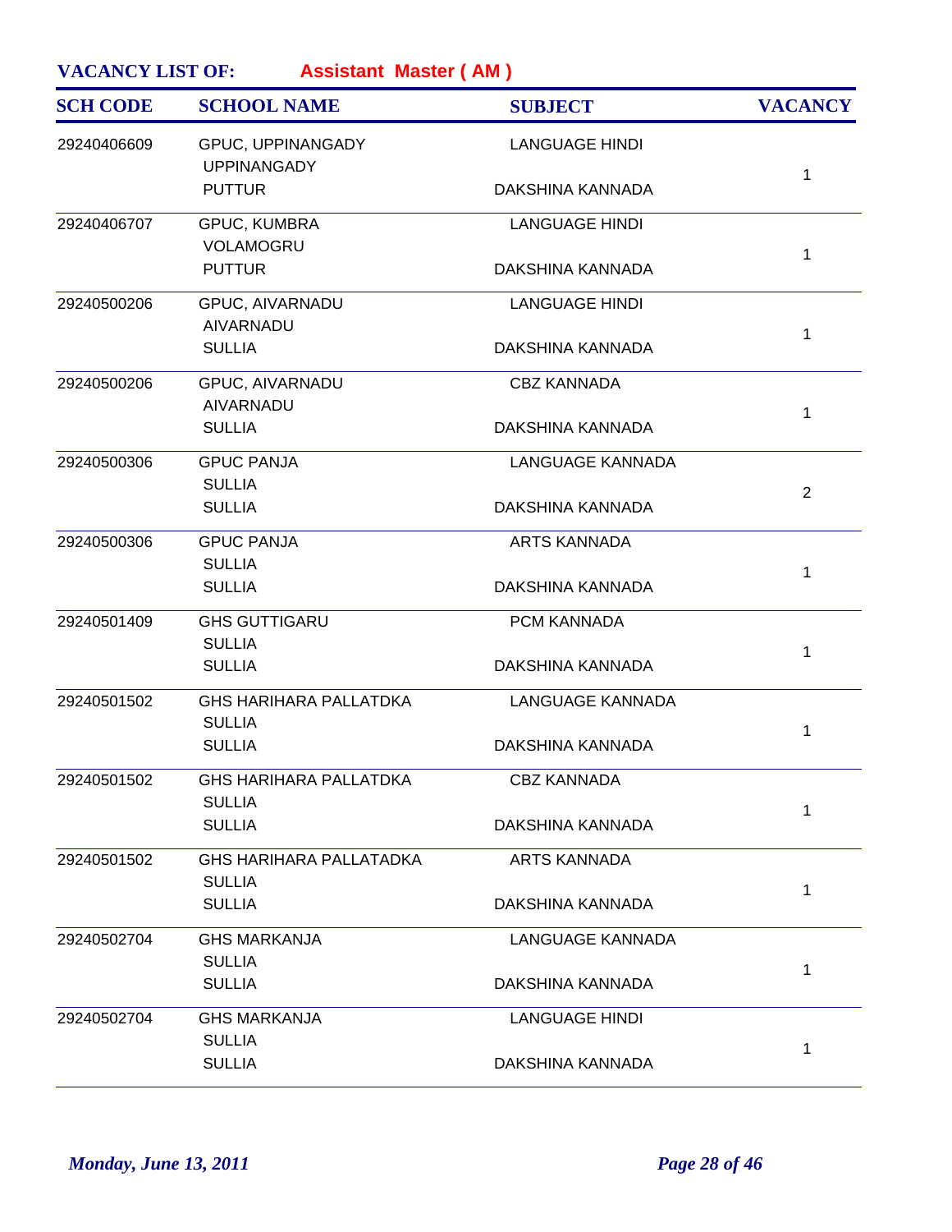**VACANCY LIST OF:** **Assistant Master ( AM )**

| SCH CODE | SCHOOL NAME | SUBJECT | VACANCY |
|---|---|---|---|
| 29240406609 | GPUC, UPPINANGADY<br>UPPINANGADY<br>PUTTUR | LANGUAGE HINDI<br><br>DAKSHINA KANNADA | 1 |
| 29240406707 | GPUC, KUMBRA<br>VOLAMOGRU<br>PUTTUR | LANGUAGE HINDI<br><br>DAKSHINA KANNADA | 1 |
| 29240500206 | GPUC, AIVARNADU<br>AIVARNADU<br>SULLIA | LANGUAGE HINDI<br><br>DAKSHINA KANNADA | 1 |
| 29240500206 | GPUC, AIVARNADU<br>AIVARNADU<br>SULLIA | CBZ KANNADA<br><br>DAKSHINA KANNADA | 1 |
| 29240500306 | GPUC PANJA<br>SULLIA<br>SULLIA | LANGUAGE KANNADA<br><br>DAKSHINA KANNADA | 2 |
| 29240500306 | GPUC PANJA<br>SULLIA<br>SULLIA | ARTS KANNADA<br><br>DAKSHINA KANNADA | 1 |
| 29240501409 | GHS GUTTIGARU<br>SULLIA<br>SULLIA | PCM KANNADA<br><br>DAKSHINA KANNADA | 1 |
| 29240501502 | GHS HARIHARA PALLATDKA<br>SULLIA<br>SULLIA | LANGUAGE KANNADA<br><br>DAKSHINA KANNADA | 1 |
| 29240501502 | GHS HARIHARA PALLATDKA<br>SULLIA<br>SULLIA | CBZ KANNADA<br><br>DAKSHINA KANNADA | 1 |
| 29240501502 | GHS HARIHARA PALLATADKA<br>SULLIA<br>SULLIA | ARTS KANNADA<br><br>DAKSHINA KANNADA | 1 |
| 29240502704 | GHS MARKANJA<br>SULLIA<br>SULLIA | LANGUAGE KANNADA<br><br>DAKSHINA KANNADA | 1 |
| 29240502704 | GHS MARKANJA<br>SULLIA<br>SULLIA | LANGUAGE HINDI<br><br>DAKSHINA KANNADA | 1 |

*Monday, June 13, 2011*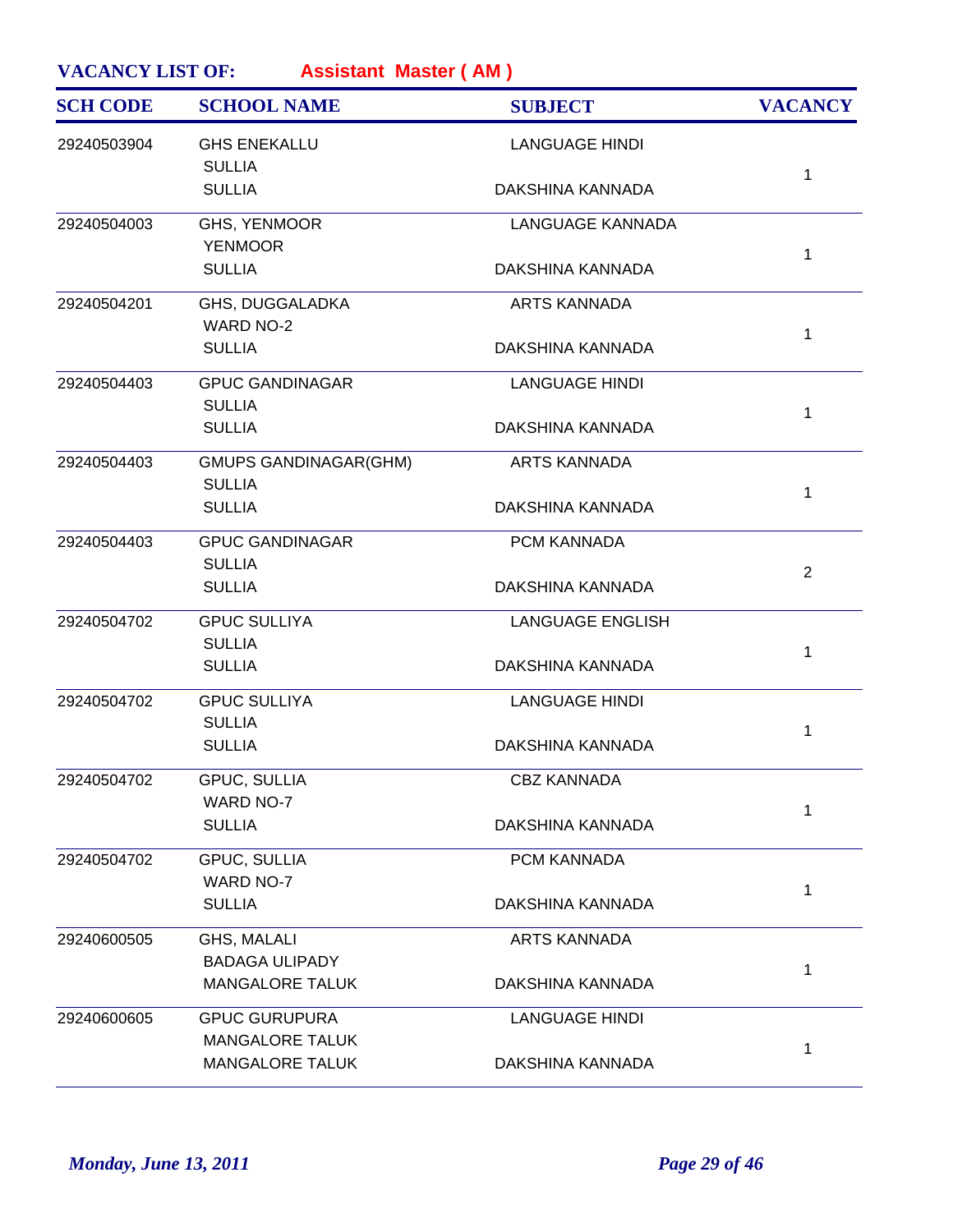**VACANCY LIST OF:** **Assistant Master ( AM )**

| SCH CODE | SCHOOL NAME | SUBJECT | VACANCY |
|---|---|---|---|
| 29240503904 | GHS ENEKALLU<br>SULLIA<br>SULLIA | LANGUAGE HINDI<br><br>DAKSHINA KANNADA | 1 |
| 29240504003 | GHS, YENMOOR<br>YENMOOR<br>SULLIA | LANGUAGE KANNADA<br><br>DAKSHINA KANNADA | 1 |
| 29240504201 | GHS, DUGGALADKA<br>WARD NO-2<br>SULLIA | ARTS KANNADA<br><br>DAKSHINA KANNADA | 1 |
| 29240504403 | GPUC GANDINAGAR<br>SULLIA<br>SULLIA | LANGUAGE HINDI<br><br>DAKSHINA KANNADA | 1 |
| 29240504403 | GMUPS GANDINAGAR(GHM)<br>SULLIA<br>SULLIA | ARTS KANNADA<br><br>DAKSHINA KANNADA | 1 |
| 29240504403 | GPUC GANDINAGAR<br>SULLIA<br>SULLIA | PCM KANNADA<br><br>DAKSHINA KANNADA | 2 |
| 29240504702 | GPUC SULLIYA<br>SULLIA<br>SULLIA | LANGUAGE ENGLISH<br><br>DAKSHINA KANNADA | 1 |
| 29240504702 | GPUC SULLIYA<br>SULLIA<br>SULLIA | LANGUAGE HINDI<br><br>DAKSHINA KANNADA | 1 |
| 29240504702 | GPUC, SULLIA<br>WARD NO-7<br>SULLIA | CBZ KANNADA<br><br>DAKSHINA KANNADA | 1 |
| 29240504702 | GPUC, SULLIA<br>WARD NO-7<br>SULLIA | PCM KANNADA<br><br>DAKSHINA KANNADA | 1 |
| 29240600505 | GHS, MALALI<br>BADAGA ULIPADY<br>MANGALORE TALUK | ARTS KANNADA<br><br>DAKSHINA KANNADA | 1 |
| 29240600605 | GPUC GURUPURA<br>MANGALORE TALUK<br>MANGALORE TALUK | LANGUAGE HINDI<br><br>DAKSHINA KANNADA | 1 |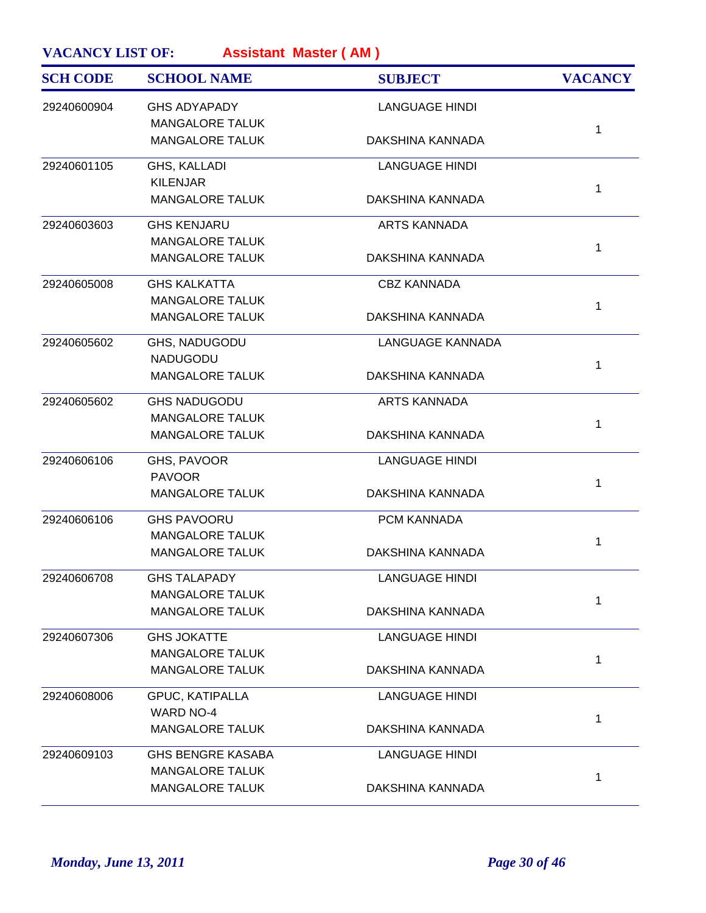**VACANCY LIST OF:** **Assistant Master ( AM )**

| SCH CODE | SCHOOL NAME | SUBJECT | VACANCY |
|---|---|---|---|
| 29240600904 | GHS ADYAPADY<br>MANGALORE TALUK<br>MANGALORE TALUK | LANGUAGE HINDI<br><br>DAKSHINA KANNADA | 1 |
| 29240601105 | GHS, KALLADI<br>KILENJAR<br>MANGALORE TALUK | LANGUAGE HINDI<br><br>DAKSHINA KANNADA | 1 |
| 29240603603 | GHS KENJARU<br>MANGALORE TALUK<br>MANGALORE TALUK | ARTS KANNADA<br><br>DAKSHINA KANNADA | 1 |
| 29240605008 | GHS KALKATTA<br>MANGALORE TALUK<br>MANGALORE TALUK | CBZ KANNADA<br><br>DAKSHINA KANNADA | 1 |
| 29240605602 | GHS, NADUGODU<br>NADUGODU<br>MANGALORE TALUK | LANGUAGE KANNADA<br><br>DAKSHINA KANNADA | 1 |
| 29240605602 | GHS NADUGODU<br>MANGALORE TALUK<br>MANGALORE TALUK | ARTS KANNADA<br><br>DAKSHINA KANNADA | 1 |
| 29240606106 | GHS, PAVOOR<br>PAVOOR<br>MANGALORE TALUK | LANGUAGE HINDI<br><br>DAKSHINA KANNADA | 1 |
| 29240606106 | GHS PAVOORU<br>MANGALORE TALUK<br>MANGALORE TALUK | PCM KANNADA<br><br>DAKSHINA KANNADA | 1 |
| 29240606708 | GHS TALAPADY<br>MANGALORE TALUK<br>MANGALORE TALUK | LANGUAGE HINDI<br><br>DAKSHINA KANNADA | 1 |
| 29240607306 | GHS JOKATTE<br>MANGALORE TALUK<br>MANGALORE TALUK | LANGUAGE HINDI<br><br>DAKSHINA KANNADA | 1 |
| 29240608006 | GPUC, KATIPALLA<br>WARD NO-4<br>MANGALORE TALUK | LANGUAGE HINDI<br><br>DAKSHINA KANNADA | 1 |
| 29240609103 | GHS BENGRE KASABA<br>MANGALORE TALUK<br>MANGALORE TALUK | LANGUAGE HINDI<br><br>DAKSHINA KANNADA | 1 |

*Monday, June 13, 2011*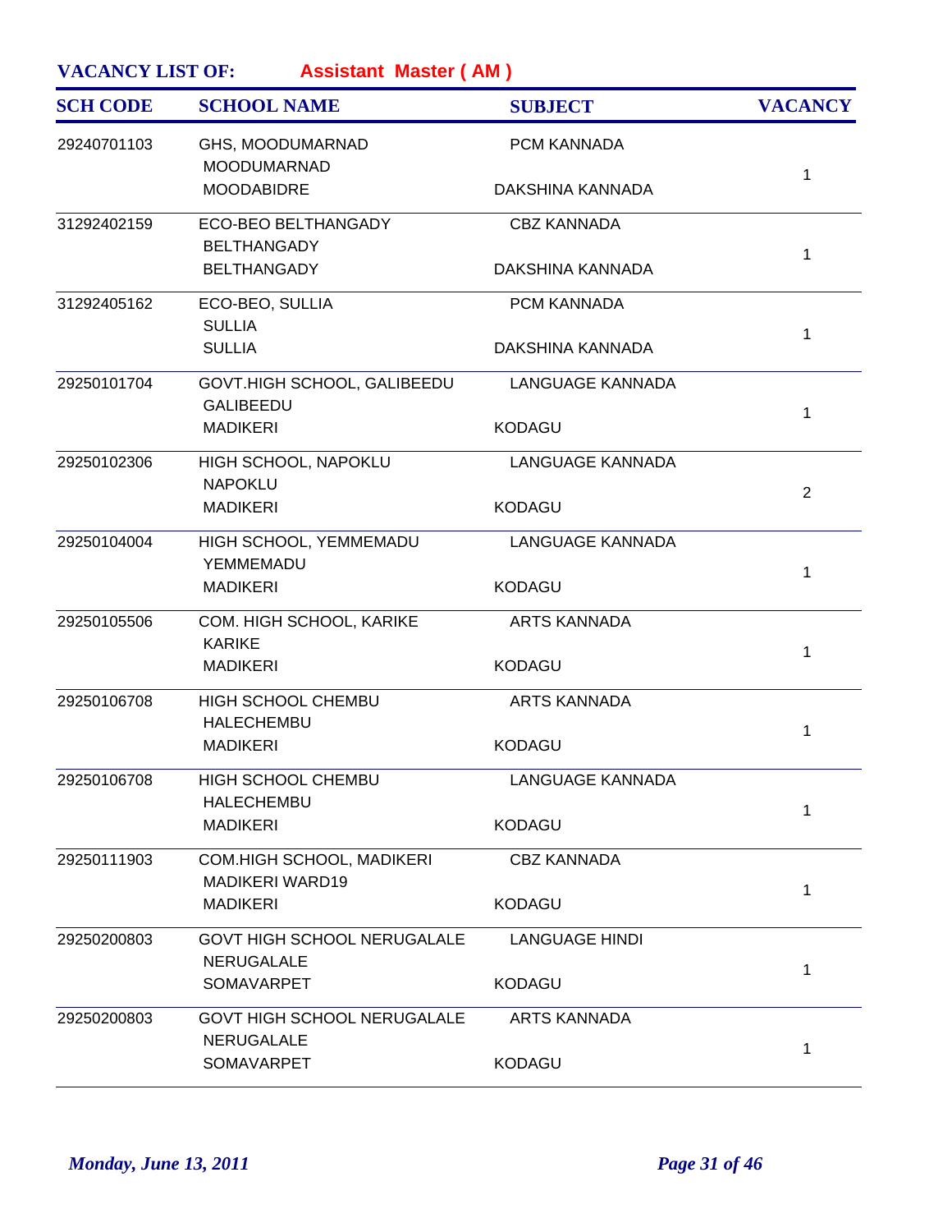**VACANCY LIST OF:** **Assistant Master ( AM )**

| SCH CODE | SCHOOL NAME | SUBJECT | VACANCY |
|---|---|---|---|
| 29240701103 | GHS, MOODUMARNAD<br>MOODUMARNAD<br>MOODABIDRE | PCM KANNADA<br><br>DAKSHINA KANNADA | 1 |
| 31292402159 | ECO-BEO BELTHANGADY<br>BELTHANGADY<br>BELTHANGADY | CBZ KANNADA<br><br>DAKSHINA KANNADA | 1 |
| 31292405162 | ECO-BEO, SULLIA<br>SULLIA<br>SULLIA | PCM KANNADA<br><br>DAKSHINA KANNADA | 1 |
| 29250101704 | GOVT.HIGH SCHOOL, GALIBEEDU<br>GALIBEEDU<br>MADIKERI | LANGUAGE KANNADA<br><br>KODAGU | 1 |
| 29250102306 | HIGH SCHOOL, NAPOKLU<br>NAPOKLU<br>MADIKERI | LANGUAGE KANNADA<br><br>KODAGU | 2 |
| 29250104004 | HIGH SCHOOL, YEMMEMADU<br>YEMMEMADU<br>MADIKERI | LANGUAGE KANNADA<br><br>KODAGU | 1 |
| 29250105506 | COM. HIGH SCHOOL, KARIKE<br>KARIKE<br>MADIKERI | ARTS KANNADA<br><br>KODAGU | 1 |
| 29250106708 | HIGH SCHOOL CHEMBU<br>HALECHEMBU<br>MADIKERI | ARTS KANNADA<br><br>KODAGU | 1 |
| 29250106708 | HIGH SCHOOL CHEMBU<br>HALECHEMBU<br>MADIKERI | LANGUAGE KANNADA<br><br>KODAGU | 1 |
| 29250111903 | COM.HIGH SCHOOL, MADIKERI<br>MADIKERI WARD19<br>MADIKERI | CBZ KANNADA<br><br>KODAGU | 1 |
| 29250200803 | GOVT HIGH SCHOOL NERUGALALE<br>NERUGALALE<br>SOMAVARPET | LANGUAGE HINDI<br><br>KODAGU | 1 |
| 29250200803 | GOVT HIGH SCHOOL NERUGALALE<br>NERUGALALE<br>SOMAVARPET | ARTS KANNADA<br><br>KODAGU | 1 |

*Monday, June 13, 2011*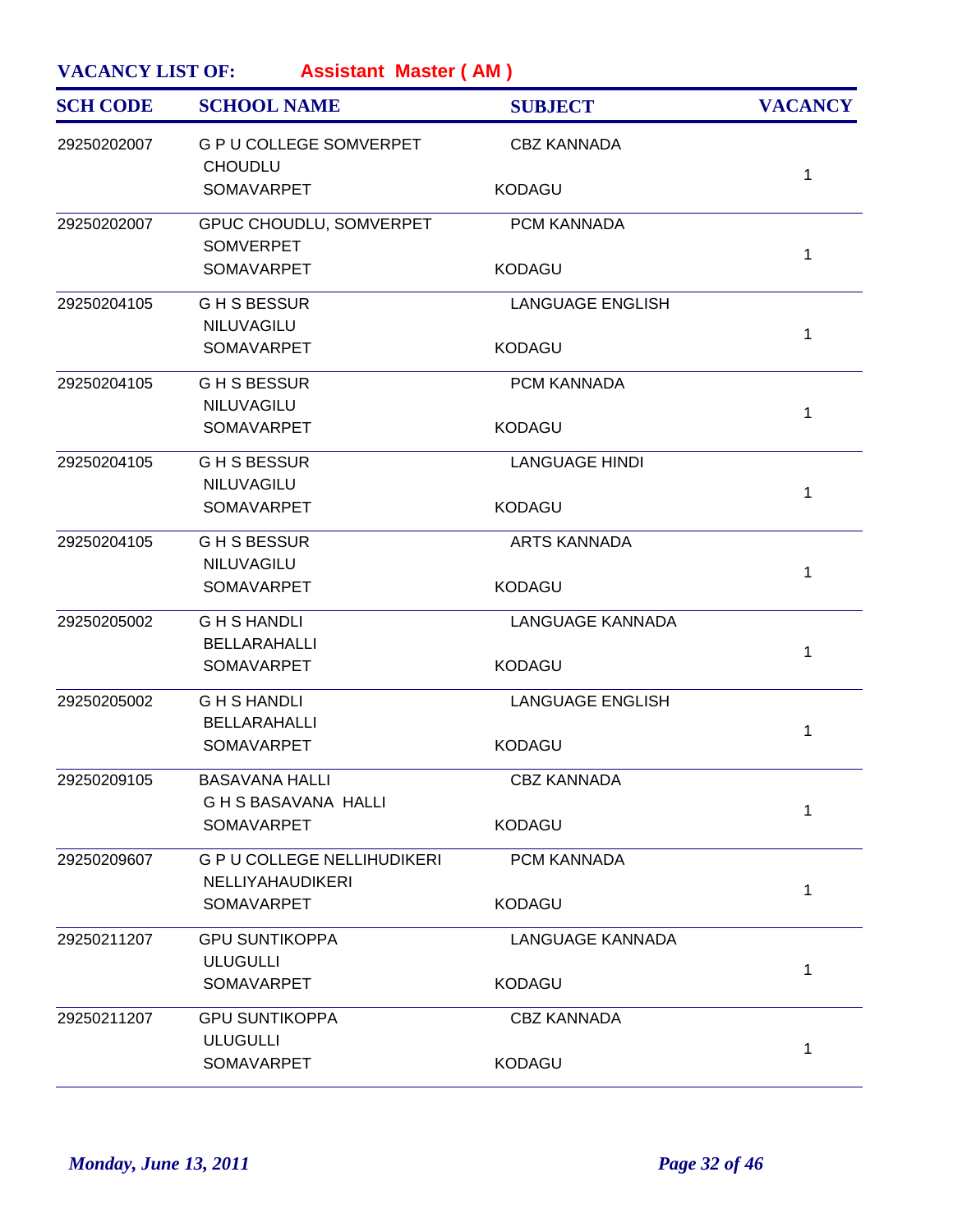**VACANCY LIST OF:** **Assistant Master ( AM )**

| SCH CODE | SCHOOL NAME | SUBJECT | VACANCY |
|---|---|---|---|
| 29250202007 | G P U COLLEGE SOMVERPET<br>CHOUDLU<br>SOMAVARPET | CBZ KANNADA<br><br>KODAGU | 1 |
| 29250202007 | GPUC CHOUDLU, SOMVERPET<br>SOMVERPET<br>SOMAVARPET | PCM KANNADA<br><br>KODAGU | 1 |
| 29250204105 | G H S BESSUR<br>NILUVAGILU<br>SOMAVARPET | LANGUAGE ENGLISH<br><br>KODAGU | 1 |
| 29250204105 | G H S BESSUR<br>NILUVAGILU<br>SOMAVARPET | PCM KANNADA<br><br>KODAGU | 1 |
| 29250204105 | G H S BESSUR<br>NILUVAGILU<br>SOMAVARPET | LANGUAGE HINDI<br><br>KODAGU | 1 |
| 29250204105 | G H S BESSUR<br>NILUVAGILU<br>SOMAVARPET | ARTS KANNADA<br><br>KODAGU | 1 |
| 29250205002 | G H S HANDLI<br>BELLARAHALLI<br>SOMAVARPET | LANGUAGE KANNADA<br><br>KODAGU | 1 |
| 29250205002 | G H S HANDLI<br>BELLARAHALLI<br>SOMAVARPET | LANGUAGE ENGLISH<br><br>KODAGU | 1 |
| 29250209105 | BASAVANA HALLI<br>G H S BASAVANA HALLI<br>SOMAVARPET | CBZ KANNADA<br><br>KODAGU | 1 |
| 29250209607 | G P U COLLEGE NELLIHUDIKERI<br>NELLIYAHAUDIKERI<br>SOMAVARPET | PCM KANNADA<br><br>KODAGU | 1 |
| 29250211207 | GPU SUNTIKOPPA<br>ULUGULLI<br>SOMAVARPET | LANGUAGE KANNADA<br><br>KODAGU | 1 |
| 29250211207 | GPU SUNTIKOPPA<br>ULUGULLI<br>SOMAVARPET | CBZ KANNADA<br><br>KODAGU | 1 |

*Monday, June 13, 2011*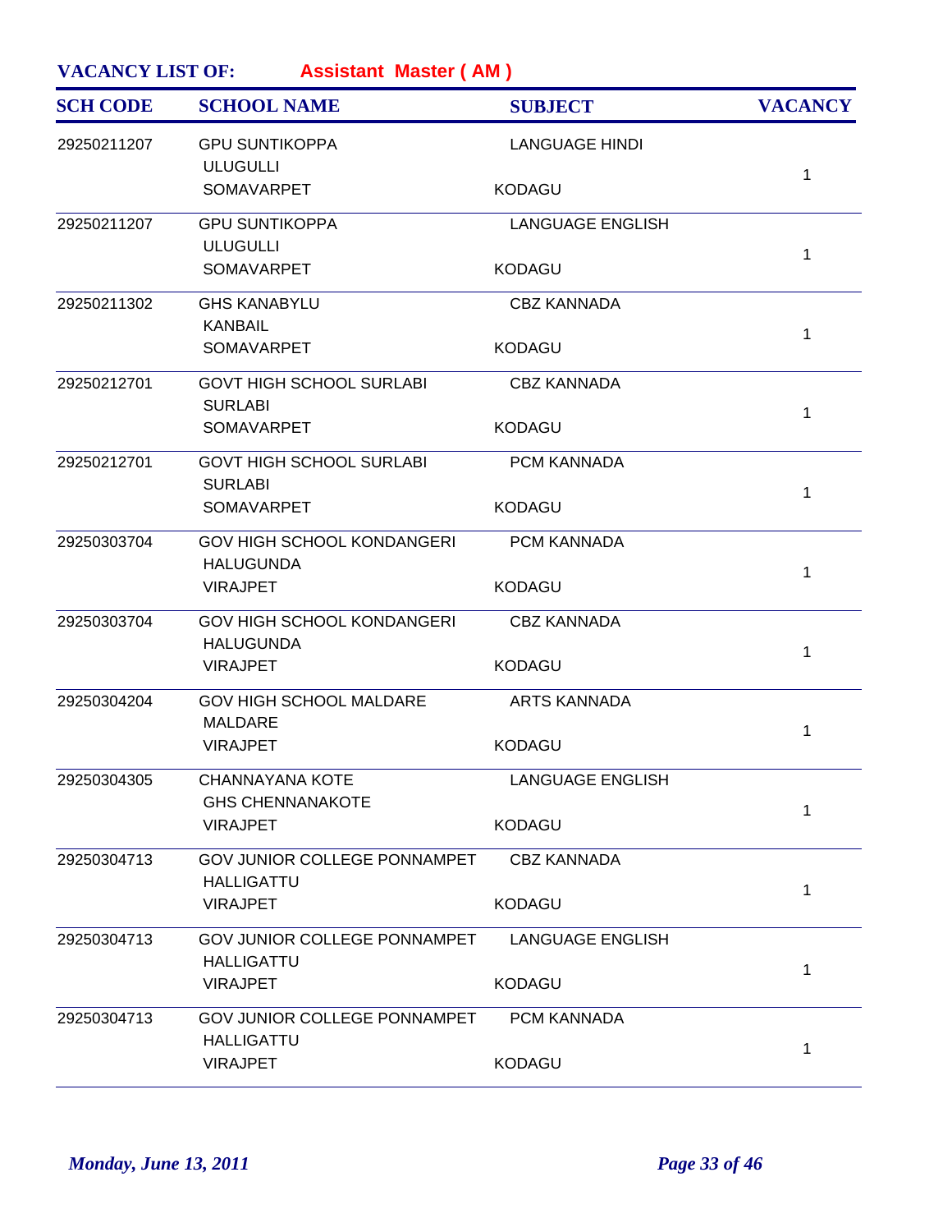**VACANCY LIST OF:** **Assistant Master ( AM )**

| SCH CODE | SCHOOL NAME | SUBJECT | VACANCY |
|---|---|---|---|
| 29250211207 | GPU SUNTIKOPPA<br>ULUGULLI<br>SOMAVARPET | LANGUAGE HINDI<br>KODAGU | 1 |
| 29250211207 | GPU SUNTIKOPPA<br>ULUGULLI<br>SOMAVARPET | LANGUAGE ENGLISH<br>KODAGU | 1 |
| 29250211302 | GHS KANABYLU<br>KANBAIL<br>SOMAVARPET | CBZ KANNADA<br>KODAGU | 1 |
| 29250212701 | GOVT HIGH SCHOOL SURLABI<br>SURLABI<br>SOMAVARPET | CBZ KANNADA<br>KODAGU | 1 |
| 29250212701 | GOVT HIGH SCHOOL SURLABI<br>SURLABI<br>SOMAVARPET | PCM KANNADA<br>KODAGU | 1 |
| 29250303704 | GOV HIGH SCHOOL KONDANGERI<br>HALUGUNDA<br>VIRAJPET | PCM KANNADA<br>KODAGU | 1 |
| 29250303704 | GOV HIGH SCHOOL KONDANGERI<br>HALUGUNDA<br>VIRAJPET | CBZ KANNADA<br>KODAGU | 1 |
| 29250304204 | GOV HIGH SCHOOL MALDARE<br>MALDARE<br>VIRAJPET | ARTS KANNADA<br>KODAGU | 1 |
| 29250304305 | CHANNAYANA KOTE<br>GHS CHENNANAKOTE<br>VIRAJPET | LANGUAGE ENGLISH<br>KODAGU | 1 |
| 29250304713 | GOV JUNIOR COLLEGE PONNAMPET<br>HALLIGATTU<br>VIRAJPET | CBZ KANNADA<br>KODAGU | 1 |
| 29250304713 | GOV JUNIOR COLLEGE PONNAMPET<br>HALLIGATTU<br>VIRAJPET | LANGUAGE ENGLISH<br>KODAGU | 1 |
| 29250304713 | GOV JUNIOR COLLEGE PONNAMPET<br>HALLIGATTU<br>VIRAJPET | PCM KANNADA<br>KODAGU | 1 |

*Monday, June 13, 2011*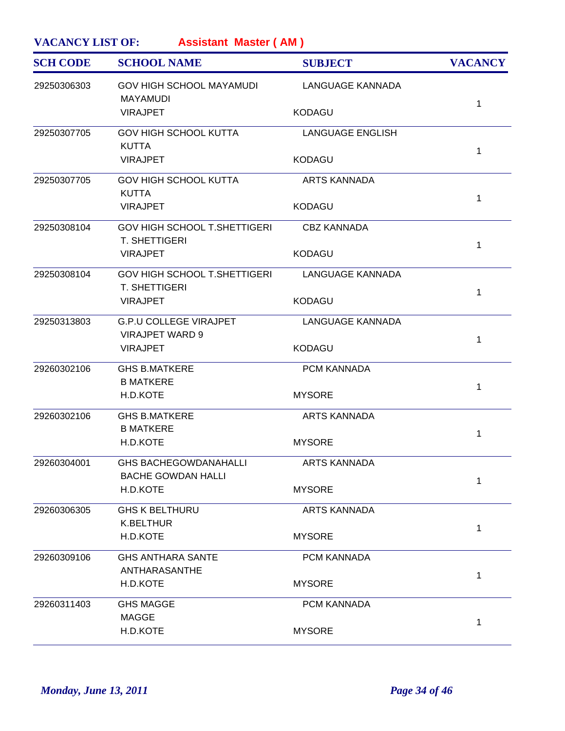**VACANCY LIST OF:** **Assistant Master ( AM )**

| SCH CODE | SCHOOL NAME | SUBJECT | VACANCY |
| --- | --- | --- | --- |
| 29250306303 | GOV HIGH SCHOOL MAYAMUDI<br>MAYAMUDI<br>VIRAJPET | LANGUAGE KANNADA<br><br>KODAGU | 1 |
| 29250307705 | GOV HIGH SCHOOL KUTTA<br>KUTTA<br>VIRAJPET | LANGUAGE ENGLISH<br><br>KODAGU | 1 |
| 29250307705 | GOV HIGH SCHOOL KUTTA<br>KUTTA<br>VIRAJPET | ARTS KANNADA<br><br>KODAGU | 1 |
| 29250308104 | GOV HIGH SCHOOL T.SHETTIGERI<br>T. SHETTIGERI<br>VIRAJPET | CBZ KANNADA<br><br>KODAGU | 1 |
| 29250308104 | GOV HIGH SCHOOL T.SHETTIGERI<br>T. SHETTIGERI<br>VIRAJPET | LANGUAGE KANNADA<br><br>KODAGU | 1 |
| 29250313803 | G.P.U COLLEGE VIRAJPET<br>VIRAJPET WARD 9<br>VIRAJPET | LANGUAGE KANNADA<br><br>KODAGU | 1 |
| 29260302106 | GHS B.MATKERE<br>B MATKERE<br>H.D.KOTE | PCM KANNADA<br><br>MYSORE | 1 |
| 29260302106 | GHS B.MATKERE<br>B MATKERE<br>H.D.KOTE | ARTS KANNADA<br><br>MYSORE | 1 |
| 29260304001 | GHS BACHEGOWDANAHALLI<br>BACHE GOWDAN HALLI<br>H.D.KOTE | ARTS KANNADA<br><br>MYSORE | 1 |
| 29260306305 | GHS K BELTHURU<br>K.BELTHUR<br>H.D.KOTE | ARTS KANNADA<br><br>MYSORE | 1 |
| 29260309106 | GHS ANTHARA SANTE<br>ANTHARASANTHE<br>H.D.KOTE | PCM KANNADA<br><br>MYSORE | 1 |
| 29260311403 | GHS MAGGE<br>MAGGE<br>H.D.KOTE | PCM KANNADA<br><br>MYSORE | 1 |

*Monday, June 13, 2011*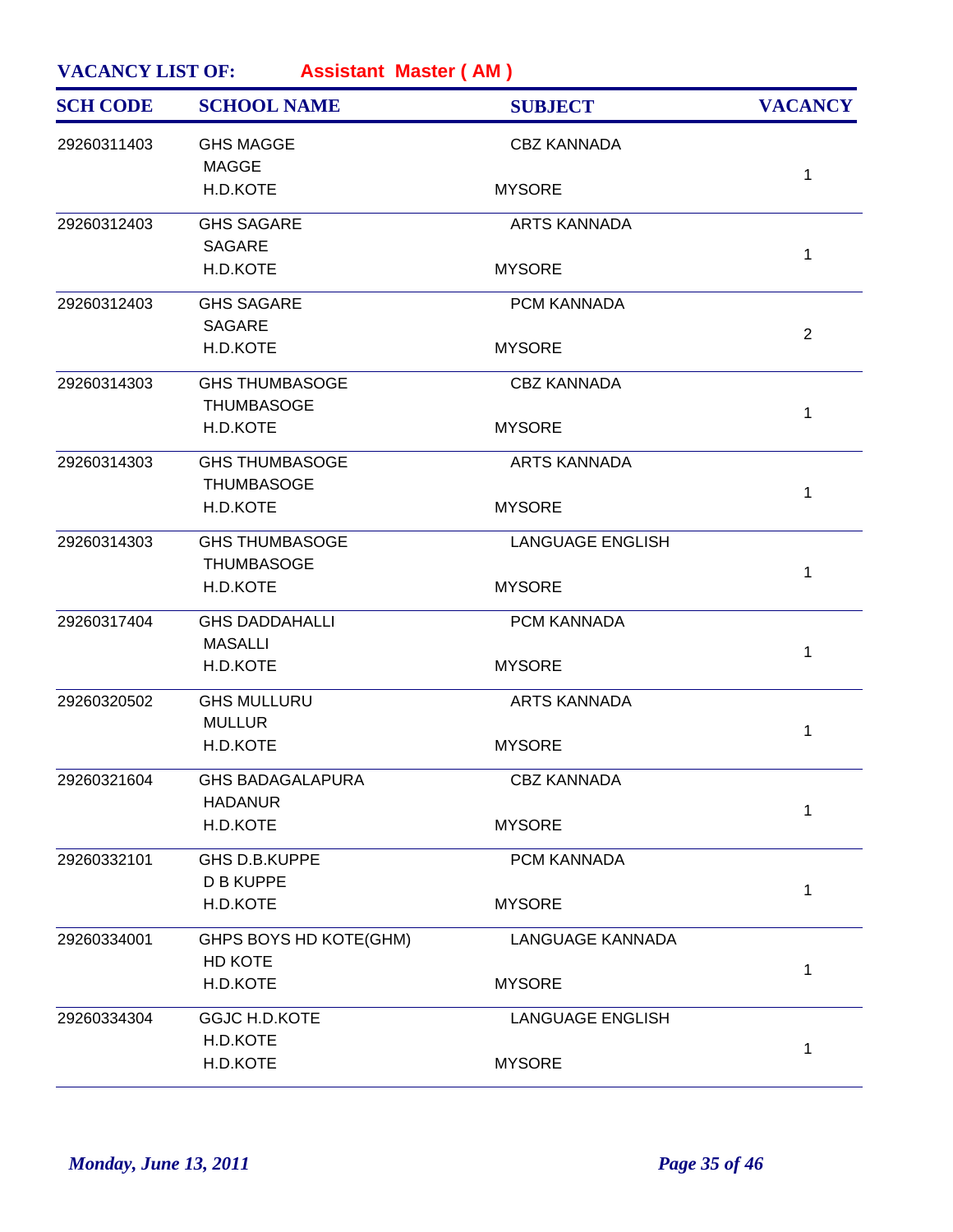**VACANCY LIST OF:** **Assistant Master ( AM )**

| SCH CODE | SCHOOL NAME | SUBJECT | VACANCY |
|---|---|---|---|
| 29260311403 | GHS MAGGE<br>MAGGE<br>H.D.KOTE | CBZ KANNADA<br><br>MYSORE | 1 |
| 29260312403 | GHS SAGARE<br>SAGARE<br>H.D.KOTE | ARTS KANNADA<br><br>MYSORE | 1 |
| 29260312403 | GHS SAGARE<br>SAGARE<br>H.D.KOTE | PCM KANNADA<br><br>MYSORE | 2 |
| 29260314303 | GHS THUMBASOGE<br>THUMBASOGE<br>H.D.KOTE | CBZ KANNADA<br><br>MYSORE | 1 |
| 29260314303 | GHS THUMBASOGE<br>THUMBASOGE<br>H.D.KOTE | ARTS KANNADA<br><br>MYSORE | 1 |
| 29260314303 | GHS THUMBASOGE<br>THUMBASOGE<br>H.D.KOTE | LANGUAGE ENGLISH<br><br>MYSORE | 1 |
| 29260317404 | GHS DADDAHALLI<br>MASALLI<br>H.D.KOTE | PCM KANNADA<br><br>MYSORE | 1 |
| 29260320502 | GHS MULLURU<br>MULLUR<br>H.D.KOTE | ARTS KANNADA<br><br>MYSORE | 1 |
| 29260321604 | GHS BADAGALAPURA<br>HADANUR<br>H.D.KOTE | CBZ KANNADA<br><br>MYSORE | 1 |
| 29260332101 | GHS D.B.KUPPE<br>D B KUPPE<br>H.D.KOTE | PCM KANNADA<br><br>MYSORE | 1 |
| 29260334001 | GHPS BOYS HD KOTE(GHM)<br>HD KOTE<br>H.D.KOTE | LANGUAGE KANNADA<br><br>MYSORE | 1 |
| 29260334304 | GGJC H.D.KOTE<br>H.D.KOTE<br>H.D.KOTE | LANGUAGE ENGLISH<br><br>MYSORE | 1 |

*Monday, June 13, 2011*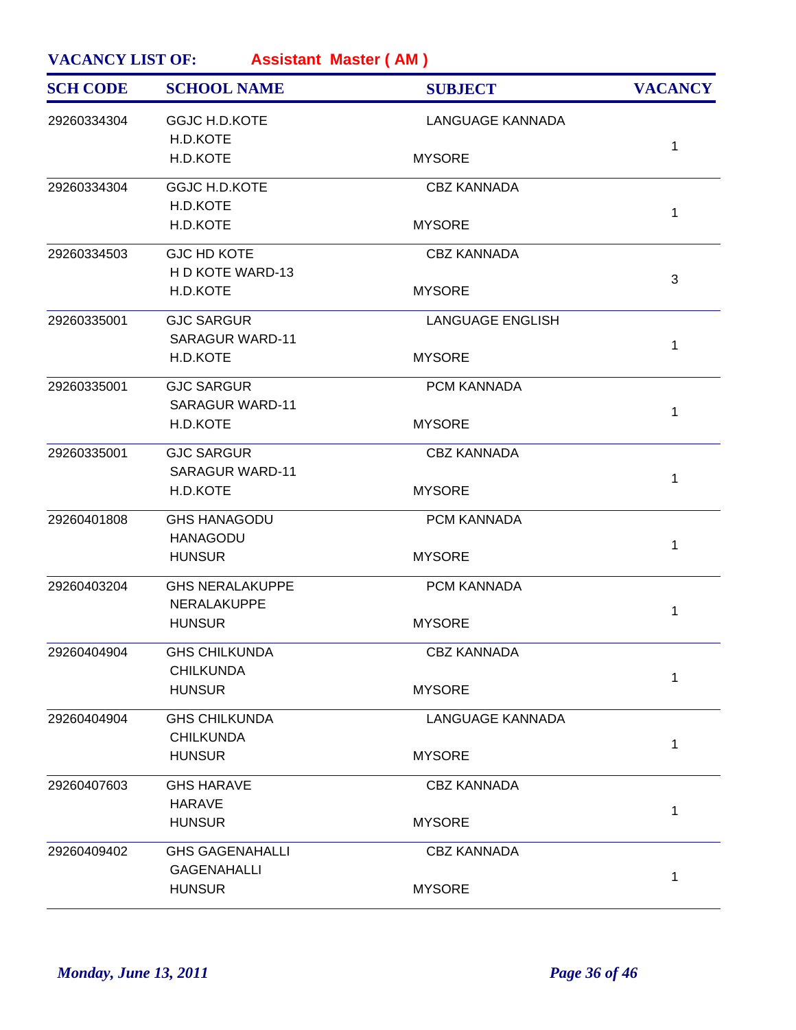**VACANCY LIST OF:** **Assistant Master ( AM )**

| SCH CODE | SCHOOL NAME | SUBJECT | VACANCY |
|---|---|---|---|
| 29260334304 | GGJC H.D.KOTE<br>H.D.KOTE<br>H.D.KOTE | LANGUAGE KANNADA<br><br>MYSORE | 1 |
| 29260334304 | GGJC H.D.KOTE<br>H.D.KOTE<br>H.D.KOTE | CBZ KANNADA<br><br>MYSORE | 1 |
| 29260334503 | GJC HD KOTE<br>H D KOTE WARD-13<br>H.D.KOTE | CBZ KANNADA<br><br>MYSORE | 3 |
| 29260335001 | GJC SARGUR<br>SARAGUR WARD-11<br>H.D.KOTE | LANGUAGE ENGLISH<br><br>MYSORE | 1 |
| 29260335001 | GJC SARGUR<br>SARAGUR WARD-11<br>H.D.KOTE | PCM KANNADA<br><br>MYSORE | 1 |
| 29260335001 | GJC SARGUR<br>SARAGUR WARD-11<br>H.D.KOTE | CBZ KANNADA<br><br>MYSORE | 1 |
| 29260401808 | GHS HANAGODU<br>HANAGODU<br>HUNSUR | PCM KANNADA<br><br>MYSORE | 1 |
| 29260403204 | GHS NERALAKUPPE<br>NERALAKUPPE<br>HUNSUR | PCM KANNADA<br><br>MYSORE | 1 |
| 29260404904 | GHS CHILKUNDA<br>CHILKUNDA<br>HUNSUR | CBZ KANNADA<br><br>MYSORE | 1 |
| 29260404904 | GHS CHILKUNDA<br>CHILKUNDA<br>HUNSUR | LANGUAGE KANNADA<br><br>MYSORE | 1 |
| 29260407603 | GHS HARAVE<br>HARAVE<br>HUNSUR | CBZ KANNADA<br><br>MYSORE | 1 |
| 29260409402 | GHS GAGENAHALLI<br>GAGENAHALLI<br>HUNSUR | CBZ KANNADA<br><br>MYSORE | 1 |

*Monday, June 13, 2011*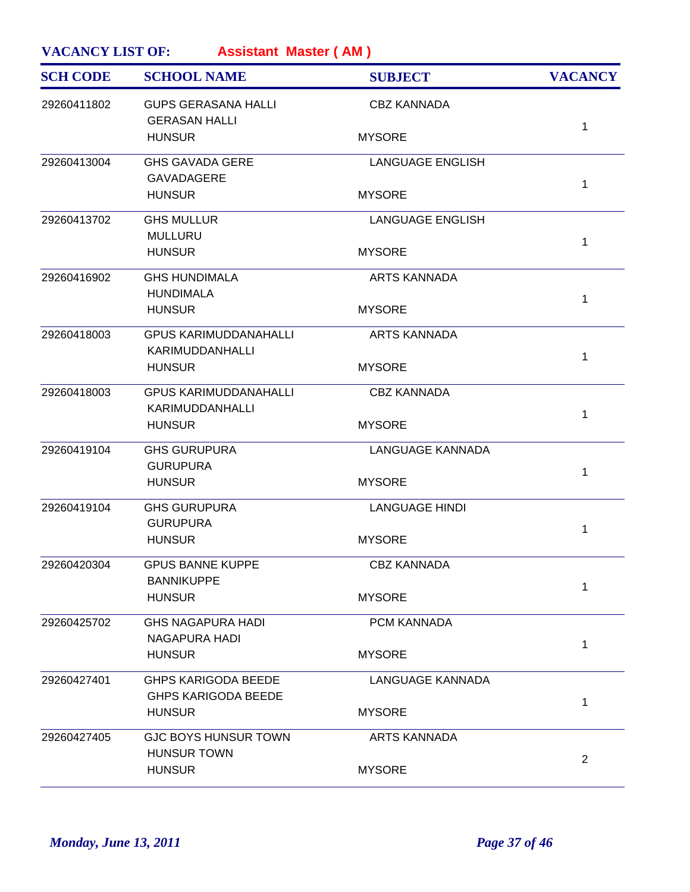**VACANCY LIST OF:** **Assistant Master ( AM )**

| SCH CODE | SCHOOL NAME | SUBJECT | VACANCY |
|---|---|---|---|
| 29260411802 | GUPS GERASANA HALLI<br>GERASAN HALLI<br>HUNSUR | CBZ KANNADA<br><br>MYSORE | 1 |
| 29260413004 | GHS GAVADA GERE<br>GAVADAGERE<br>HUNSUR | LANGUAGE ENGLISH<br><br>MYSORE | 1 |
| 29260413702 | GHS MULLUR<br>MULLURU<br>HUNSUR | LANGUAGE ENGLISH<br><br>MYSORE | 1 |
| 29260416902 | GHS HUNDIMALA<br>HUNDIMALA<br>HUNSUR | ARTS KANNADA<br><br>MYSORE | 1 |
| 29260418003 | GPUS KARIMUDDANAHALLI<br>KARIMUDDANHALLI<br>HUNSUR | ARTS KANNADA<br><br>MYSORE | 1 |
| 29260418003 | GPUS KARIMUDDANAHALLI<br>KARIMUDDANHALLI<br>HUNSUR | CBZ KANNADA<br><br>MYSORE | 1 |
| 29260419104 | GHS GURUPURA<br>GURUPURA<br>HUNSUR | LANGUAGE KANNADA<br><br>MYSORE | 1 |
| 29260419104 | GHS GURUPURA<br>GURUPURA<br>HUNSUR | LANGUAGE HINDI<br><br>MYSORE | 1 |
| 29260420304 | GPUS BANNE KUPPE<br>BANNIKUPPE<br>HUNSUR | CBZ KANNADA<br><br>MYSORE | 1 |
| 29260425702 | GHS NAGAPURA HADI<br>NAGAPURA HADI<br>HUNSUR | PCM KANNADA<br><br>MYSORE | 1 |
| 29260427401 | GHPS KARIGODA BEEDE<br>GHPS KARIGODA BEEDE<br>HUNSUR | LANGUAGE KANNADA<br><br>MYSORE | 1 |
| 29260427405 | GJC BOYS HUNSUR TOWN<br>HUNSUR TOWN<br>HUNSUR | ARTS KANNADA<br><br>MYSORE | 2 |

*Monday, June 13, 2011*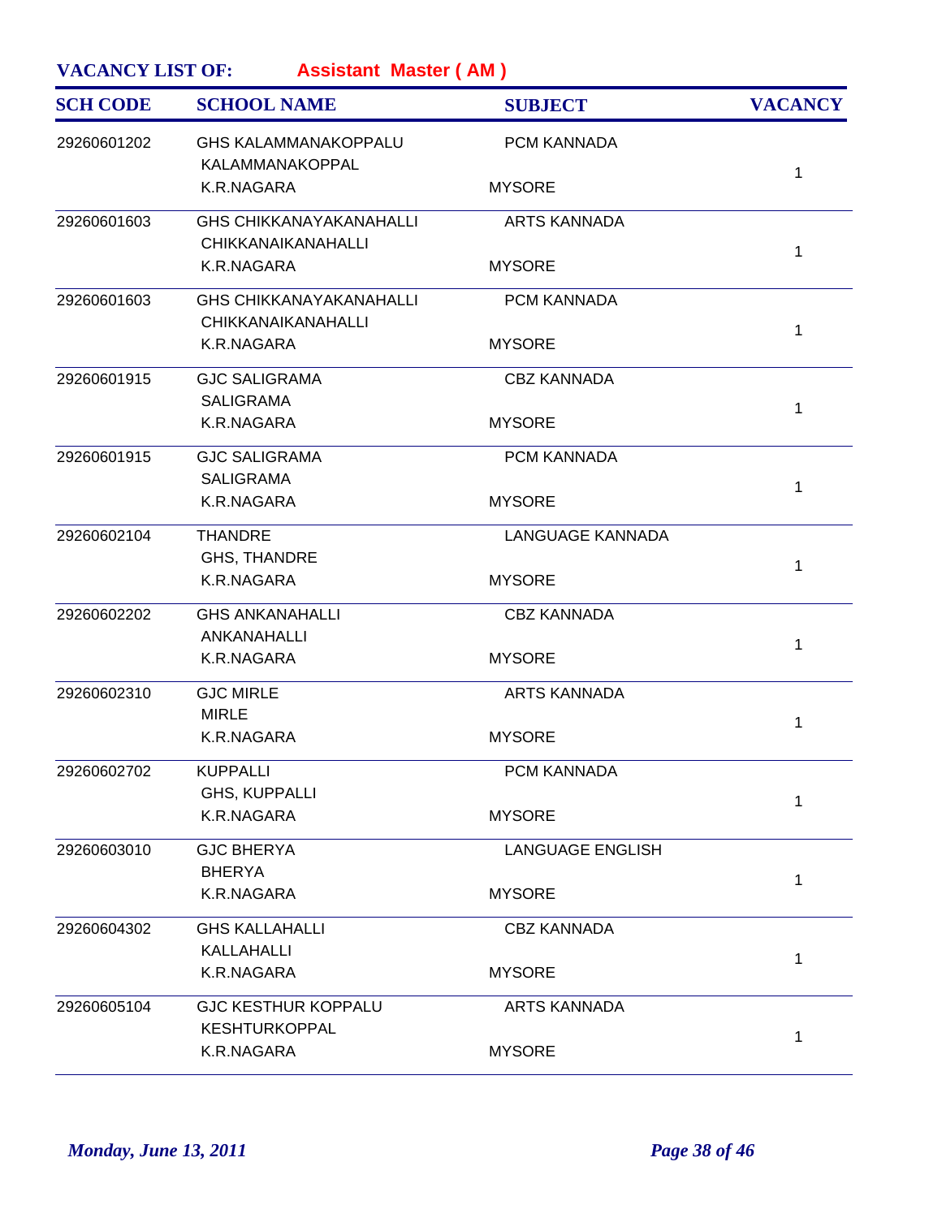**VACANCY LIST OF:** **Assistant Master ( AM )**

| SCH CODE | SCHOOL NAME | SUBJECT | VACANCY |
|---|---|---|---|
| 29260601202 | GHS KALAMMANAKOPPALU<br>KALAMMANAKOPPAL<br>K.R.NAGARA | PCM KANNADA<br><br>MYSORE | 1 |
| 29260601603 | GHS CHIKKANAYAKANAHALLI<br>CHIKKANAIKANAHALLI<br>K.R.NAGARA | ARTS KANNADA<br><br>MYSORE | 1 |
| 29260601603 | GHS CHIKKANAYAKANAHALLI<br>CHIKKANAIKANAHALLI<br>K.R.NAGARA | PCM KANNADA<br><br>MYSORE | 1 |
| 29260601915 | GJC SALIGRAMA<br>SALIGRAMA<br>K.R.NAGARA | CBZ KANNADA<br><br>MYSORE | 1 |
| 29260601915 | GJC SALIGRAMA<br>SALIGRAMA<br>K.R.NAGARA | PCM KANNADA<br><br>MYSORE | 1 |
| 29260602104 | THANDRE<br>GHS, THANDRE<br>K.R.NAGARA | LANGUAGE KANNADA<br><br>MYSORE | 1 |
| 29260602202 | GHS ANKANAHALLI<br>ANKANAHALLI<br>K.R.NAGARA | CBZ KANNADA<br><br>MYSORE | 1 |
| 29260602310 | GJC MIRLE<br>MIRLE<br>K.R.NAGARA | ARTS KANNADA<br><br>MYSORE | 1 |
| 29260602702 | KUPPALLI<br>GHS, KUPPALLI<br>K.R.NAGARA | PCM KANNADA<br><br>MYSORE | 1 |
| 29260603010 | GJC BHERYA<br>BHERYA<br>K.R.NAGARA | LANGUAGE ENGLISH<br><br>MYSORE | 1 |
| 29260604302 | GHS KALLAHALLI<br>KALLAHALLI<br>K.R.NAGARA | CBZ KANNADA<br><br>MYSORE | 1 |
| 29260605104 | GJC KESTHUR KOPPALU<br>KESHTURKOPPAL<br>K.R.NAGARA | ARTS KANNADA<br><br>MYSORE | 1 |

*Monday, June 13, 2011*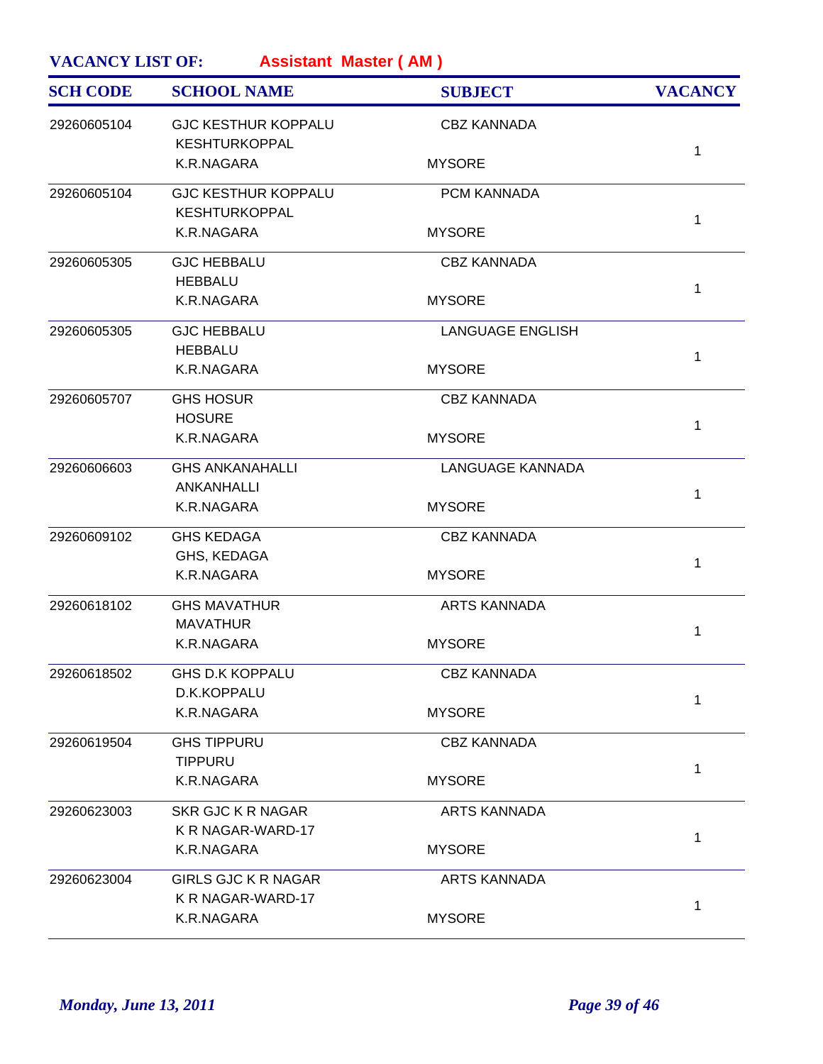**VACANCY LIST OF:** **Assistant Master ( AM )**

| SCH CODE | SCHOOL NAME | SUBJECT | VACANCY |
|---|---|---|---|
| 29260605104 | GJC KESTHUR KOPPALU<br>KESHTURKOPPAL<br>K.R.NAGARA | CBZ KANNADA<br><br>MYSORE | 1 |
| 29260605104 | GJC KESTHUR KOPPALU<br>KESHTURKOPPAL<br>K.R.NAGARA | PCM KANNADA<br><br>MYSORE | 1 |
| 29260605305 | GJC HEBBALU<br>HEBBALU<br>K.R.NAGARA | CBZ KANNADA<br><br>MYSORE | 1 |
| 29260605305 | GJC HEBBALU<br>HEBBALU<br>K.R.NAGARA | LANGUAGE ENGLISH<br><br>MYSORE | 1 |
| 29260605707 | GHS HOSUR<br>HOSURE<br>K.R.NAGARA | CBZ KANNADA<br><br>MYSORE | 1 |
| 29260606603 | GHS ANKANAHALLI<br>ANKANHALLI<br>K.R.NAGARA | LANGUAGE KANNADA<br><br>MYSORE | 1 |
| 29260609102 | GHS KEDAGA<br>GHS, KEDAGA<br>K.R.NAGARA | CBZ KANNADA<br><br>MYSORE | 1 |
| 29260618102 | GHS MAVATHUR<br>MAVATHUR<br>K.R.NAGARA | ARTS KANNADA<br><br>MYSORE | 1 |
| 29260618502 | GHS D.K KOPPALU<br>D.K.KOPPALU<br>K.R.NAGARA | CBZ KANNADA<br><br>MYSORE | 1 |
| 29260619504 | GHS TIPPURU<br>TIPPURU<br>K.R.NAGARA | CBZ KANNADA<br><br>MYSORE | 1 |
| 29260623003 | SKR GJC K R NAGAR<br>K R NAGAR-WARD-17<br>K.R.NAGARA | ARTS KANNADA<br><br>MYSORE | 1 |
| 29260623004 | GIRLS GJC K R NAGAR<br>K R NAGAR-WARD-17<br>K.R.NAGARA | ARTS KANNADA<br><br>MYSORE | 1 |

*Monday, June 13, 2011*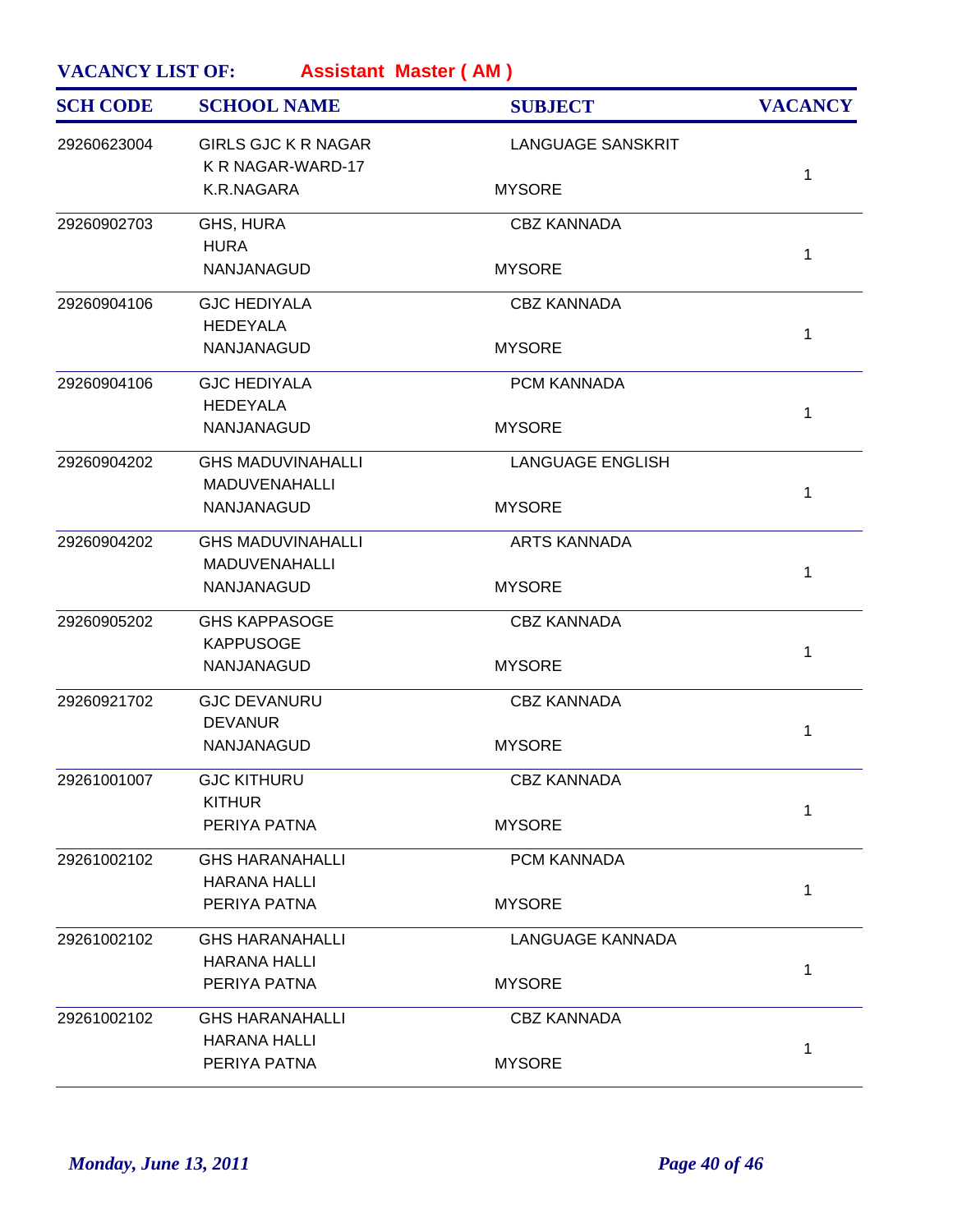**VACANCY LIST OF:** **Assistant Master ( AM )**

| SCH CODE | SCHOOL NAME | SUBJECT | VACANCY |
|---|---|---|---|
| 29260623004 | GIRLS GJC K R NAGAR<br>K R NAGAR-WARD-17<br>K.R.NAGARA | LANGUAGE SANSKRIT<br>MYSORE | 1 |
| 29260902703 | GHS, HURA<br>HURA<br>NANJANAGUD | CBZ KANNADA<br>MYSORE | 1 |
| 29260904106 | GJC HEDIYALA<br>HEDEYALA<br>NANJANAGUD | CBZ KANNADA<br>MYSORE | 1 |
| 29260904106 | GJC HEDIYALA<br>HEDEYALA<br>NANJANAGUD | PCM KANNADA<br>MYSORE | 1 |
| 29260904202 | GHS MADUVINAHALLI<br>MADUVENAHALLI<br>NANJANAGUD | LANGUAGE ENGLISH<br>MYSORE | 1 |
| 29260904202 | GHS MADUVINAHALLI<br>MADUVENAHALLI<br>NANJANAGUD | ARTS KANNADA<br>MYSORE | 1 |
| 29260905202 | GHS KAPPASOGE<br>KAPPUSOGE<br>NANJANAGUD | CBZ KANNADA<br>MYSORE | 1 |
| 29260921702 | GJC DEVANURU<br>DEVANUR<br>NANJANAGUD | CBZ KANNADA<br>MYSORE | 1 |
| 29261001007 | GJC KITHURU<br>KITHUR<br>PERIYA PATNA | CBZ KANNADA<br>MYSORE | 1 |
| 29261002102 | GHS HARANAHALLI<br>HARANA HALLI<br>PERIYA PATNA | PCM KANNADA<br>MYSORE | 1 |
| 29261002102 | GHS HARANAHALLI<br>HARANA HALLI<br>PERIYA PATNA | LANGUAGE KANNADA<br>MYSORE | 1 |
| 29261002102 | GHS HARANAHALLI<br>HARANA HALLI<br>PERIYA PATNA | CBZ KANNADA<br>MYSORE | 1 |

*Monday, June 13, 2011*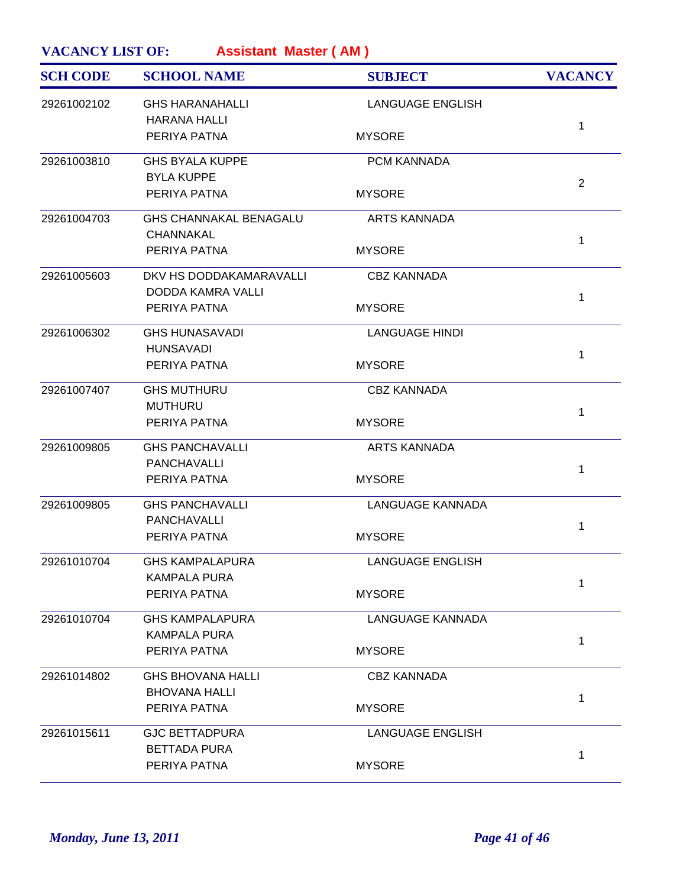**VACANCY LIST OF:** **Assistant Master ( AM )**

| SCH CODE | SCHOOL NAME | SUBJECT | VACANCY |
|---|---|---|---|
| 29261002102 | GHS HARANAHALLI<br>HARANA HALLI<br>PERIYA PATNA | LANGUAGE ENGLISH<br><br>MYSORE | 1 |
| 29261003810 | GHS BYALA KUPPE<br>BYLA KUPPE<br>PERIYA PATNA | PCM KANNADA<br><br>MYSORE | 2 |
| 29261004703 | GHS CHANNAKAL BENAGALU<br>CHANNAKAL<br>PERIYA PATNA | ARTS KANNADA<br><br>MYSORE | 1 |
| 29261005603 | DKV HS DODDAKAMARAVALLI<br>DODDA KAMRA VALLI<br>PERIYA PATNA | CBZ KANNADA<br><br>MYSORE | 1 |
| 29261006302 | GHS HUNASAVADI<br>HUNSAVADI<br>PERIYA PATNA | LANGUAGE HINDI<br><br>MYSORE | 1 |
| 29261007407 | GHS MUTHURU<br>MUTHURU<br>PERIYA PATNA | CBZ KANNADA<br><br>MYSORE | 1 |
| 29261009805 | GHS PANCHAVALLI<br>PANCHAVALLI<br>PERIYA PATNA | ARTS KANNADA<br><br>MYSORE | 1 |
| 29261009805 | GHS PANCHAVALLI<br>PANCHAVALLI<br>PERIYA PATNA | LANGUAGE KANNADA<br><br>MYSORE | 1 |
| 29261010704 | GHS KAMPALAPURA<br>KAMPALA PURA<br>PERIYA PATNA | LANGUAGE ENGLISH<br><br>MYSORE | 1 |
| 29261010704 | GHS KAMPALAPURA<br>KAMPALA PURA<br>PERIYA PATNA | LANGUAGE KANNADA<br><br>MYSORE | 1 |
| 29261014802 | GHS BHOVANA HALLI<br>BHOVANA HALLI<br>PERIYA PATNA | CBZ KANNADA<br><br>MYSORE | 1 |
| 29261015611 | GJC BETTADPURA<br>BETTADA PURA<br>PERIYA PATNA | LANGUAGE ENGLISH<br><br>MYSORE | 1 |

*Monday, June 13, 2011*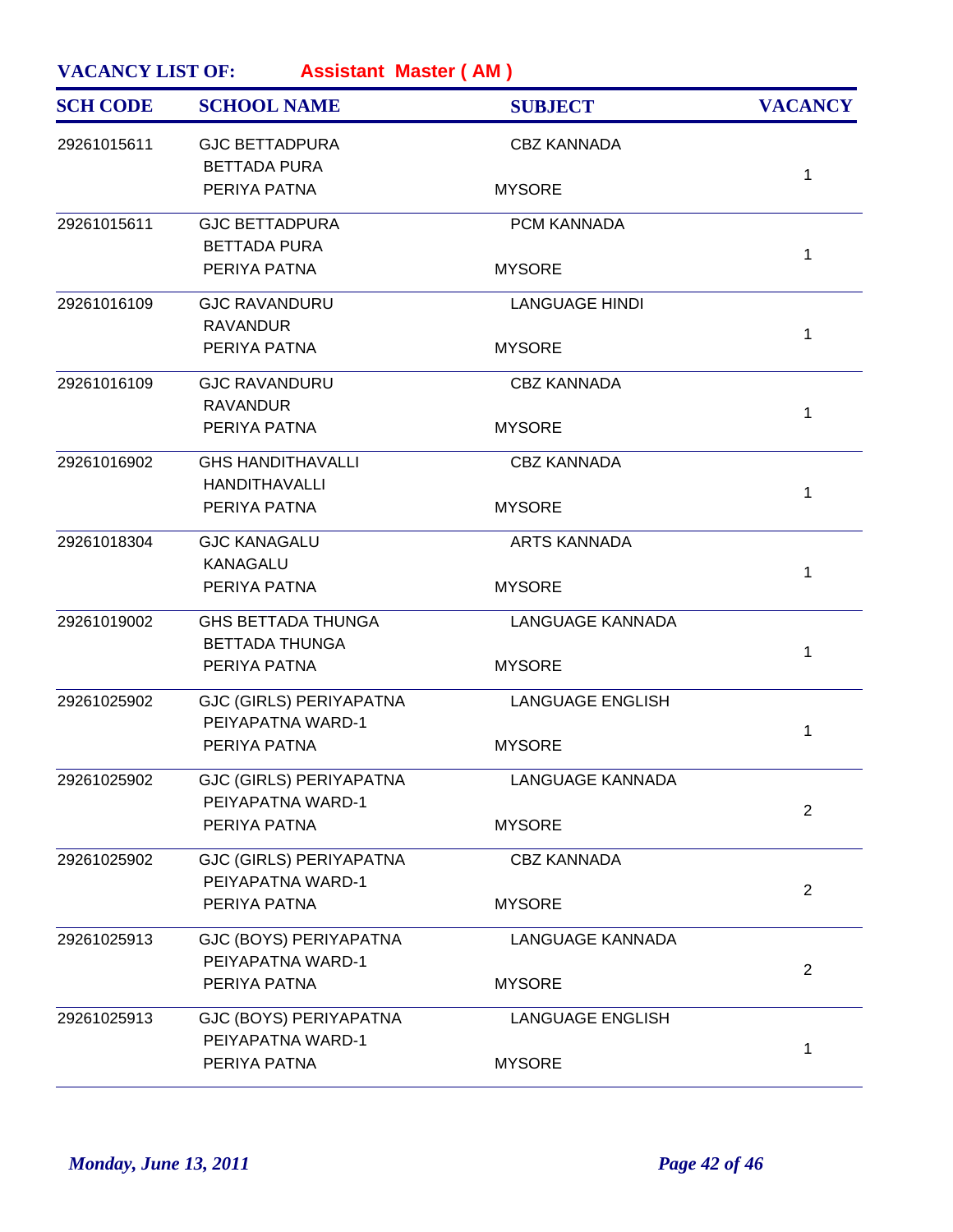**VACANCY LIST OF:** **Assistant Master ( AM )**

| SCH CODE | SCHOOL NAME | SUBJECT | VACANCY |
|---|---|---|---|
| 29261015611 | GJC BETTADPURA<br>BETTADA PURA<br>PERIYA PATNA | CBZ KANNADA<br><br>MYSORE | 1 |
| 29261015611 | GJC BETTADPURA<br>BETTADA PURA<br>PERIYA PATNA | PCM KANNADA<br><br>MYSORE | 1 |
| 29261016109 | GJC RAVANDURU<br>RAVANDUR<br>PERIYA PATNA | LANGUAGE HINDI<br><br>MYSORE | 1 |
| 29261016109 | GJC RAVANDURU<br>RAVANDUR<br>PERIYA PATNA | CBZ KANNADA<br><br>MYSORE | 1 |
| 29261016902 | GHS HANDITHAVALLI<br>HANDITHAVALLI<br>PERIYA PATNA | CBZ KANNADA<br><br>MYSORE | 1 |
| 29261018304 | GJC KANAGALU<br>KANAGALU<br>PERIYA PATNA | ARTS KANNADA<br><br>MYSORE | 1 |
| 29261019002 | GHS BETTADA THUNGA<br>BETTADA THUNGA<br>PERIYA PATNA | LANGUAGE KANNADA<br><br>MYSORE | 1 |
| 29261025902 | GJC (GIRLS) PERIYAPATNA<br>PEIYAPATNA WARD-1<br>PERIYA PATNA | LANGUAGE ENGLISH<br><br>MYSORE | 1 |
| 29261025902 | GJC (GIRLS) PERIYAPATNA<br>PEIYAPATNA WARD-1<br>PERIYA PATNA | LANGUAGE KANNADA<br><br>MYSORE | 2 |
| 29261025902 | GJC (GIRLS) PERIYAPATNA<br>PEIYAPATNA WARD-1<br>PERIYA PATNA | CBZ KANNADA<br><br>MYSORE | 2 |
| 29261025913 | GJC (BOYS) PERIYAPATNA<br>PEIYAPATNA WARD-1<br>PERIYA PATNA | LANGUAGE KANNADA<br><br>MYSORE | 2 |
| 29261025913 | GJC (BOYS) PERIYAPATNA<br>PEIYAPATNA WARD-1<br>PERIYA PATNA | LANGUAGE ENGLISH<br><br>MYSORE | 1 |

*Monday, June 13, 2011*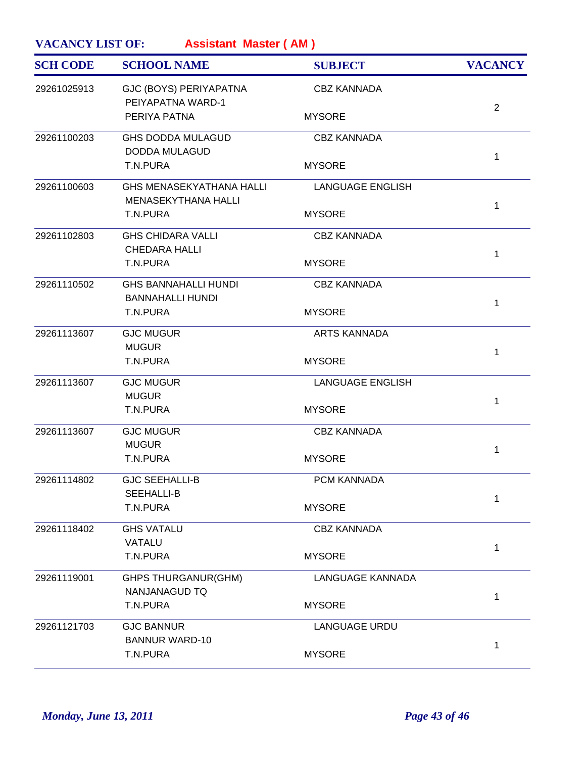**VACANCY LIST OF:** **Assistant Master ( AM )**

| SCH CODE | SCHOOL NAME | SUBJECT | VACANCY |
|---|---|---|---|
| 29261025913 | GJC (BOYS) PERIYAPATNA<br>PEIYAPATNA WARD-1<br>PERIYA PATNA | CBZ KANNADA<br><br>MYSORE | 2 |
| 29261100203 | GHS DODDA MULAGUD<br>DODDA MULAGUD<br>T.N.PURA | CBZ KANNADA<br><br>MYSORE | 1 |
| 29261100603 | GHS MENASEKYATHANA HALLI<br>MENASEKYTHANA HALLI<br>T.N.PURA | LANGUAGE ENGLISH<br><br>MYSORE | 1 |
| 29261102803 | GHS CHIDARA VALLI<br>CHEDARA HALLI<br>T.N.PURA | CBZ KANNADA<br><br>MYSORE | 1 |
| 29261110502 | GHS BANNAHALLI HUNDI<br>BANNAHALLI HUNDI<br>T.N.PURA | CBZ KANNADA<br><br>MYSORE | 1 |
| 29261113607 | GJC MUGUR<br>MUGUR<br>T.N.PURA | ARTS KANNADA<br><br>MYSORE | 1 |
| 29261113607 | GJC MUGUR<br>MUGUR<br>T.N.PURA | LANGUAGE ENGLISH<br><br>MYSORE | 1 |
| 29261113607 | GJC MUGUR<br>MUGUR<br>T.N.PURA | CBZ KANNADA<br><br>MYSORE | 1 |
| 29261114802 | GJC SEEHALLI-B<br>SEEHALLI-B<br>T.N.PURA | PCM KANNADA<br><br>MYSORE | 1 |
| 29261118402 | GHS VATALU<br>VATALU<br>T.N.PURA | CBZ KANNADA<br><br>MYSORE | 1 |
| 29261119001 | GHPS THURGANUR(GHM)<br>NANJANAGUD TQ<br>T.N.PURA | LANGUAGE KANNADA<br><br>MYSORE | 1 |
| 29261121703 | GJC BANNUR<br>BANNUR WARD-10<br>T.N.PURA | LANGUAGE URDU<br><br>MYSORE | 1 |

*Monday, June 13, 2011*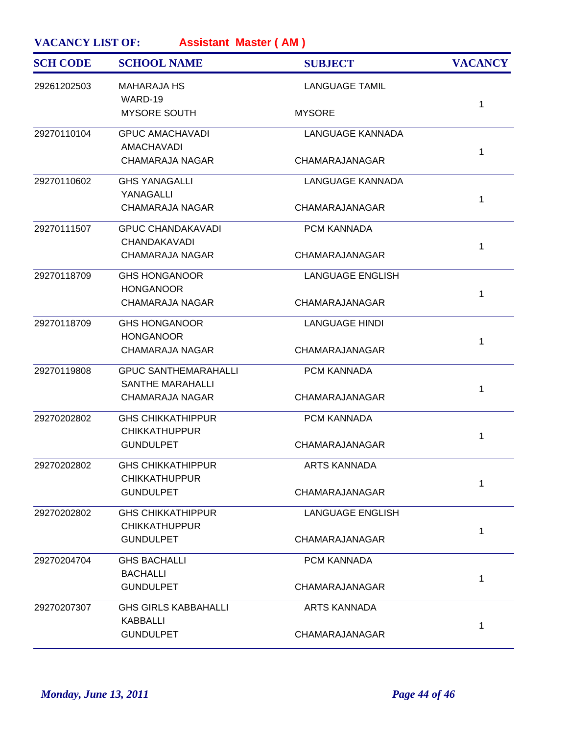**VACANCY LIST OF:** **Assistant Master ( AM )**

| SCH CODE | SCHOOL NAME | SUBJECT | VACANCY |
|---|---|---|---|
| 29261202503 | MAHARAJA HS<br>WARD-19<br>MYSORE SOUTH | LANGUAGE TAMIL<br><br>MYSORE | 1 |
| 29270110104 | GPUC AMACHAVADI<br>AMACHAVADI<br>CHAMARAJA NAGAR | LANGUAGE KANNADA<br><br>CHAMARAJANAGAR | 1 |
| 29270110602 | GHS YANAGALLI<br>YANAGALLI<br>CHAMARAJA NAGAR | LANGUAGE KANNADA<br><br>CHAMARAJANAGAR | 1 |
| 29270111507 | GPUC CHANDAKAVADI<br>CHANDAKAVADI<br>CHAMARAJA NAGAR | PCM KANNADA<br><br>CHAMARAJANAGAR | 1 |
| 29270118709 | GHS HONGANOOR<br>HONGANOOR<br>CHAMARAJA NAGAR | LANGUAGE ENGLISH<br><br>CHAMARAJANAGAR | 1 |
| 29270118709 | GHS HONGANOOR<br>HONGANOOR<br>CHAMARAJA NAGAR | LANGUAGE HINDI<br><br>CHAMARAJANAGAR | 1 |
| 29270119808 | GPUC SANTHEMARAHALLI<br>SANTHE MARAHALLI<br>CHAMARAJA NAGAR | PCM KANNADA<br><br>CHAMARAJANAGAR | 1 |
| 29270202802 | GHS CHIKKATHIPPUR<br>CHIKKATHUPPUR<br>GUNDULPET | PCM KANNADA<br><br>CHAMARAJANAGAR | 1 |
| 29270202802 | GHS CHIKKATHIPPUR<br>CHIKKATHUPPUR<br>GUNDULPET | ARTS KANNADA<br><br>CHAMARAJANAGAR | 1 |
| 29270202802 | GHS CHIKKATHIPPUR<br>CHIKKATHUPPUR<br>GUNDULPET | LANGUAGE ENGLISH<br><br>CHAMARAJANAGAR | 1 |
| 29270204704 | GHS BACHALLI<br>BACHALLI<br>GUNDULPET | PCM KANNADA<br><br>CHAMARAJANAGAR | 1 |
| 29270207307 | GHS GIRLS KABBAHALLI<br>KABBALLI<br>GUNDULPET | ARTS KANNADA<br><br>CHAMARAJANAGAR | 1 |

*Monday, June 13, 2011*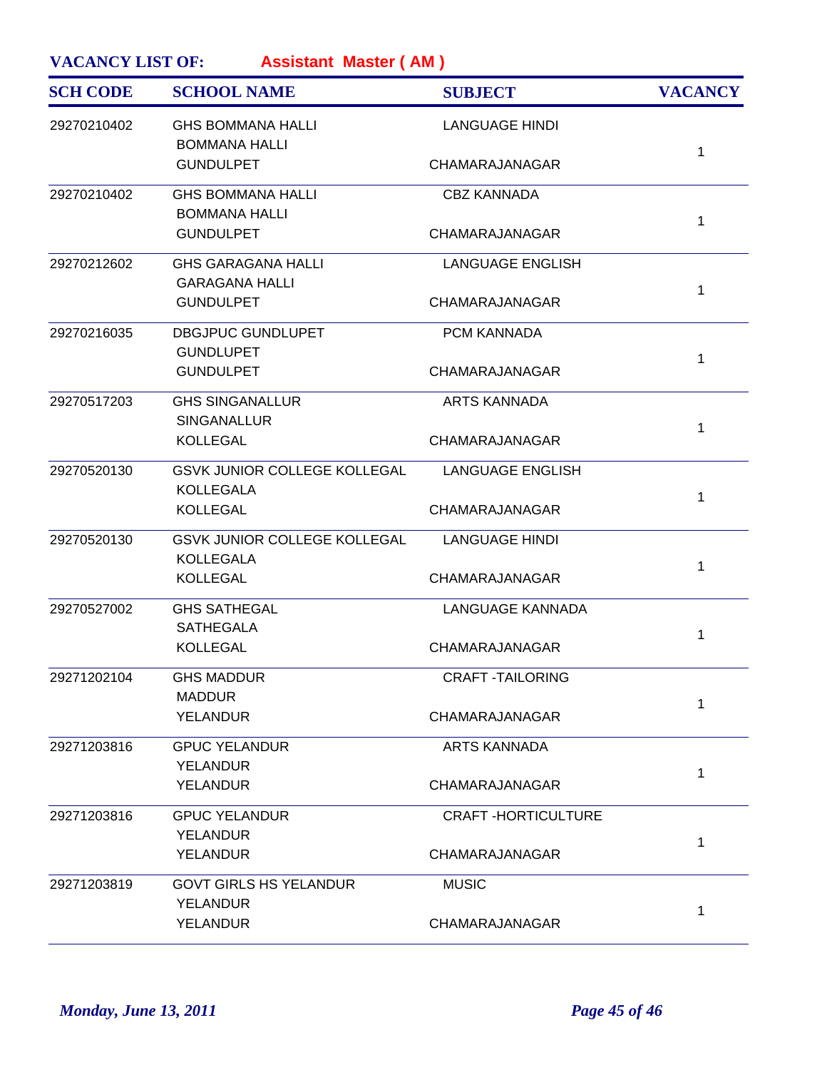**VACANCY LIST OF:** **Assistant Master ( AM )**

| SCH CODE | SCHOOL NAME | SUBJECT | VACANCY |
|---|---|---|---|
| 29270210402 | GHS BOMMANA HALLI<br>BOMMANA HALLI<br>GUNDULPET | LANGUAGE HINDI<br>CHAMARAJANAGAR | 1 |
| 29270210402 | GHS BOMMANA HALLI<br>BOMMANA HALLI<br>GUNDULPET | CBZ KANNADA<br>CHAMARAJANAGAR | 1 |
| 29270212602 | GHS GARAGANA HALLI<br>GARAGANA HALLI<br>GUNDULPET | LANGUAGE ENGLISH<br>CHAMARAJANAGAR | 1 |
| 29270216035 | DBGJPUC GUNDLUPET<br>GUNDLUPET<br>GUNDULPET | PCM KANNADA<br>CHAMARAJANAGAR | 1 |
| 29270517203 | GHS SINGANALLUR<br>SINGANALLUR<br>KOLLEGAL | ARTS KANNADA<br>CHAMARAJANAGAR | 1 |
| 29270520130 | GSVK JUNIOR COLLEGE KOLLEGAL<br>KOLLEGALA<br>KOLLEGAL | LANGUAGE ENGLISH<br>CHAMARAJANAGAR | 1 |
| 29270520130 | GSVK JUNIOR COLLEGE KOLLEGAL<br>KOLLEGALA<br>KOLLEGAL | LANGUAGE HINDI<br>CHAMARAJANAGAR | 1 |
| 29270527002 | GHS SATHEGAL<br>SATHEGALA<br>KOLLEGAL | LANGUAGE KANNADA<br>CHAMARAJANAGAR | 1 |
| 29271202104 | GHS MADDUR<br>MADDUR<br>YELANDUR | CRAFT -TAILORING<br>CHAMARAJANAGAR | 1 |
| 29271203816 | GPUC YELANDUR<br>YELANDUR<br>YELANDUR | ARTS KANNADA<br>CHAMARAJANAGAR | 1 |
| 29271203816 | GPUC YELANDUR<br>YELANDUR<br>YELANDUR | CRAFT -HORTICULTURE<br>CHAMARAJANAGAR | 1 |
| 29271203819 | GOVT GIRLS HS YELANDUR<br>YELANDUR<br>YELANDUR | MUSIC<br>CHAMARAJANAGAR | 1 |

*Monday, June 13, 2011*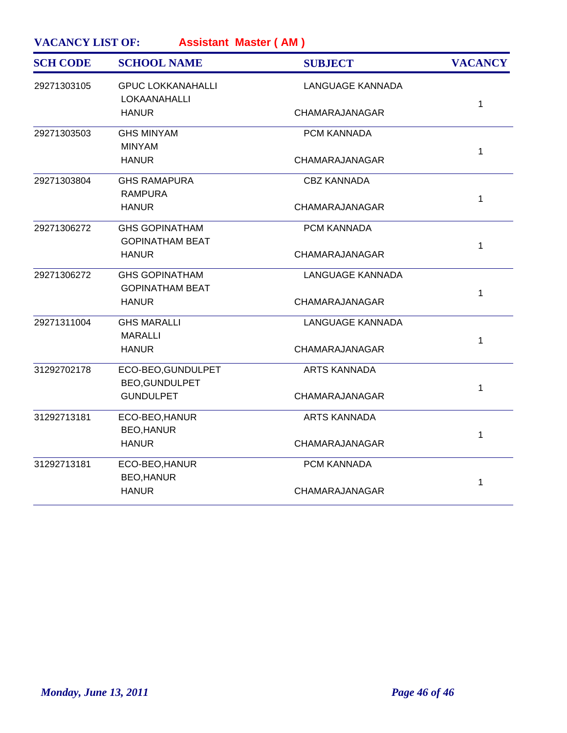**VACANCY LIST OF:** **Assistant Master ( AM )**

| SCH CODE | SCHOOL NAME | SUBJECT | VACANCY |
|---|---|---|---|
| 29271303105 | GPUC LOKKANAHALLI<br>LOKAANAHALLI<br>HANUR | LANGUAGE KANNADA<br><br>CHAMARAJANAGAR | 1 |
| 29271303503 | GHS MINYAM<br>MINYAM<br>HANUR | PCM KANNADA<br><br>CHAMARAJANAGAR | 1 |
| 29271303804 | GHS RAMAPURA<br>RAMPURA<br>HANUR | CBZ KANNADA<br><br>CHAMARAJANAGAR | 1 |
| 29271306272 | GHS GOPINATHAM<br>GOPINATHAM BEAT<br>HANUR | PCM KANNADA<br><br>CHAMARAJANAGAR | 1 |
| 29271306272 | GHS GOPINATHAM<br>GOPINATHAM BEAT<br>HANUR | LANGUAGE KANNADA<br><br>CHAMARAJANAGAR | 1 |
| 29271311004 | GHS MARALLI<br>MARALLI<br>HANUR | LANGUAGE KANNADA<br><br>CHAMARAJANAGAR | 1 |
| 31292702178 | ECO-BEO,GUNDULPET<br>BEO,GUNDULPET<br>GUNDULPET | ARTS KANNADA<br><br>CHAMARAJANAGAR | 1 |
| 31292713181 | ECO-BEO,HANUR<br>BEO,HANUR<br>HANUR | ARTS KANNADA<br><br>CHAMARAJANAGAR | 1 |
| 31292713181 | ECO-BEO,HANUR<br>BEO,HANUR<br>HANUR | PCM KANNADA<br><br>CHAMARAJANAGAR | 1 |

*Monday, June 13, 2011*